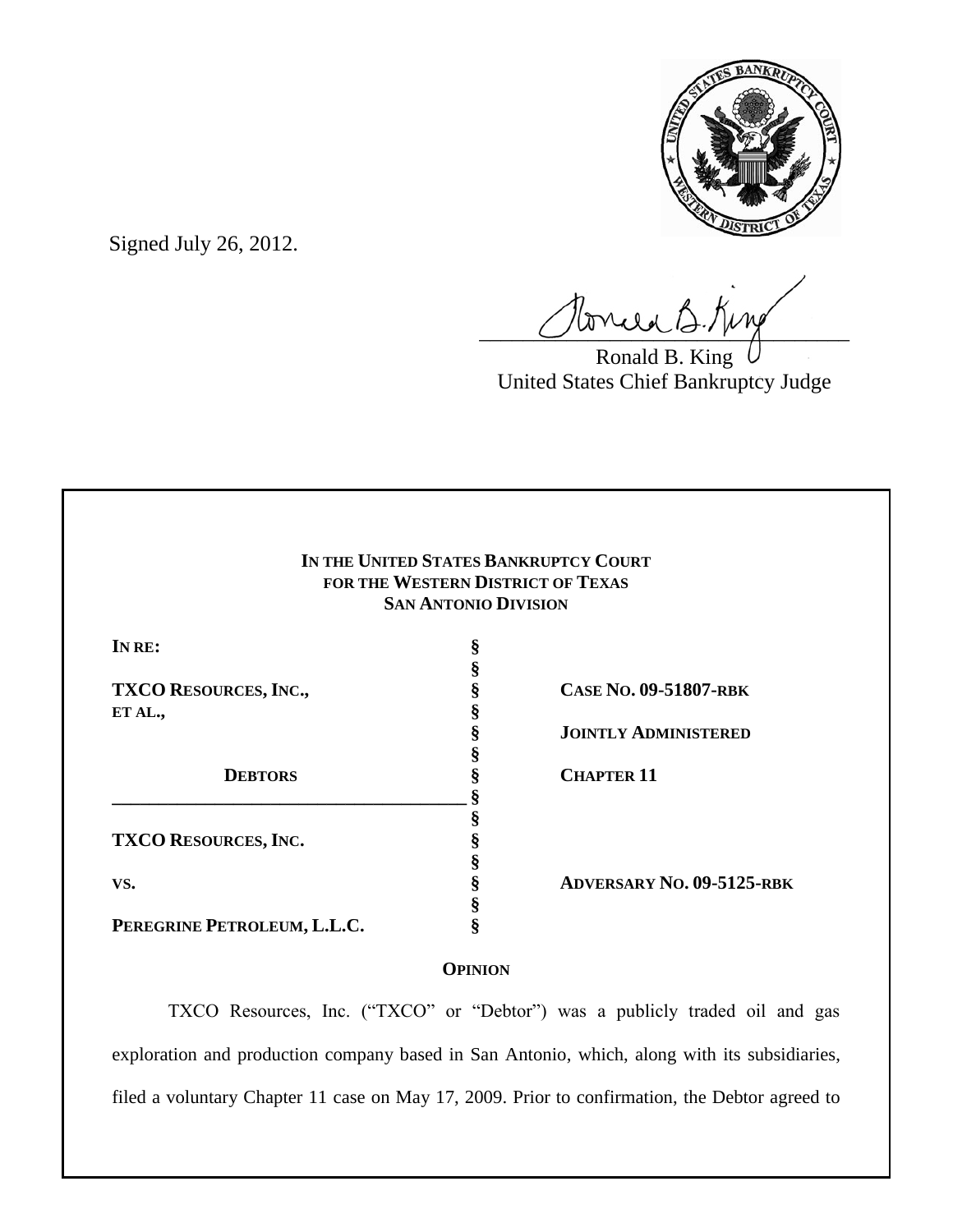Signed July 26, 2012.

Ronald B. King
United States Chief Bankruptcy Judge

**IN THE UNITED STATES BANKRUPTCY COURT**
**FOR THE WESTERN DISTRICT OF TEXAS**
**SAN ANTONIO DIVISION**

| | | |
|---|---|---|
| **IN RE:** | § | |
| | § | |
| **TXCO RESOURCES, INC.,** | § | **CASE NO. 09-51807-RBK** |
| **ET AL.,** | § | |
| | § | **JOINTLY ADMINISTERED** |
| | § | |
| **DEBTORS** | § | **CHAPTER 11** |
| | § | |
| | § | |
| **TXCO RESOURCES, INC.** | § | |
| | § | |
| **VS.** | § | **ADVERSARY NO. 09-5125-RBK** |
| | § | |
| **PEREGRINE PETROLEUM, L.L.C.** | § | |

**OPINION**

TXCO Resources, Inc. ("TXCO" or "Debtor") was a publicly traded oil and gas exploration and production company based in San Antonio, which, along with its subsidiaries, filed a voluntary Chapter 11 case on May 17, 2009. Prior to confirmation, the Debtor agreed to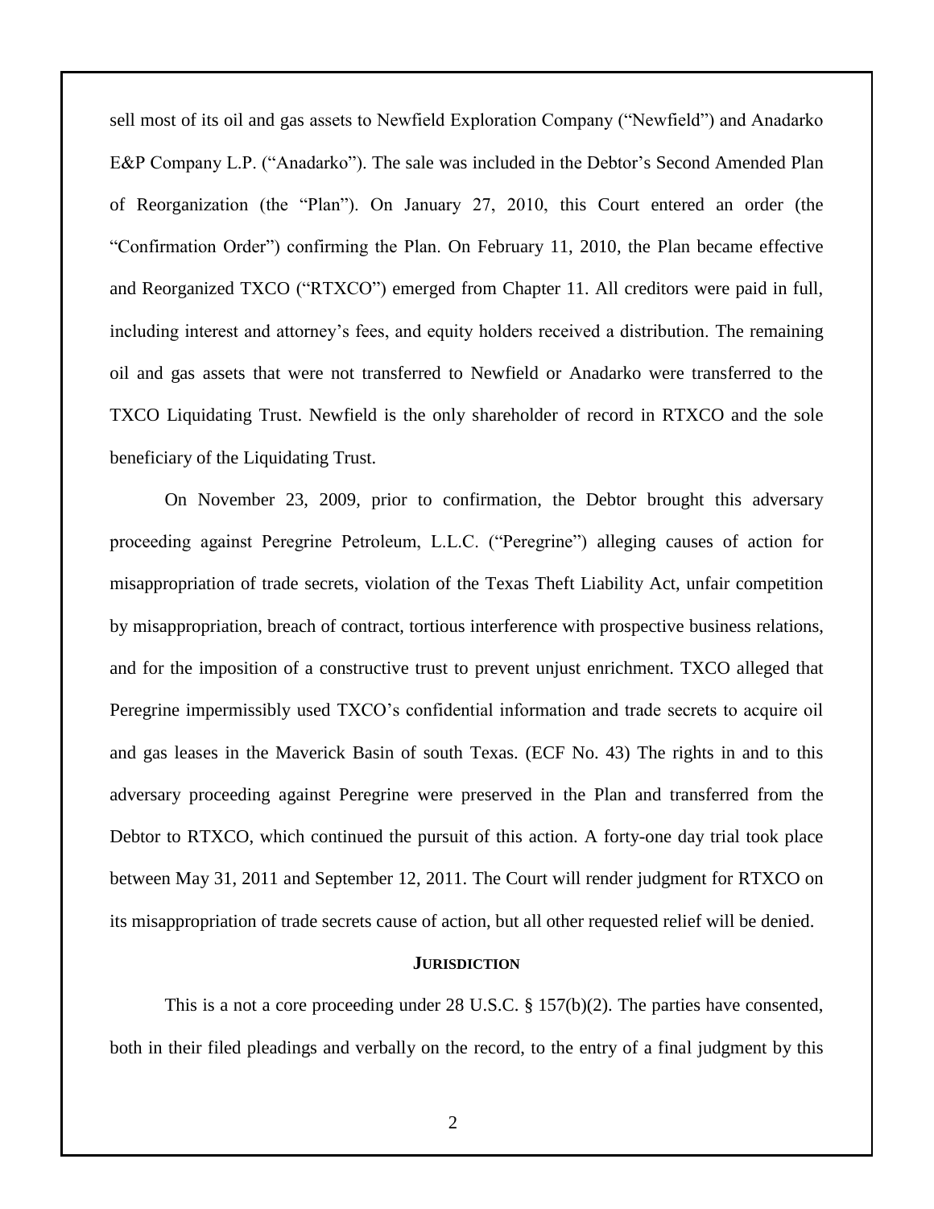sell most of its oil and gas assets to Newfield Exploration Company ("Newfield") and Anadarko E&P Company L.P. ("Anadarko"). The sale was included in the Debtor's Second Amended Plan of Reorganization (the "Plan"). On January 27, 2010, this Court entered an order (the "Confirmation Order") confirming the Plan. On February 11, 2010, the Plan became effective and Reorganized TXCO ("RTXCO") emerged from Chapter 11. All creditors were paid in full, including interest and attorney's fees, and equity holders received a distribution. The remaining oil and gas assets that were not transferred to Newfield or Anadarko were transferred to the TXCO Liquidating Trust. Newfield is the only shareholder of record in RTXCO and the sole beneficiary of the Liquidating Trust.

On November 23, 2009, prior to confirmation, the Debtor brought this adversary proceeding against Peregrine Petroleum, L.L.C. ("Peregrine") alleging causes of action for misappropriation of trade secrets, violation of the Texas Theft Liability Act, unfair competition by misappropriation, breach of contract, tortious interference with prospective business relations, and for the imposition of a constructive trust to prevent unjust enrichment. TXCO alleged that Peregrine impermissibly used TXCO's confidential information and trade secrets to acquire oil and gas leases in the Maverick Basin of south Texas. (ECF No. 43) The rights in and to this adversary proceeding against Peregrine were preserved in the Plan and transferred from the Debtor to RTXCO, which continued the pursuit of this action. A forty-one day trial took place between May 31, 2011 and September 12, 2011. The Court will render judgment for RTXCO on its misappropriation of trade secrets cause of action, but all other requested relief will be denied.

## JURISDICTION

This is a not a core proceeding under 28 U.S.C. § 157(b)(2). The parties have consented, both in their filed pleadings and verbally on the record, to the entry of a final judgment by this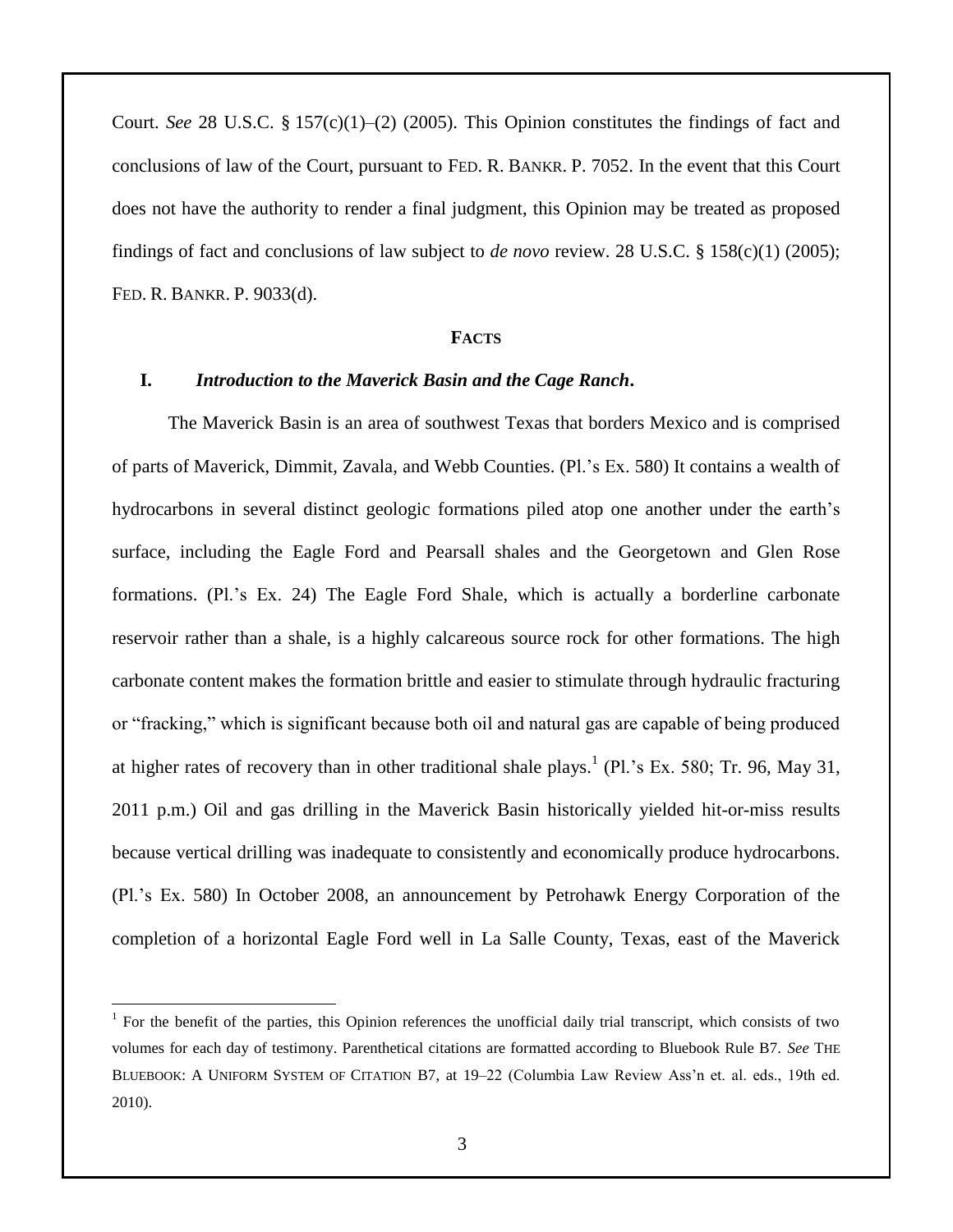Court. *See* 28 U.S.C. § 157(c)(1)–(2) (2005). This Opinion constitutes the findings of fact and conclusions of law of the Court, pursuant to FED. R. BANKR. P. 7052. In the event that this Court does not have the authority to render a final judgment, this Opinion may be treated as proposed findings of fact and conclusions of law subject to *de novo* review. 28 U.S.C. § 158(c)(1) (2005); FED. R. BANKR. P. 9033(d).

## FACTS

### I. *Introduction to the Maverick Basin and the Cage Ranch***.**

The Maverick Basin is an area of southwest Texas that borders Mexico and is comprised of parts of Maverick, Dimmit, Zavala, and Webb Counties. (Pl.'s Ex. 580) It contains a wealth of hydrocarbons in several distinct geologic formations piled atop one another under the earth's surface, including the Eagle Ford and Pearsall shales and the Georgetown and Glen Rose formations. (Pl.'s Ex. 24) The Eagle Ford Shale, which is actually a borderline carbonate reservoir rather than a shale, is a highly calcareous source rock for other formations. The high carbonate content makes the formation brittle and easier to stimulate through hydraulic fracturing or "fracking," which is significant because both oil and natural gas are capable of being produced at higher rates of recovery than in other traditional shale plays.[1] (Pl.'s Ex. 580; Tr. 96, May 31, 2011 p.m.) Oil and gas drilling in the Maverick Basin historically yielded hit-or-miss results because vertical drilling was inadequate to consistently and economically produce hydrocarbons. (Pl.'s Ex. 580) In October 2008, an announcement by Petrohawk Energy Corporation of the completion of a horizontal Eagle Ford well in La Salle County, Texas, east of the Maverick

---

[1] For the benefit of the parties, this Opinion references the unofficial daily trial transcript, which consists of two volumes for each day of testimony. Parenthetical citations are formatted according to Bluebook Rule B7. *See* THE BLUEBOOK: A UNIFORM SYSTEM OF CITATION B7, at 19–22 (Columbia Law Review Ass'n et. al. eds., 19th ed. 2010).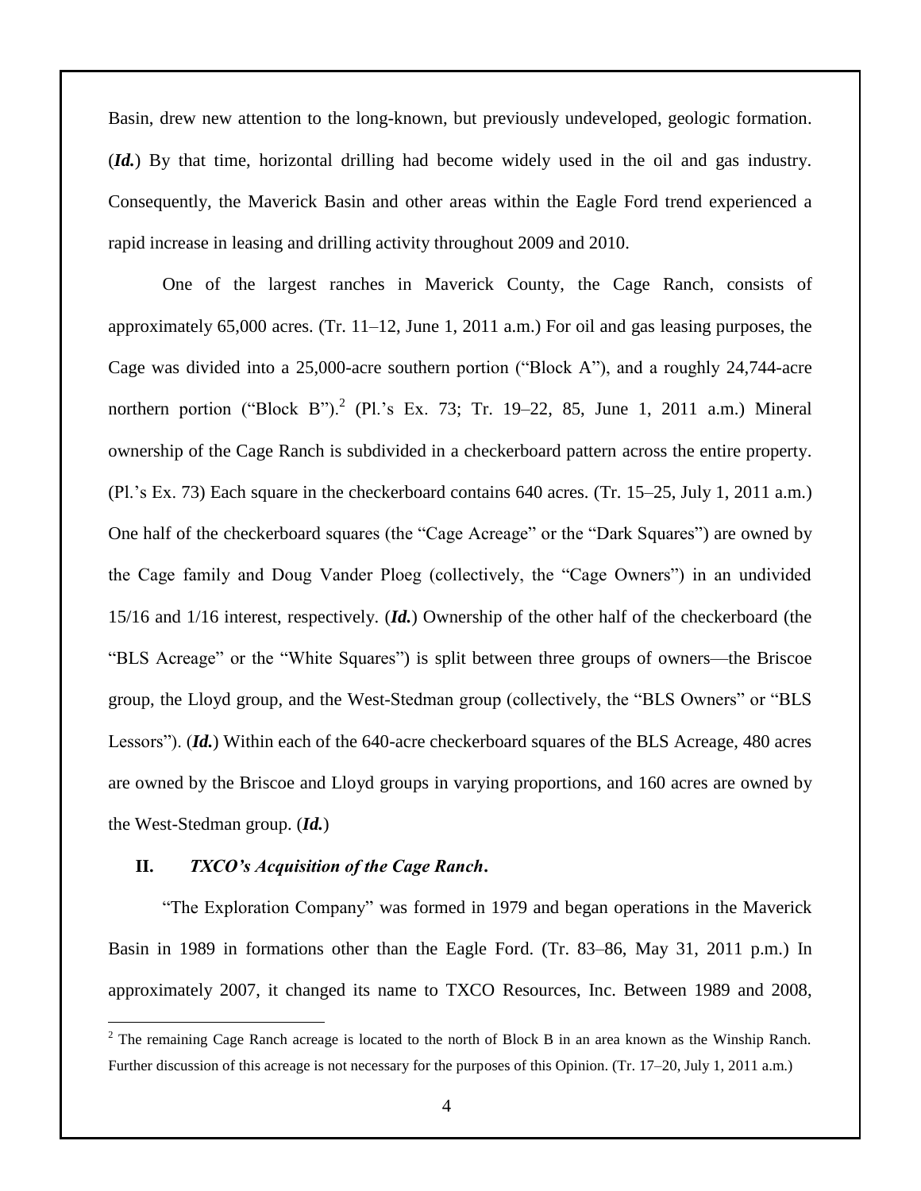Basin, drew new attention to the long-known, but previously undeveloped, geologic formation. (***Id.***) By that time, horizontal drilling had become widely used in the oil and gas industry. Consequently, the Maverick Basin and other areas within the Eagle Ford trend experienced a rapid increase in leasing and drilling activity throughout 2009 and 2010.

One of the largest ranches in Maverick County, the Cage Ranch, consists of approximately 65,000 acres. (Tr. 11–12, June 1, 2011 a.m.) For oil and gas leasing purposes, the Cage was divided into a 25,000-acre southern portion ("Block A"), and a roughly 24,744-acre northern portion ("Block B").[2] (Pl.'s Ex. 73; Tr. 19–22, 85, June 1, 2011 a.m.) Mineral ownership of the Cage Ranch is subdivided in a checkerboard pattern across the entire property. (Pl.'s Ex. 73) Each square in the checkerboard contains 640 acres. (Tr. 15–25, July 1, 2011 a.m.) One half of the checkerboard squares (the "Cage Acreage" or the "Dark Squares") are owned by the Cage family and Doug Vander Ploeg (collectively, the "Cage Owners") in an undivided 15/16 and 1/16 interest, respectively. (***Id.***) Ownership of the other half of the checkerboard (the "BLS Acreage" or the "White Squares") is split between three groups of owners—the Briscoe group, the Lloyd group, and the West-Stedman group (collectively, the "BLS Owners" or "BLS Lessors"). (***Id.***) Within each of the 640-acre checkerboard squares of the BLS Acreage, 480 acres are owned by the Briscoe and Lloyd groups in varying proportions, and 160 acres are owned by the West-Stedman group. (***Id.***)

## II. *TXCO's Acquisition of the Cage Ranch***.**

"The Exploration Company" was formed in 1979 and began operations in the Maverick Basin in 1989 in formations other than the Eagle Ford. (Tr. 83–86, May 31, 2011 p.m.) In approximately 2007, it changed its name to TXCO Resources, Inc. Between 1989 and 2008,

---

[2] The remaining Cage Ranch acreage is located to the north of Block B in an area known as the Winship Ranch. Further discussion of this acreage is not necessary for the purposes of this Opinion. (Tr. 17–20, July 1, 2011 a.m.)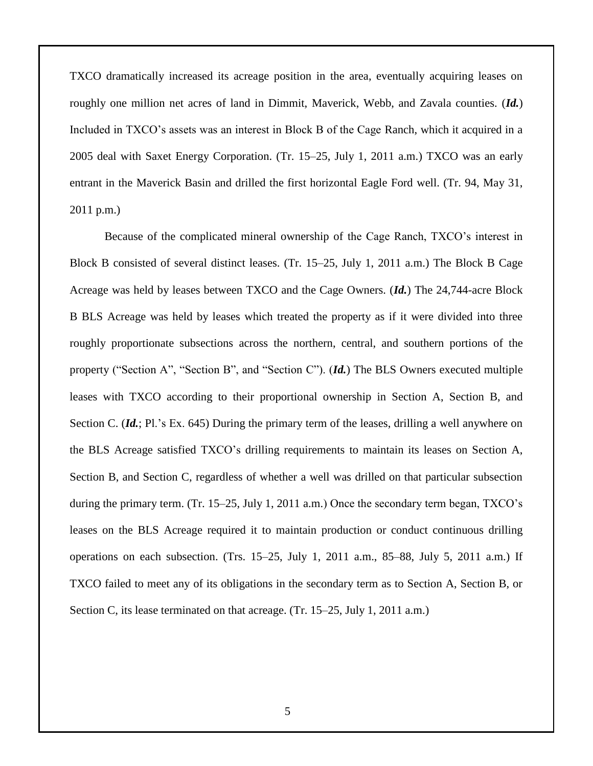TXCO dramatically increased its acreage position in the area, eventually acquiring leases on roughly one million net acres of land in Dimmit, Maverick, Webb, and Zavala counties. (***Id.***) Included in TXCO's assets was an interest in Block B of the Cage Ranch, which it acquired in a 2005 deal with Saxet Energy Corporation. (Tr. 15–25, July 1, 2011 a.m.) TXCO was an early entrant in the Maverick Basin and drilled the first horizontal Eagle Ford well. (Tr. 94, May 31, 2011 p.m.)

Because of the complicated mineral ownership of the Cage Ranch, TXCO's interest in Block B consisted of several distinct leases. (Tr. 15–25, July 1, 2011 a.m.) The Block B Cage Acreage was held by leases between TXCO and the Cage Owners. (***Id.***) The 24,744-acre Block B BLS Acreage was held by leases which treated the property as if it were divided into three roughly proportionate subsections across the northern, central, and southern portions of the property ("Section A", "Section B", and "Section C"). (***Id.***) The BLS Owners executed multiple leases with TXCO according to their proportional ownership in Section A, Section B, and Section C. (***Id.***; Pl.'s Ex. 645) During the primary term of the leases, drilling a well anywhere on the BLS Acreage satisfied TXCO's drilling requirements to maintain its leases on Section A, Section B, and Section C, regardless of whether a well was drilled on that particular subsection during the primary term. (Tr. 15–25, July 1, 2011 a.m.) Once the secondary term began, TXCO's leases on the BLS Acreage required it to maintain production or conduct continuous drilling operations on each subsection. (Trs. 15–25, July 1, 2011 a.m., 85–88, July 5, 2011 a.m.) If TXCO failed to meet any of its obligations in the secondary term as to Section A, Section B, or Section C, its lease terminated on that acreage. (Tr. 15–25, July 1, 2011 a.m.)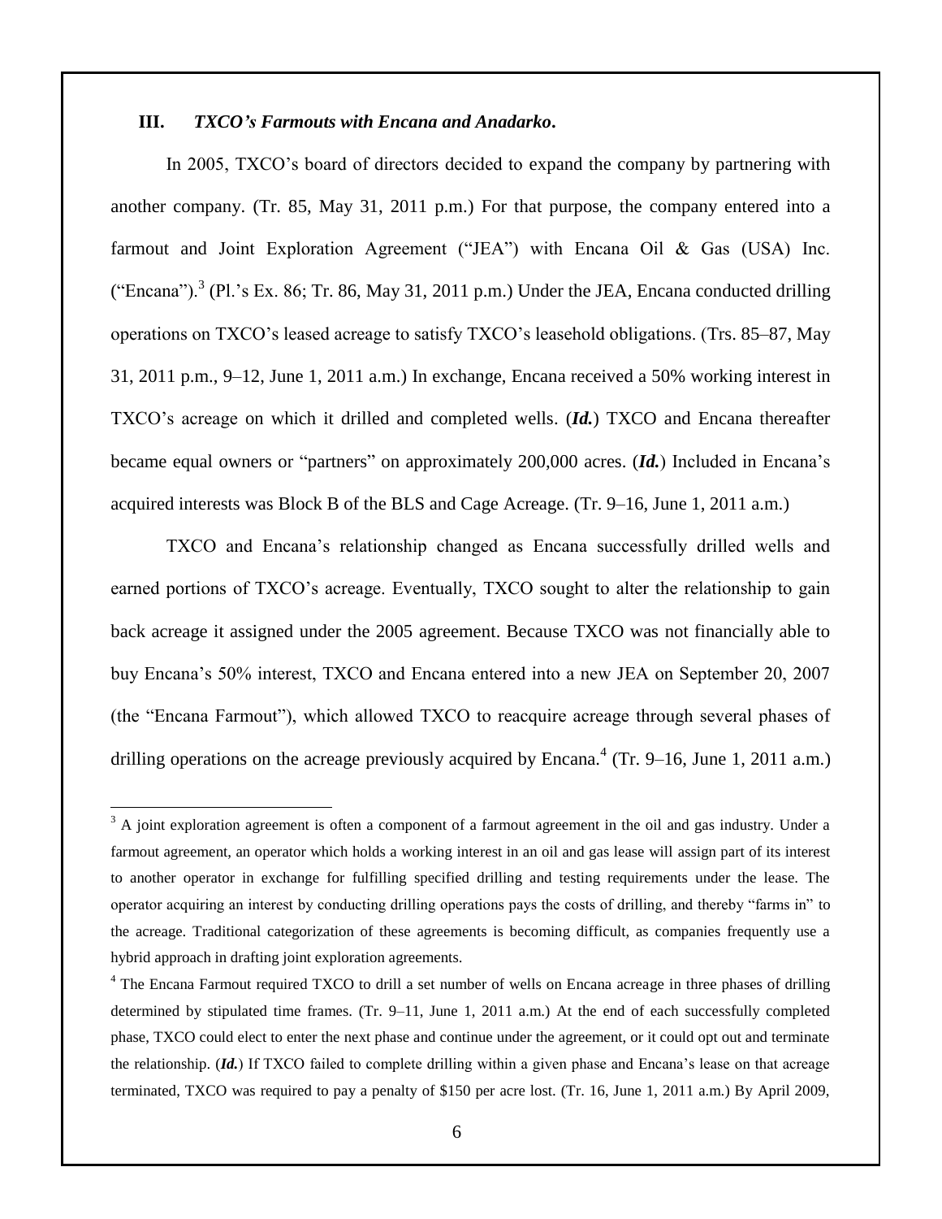### III. *TXCO's Farmouts with Encana and Anadarko***.**

In 2005, TXCO's board of directors decided to expand the company by partnering with another company. (Tr. 85, May 31, 2011 p.m.) For that purpose, the company entered into a farmout and Joint Exploration Agreement ("JEA") with Encana Oil & Gas (USA) Inc. ("Encana").[3] (Pl.'s Ex. 86; Tr. 86, May 31, 2011 p.m.) Under the JEA, Encana conducted drilling operations on TXCO's leased acreage to satisfy TXCO's leasehold obligations. (Trs. 85–87, May 31, 2011 p.m., 9–12, June 1, 2011 a.m.) In exchange, Encana received a 50% working interest in TXCO's acreage on which it drilled and completed wells. (***Id.***) TXCO and Encana thereafter became equal owners or "partners" on approximately 200,000 acres. (***Id.***) Included in Encana's acquired interests was Block B of the BLS and Cage Acreage. (Tr. 9–16, June 1, 2011 a.m.)

TXCO and Encana's relationship changed as Encana successfully drilled wells and earned portions of TXCO's acreage. Eventually, TXCO sought to alter the relationship to gain back acreage it assigned under the 2005 agreement. Because TXCO was not financially able to buy Encana's 50% interest, TXCO and Encana entered into a new JEA on September 20, 2007 (the "Encana Farmout"), which allowed TXCO to reacquire acreage through several phases of drilling operations on the acreage previously acquired by Encana.[4] (Tr. 9–16, June 1, 2011 a.m.)

---

[3] A joint exploration agreement is often a component of a farmout agreement in the oil and gas industry. Under a farmout agreement, an operator which holds a working interest in an oil and gas lease will assign part of its interest to another operator in exchange for fulfilling specified drilling and testing requirements under the lease. The operator acquiring an interest by conducting drilling operations pays the costs of drilling, and thereby "farms in" to the acreage. Traditional categorization of these agreements is becoming difficult, as companies frequently use a hybrid approach in drafting joint exploration agreements.

[4] The Encana Farmout required TXCO to drill a set number of wells on Encana acreage in three phases of drilling determined by stipulated time frames. (Tr. 9–11, June 1, 2011 a.m.) At the end of each successfully completed phase, TXCO could elect to enter the next phase and continue under the agreement, or it could opt out and terminate the relationship. (***Id.***) If TXCO failed to complete drilling within a given phase and Encana's lease on that acreage terminated, TXCO was required to pay a penalty of $150 per acre lost. (Tr. 16, June 1, 2011 a.m.) By April 2009,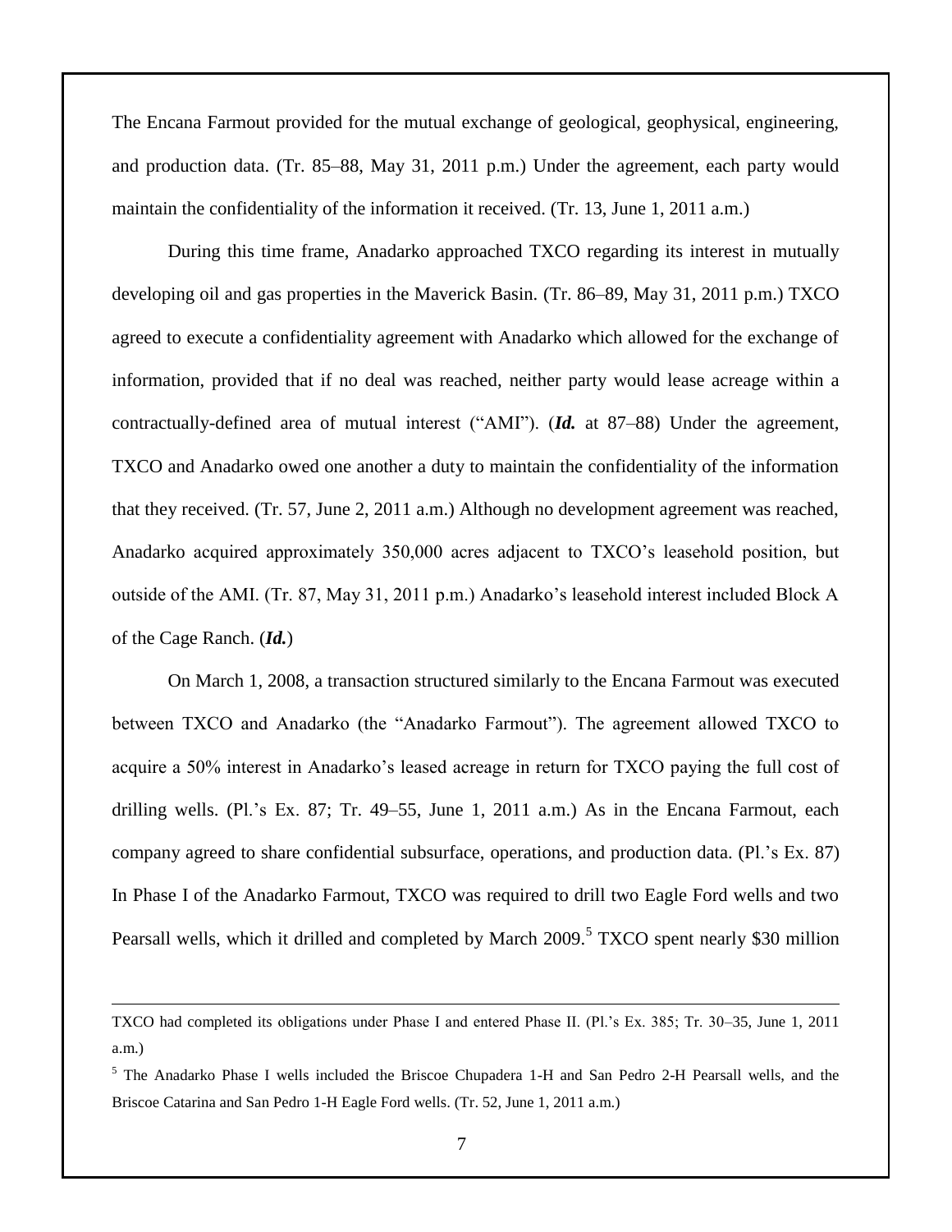The Encana Farmout provided for the mutual exchange of geological, geophysical, engineering, and production data. (Tr. 85–88, May 31, 2011 p.m.) Under the agreement, each party would maintain the confidentiality of the information it received. (Tr. 13, June 1, 2011 a.m.)

During this time frame, Anadarko approached TXCO regarding its interest in mutually developing oil and gas properties in the Maverick Basin. (Tr. 86–89, May 31, 2011 p.m.) TXCO agreed to execute a confidentiality agreement with Anadarko which allowed for the exchange of information, provided that if no deal was reached, neither party would lease acreage within a contractually-defined area of mutual interest ("AMI"). (***Id.*** at 87–88) Under the agreement, TXCO and Anadarko owed one another a duty to maintain the confidentiality of the information that they received. (Tr. 57, June 2, 2011 a.m.) Although no development agreement was reached, Anadarko acquired approximately 350,000 acres adjacent to TXCO's leasehold position, but outside of the AMI. (Tr. 87, May 31, 2011 p.m.) Anadarko's leasehold interest included Block A of the Cage Ranch. (***Id.***)

On March 1, 2008, a transaction structured similarly to the Encana Farmout was executed between TXCO and Anadarko (the "Anadarko Farmout"). The agreement allowed TXCO to acquire a 50% interest in Anadarko's leased acreage in return for TXCO paying the full cost of drilling wells. (Pl.'s Ex. 87; Tr. 49–55, June 1, 2011 a.m.) As in the Encana Farmout, each company agreed to share confidential subsurface, operations, and production data. (Pl.'s Ex. 87) In Phase I of the Anadarko Farmout, TXCO was required to drill two Eagle Ford wells and two Pearsall wells, which it drilled and completed by March 2009.[5] TXCO spent nearly $30 million

---

TXCO had completed its obligations under Phase I and entered Phase II. (Pl.'s Ex. 385; Tr. 30–35, June 1, 2011 a.m.)

[5] The Anadarko Phase I wells included the Briscoe Chupadera 1-H and San Pedro 2-H Pearsall wells, and the Briscoe Catarina and San Pedro 1-H Eagle Ford wells. (Tr. 52, June 1, 2011 a.m.)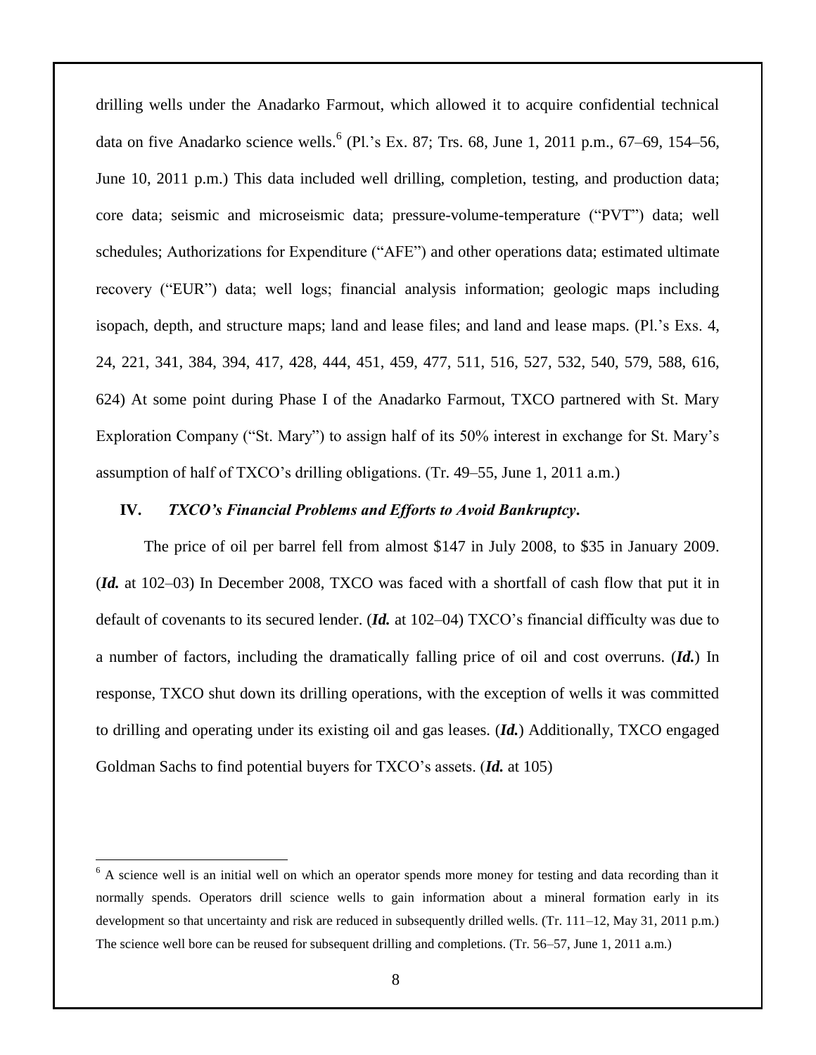drilling wells under the Anadarko Farmout, which allowed it to acquire confidential technical data on five Anadarko science wells.[6] (Pl.'s Ex. 87; Trs. 68, June 1, 2011 p.m., 67–69, 154–56, June 10, 2011 p.m.) This data included well drilling, completion, testing, and production data; core data; seismic and microseismic data; pressure-volume-temperature ("PVT") data; well schedules; Authorizations for Expenditure ("AFE") and other operations data; estimated ultimate recovery ("EUR") data; well logs; financial analysis information; geologic maps including isopach, depth, and structure maps; land and lease files; and land and lease maps. (Pl.'s Exs. 4, 24, 221, 341, 384, 394, 417, 428, 444, 451, 459, 477, 511, 516, 527, 532, 540, 579, 588, 616, 624) At some point during Phase I of the Anadarko Farmout, TXCO partnered with St. Mary Exploration Company ("St. Mary") to assign half of its 50% interest in exchange for St. Mary's assumption of half of TXCO's drilling obligations. (Tr. 49–55, June 1, 2011 a.m.)

## IV. *TXCO's Financial Problems and Efforts to Avoid Bankruptcy.*

The price of oil per barrel fell from almost $147 in July 2008, to $35 in January 2009. (***Id.*** at 102–03) In December 2008, TXCO was faced with a shortfall of cash flow that put it in default of covenants to its secured lender. (***Id.*** at 102–04) TXCO's financial difficulty was due to a number of factors, including the dramatically falling price of oil and cost overruns. (***Id.***) In response, TXCO shut down its drilling operations, with the exception of wells it was committed to drilling and operating under its existing oil and gas leases. (***Id.***) Additionally, TXCO engaged Goldman Sachs to find potential buyers for TXCO's assets. (***Id.*** at 105)

---

[6] A science well is an initial well on which an operator spends more money for testing and data recording than it normally spends. Operators drill science wells to gain information about a mineral formation early in its development so that uncertainty and risk are reduced in subsequently drilled wells. (Tr. 111–12, May 31, 2011 p.m.) The science well bore can be reused for subsequent drilling and completions. (Tr. 56–57, June 1, 2011 a.m.)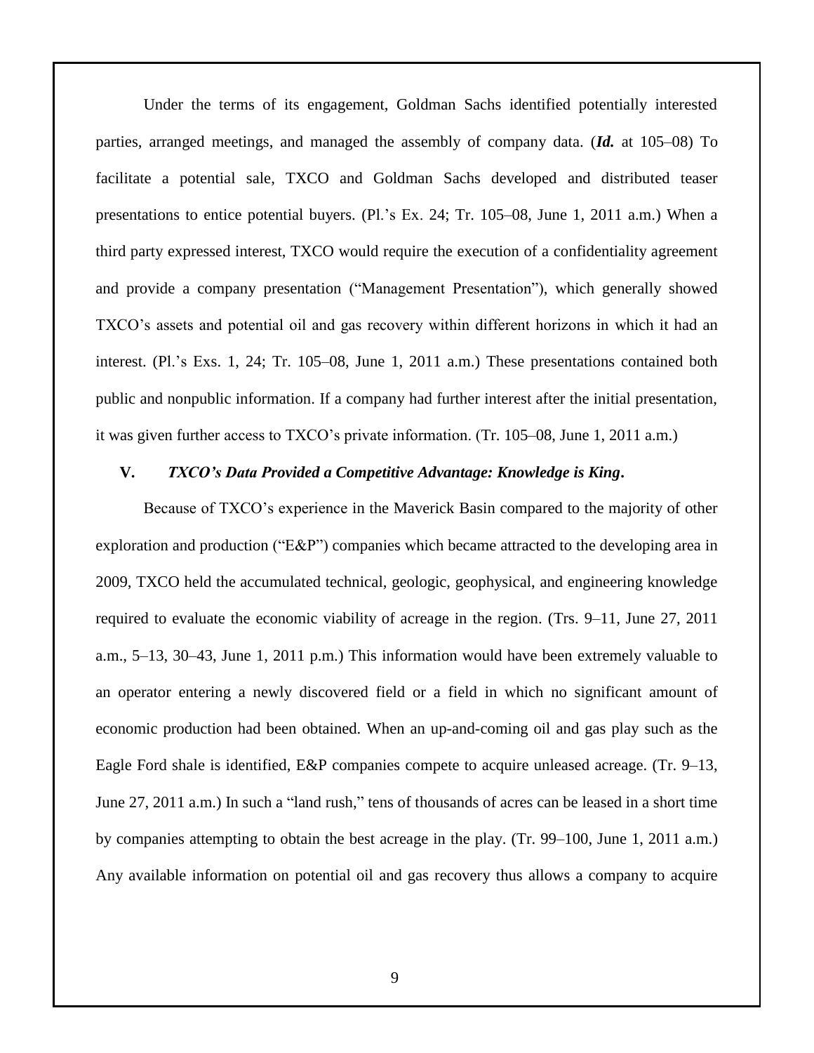Under the terms of its engagement, Goldman Sachs identified potentially interested parties, arranged meetings, and managed the assembly of company data. (***Id.*** at 105–08) To facilitate a potential sale, TXCO and Goldman Sachs developed and distributed teaser presentations to entice potential buyers. (Pl.'s Ex. 24; Tr. 105–08, June 1, 2011 a.m.) When a third party expressed interest, TXCO would require the execution of a confidentiality agreement and provide a company presentation ("Management Presentation"), which generally showed TXCO's assets and potential oil and gas recovery within different horizons in which it had an interest. (Pl.'s Exs. 1, 24; Tr. 105–08, June 1, 2011 a.m.) These presentations contained both public and nonpublic information. If a company had further interest after the initial presentation, it was given further access to TXCO's private information. (Tr. 105–08, June 1, 2011 a.m.)

### V. *TXCO's Data Provided a Competitive Advantage: Knowledge is King***.**

Because of TXCO's experience in the Maverick Basin compared to the majority of other exploration and production ("E&P") companies which became attracted to the developing area in 2009, TXCO held the accumulated technical, geologic, geophysical, and engineering knowledge required to evaluate the economic viability of acreage in the region. (Trs. 9–11, June 27, 2011 a.m., 5–13, 30–43, June 1, 2011 p.m.) This information would have been extremely valuable to an operator entering a newly discovered field or a field in which no significant amount of economic production had been obtained. When an up-and-coming oil and gas play such as the Eagle Ford shale is identified, E&P companies compete to acquire unleased acreage. (Tr. 9–13, June 27, 2011 a.m.) In such a "land rush," tens of thousands of acres can be leased in a short time by companies attempting to obtain the best acreage in the play. (Tr. 99–100, June 1, 2011 a.m.) Any available information on potential oil and gas recovery thus allows a company to acquire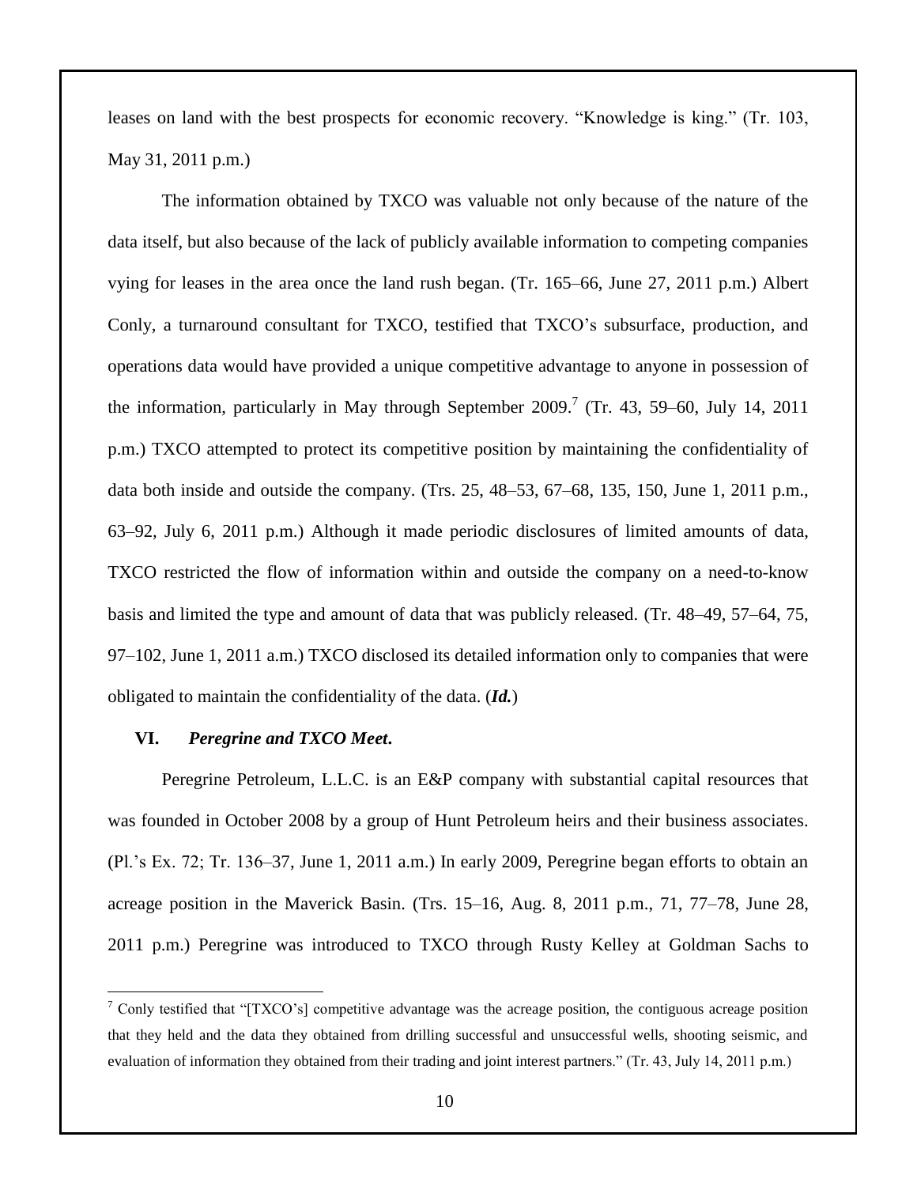leases on land with the best prospects for economic recovery. "Knowledge is king." (Tr. 103, May 31, 2011 p.m.)

The information obtained by TXCO was valuable not only because of the nature of the data itself, but also because of the lack of publicly available information to competing companies vying for leases in the area once the land rush began. (Tr. 165–66, June 27, 2011 p.m.) Albert Conly, a turnaround consultant for TXCO, testified that TXCO's subsurface, production, and operations data would have provided a unique competitive advantage to anyone in possession of the information, particularly in May through September 2009.[7] (Tr. 43, 59–60, July 14, 2011 p.m.) TXCO attempted to protect its competitive position by maintaining the confidentiality of data both inside and outside the company. (Trs. 25, 48–53, 67–68, 135, 150, June 1, 2011 p.m., 63–92, July 6, 2011 p.m.) Although it made periodic disclosures of limited amounts of data, TXCO restricted the flow of information within and outside the company on a need-to-know basis and limited the type and amount of data that was publicly released. (Tr. 48–49, 57–64, 75, 97–102, June 1, 2011 a.m.) TXCO disclosed its detailed information only to companies that were obligated to maintain the confidentiality of the data. (***Id.***)

### VI. *Peregrine and TXCO Meet.*

Peregrine Petroleum, L.L.C. is an E&P company with substantial capital resources that was founded in October 2008 by a group of Hunt Petroleum heirs and their business associates. (Pl.'s Ex. 72; Tr. 136–37, June 1, 2011 a.m.) In early 2009, Peregrine began efforts to obtain an acreage position in the Maverick Basin. (Trs. 15–16, Aug. 8, 2011 p.m., 71, 77–78, June 28, 2011 p.m.) Peregrine was introduced to TXCO through Rusty Kelley at Goldman Sachs to

---

[7] Conly testified that "[TXCO's] competitive advantage was the acreage position, the contiguous acreage position that they held and the data they obtained from drilling successful and unsuccessful wells, shooting seismic, and evaluation of information they obtained from their trading and joint interest partners." (Tr. 43, July 14, 2011 p.m.)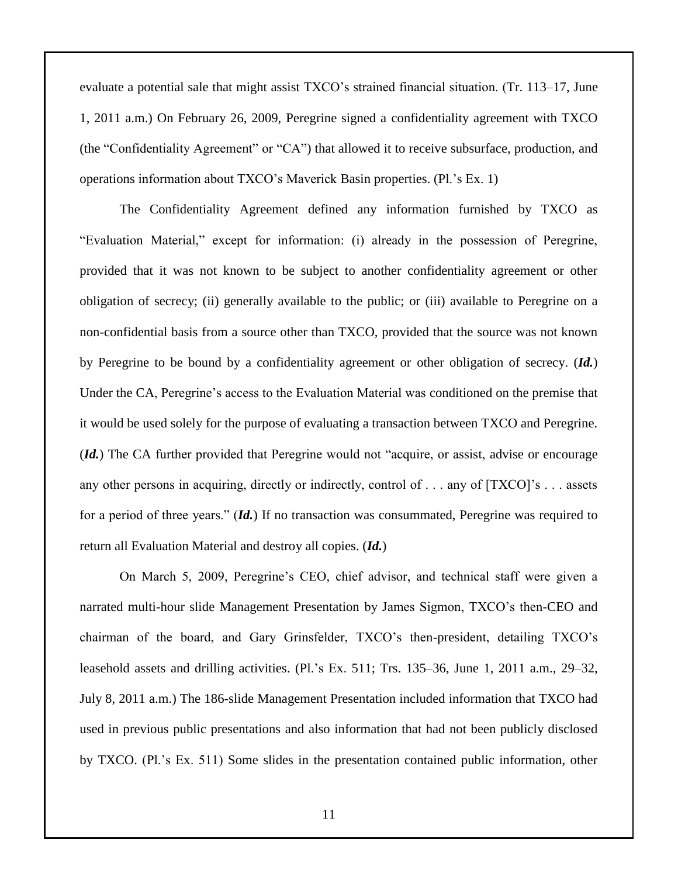evaluate a potential sale that might assist TXCO's strained financial situation. (Tr. 113–17, June 1, 2011 a.m.) On February 26, 2009, Peregrine signed a confidentiality agreement with TXCO (the "Confidentiality Agreement" or "CA") that allowed it to receive subsurface, production, and operations information about TXCO's Maverick Basin properties. (Pl.'s Ex. 1)

The Confidentiality Agreement defined any information furnished by TXCO as "Evaluation Material," except for information: (i) already in the possession of Peregrine, provided that it was not known to be subject to another confidentiality agreement or other obligation of secrecy; (ii) generally available to the public; or (iii) available to Peregrine on a non-confidential basis from a source other than TXCO, provided that the source was not known by Peregrine to be bound by a confidentiality agreement or other obligation of secrecy. (***Id.***) Under the CA, Peregrine's access to the Evaluation Material was conditioned on the premise that it would be used solely for the purpose of evaluating a transaction between TXCO and Peregrine. (***Id.***) The CA further provided that Peregrine would not "acquire, or assist, advise or encourage any other persons in acquiring, directly or indirectly, control of . . . any of [TXCO]'s . . . assets for a period of three years." (***Id.***) If no transaction was consummated, Peregrine was required to return all Evaluation Material and destroy all copies. (***Id.***)

On March 5, 2009, Peregrine's CEO, chief advisor, and technical staff were given a narrated multi-hour slide Management Presentation by James Sigmon, TXCO's then-CEO and chairman of the board, and Gary Grinsfelder, TXCO's then-president, detailing TXCO's leasehold assets and drilling activities. (Pl.'s Ex. 511; Trs. 135–36, June 1, 2011 a.m., 29–32, July 8, 2011 a.m.) The 186-slide Management Presentation included information that TXCO had used in previous public presentations and also information that had not been publicly disclosed by TXCO. (Pl.'s Ex. 511) Some slides in the presentation contained public information, other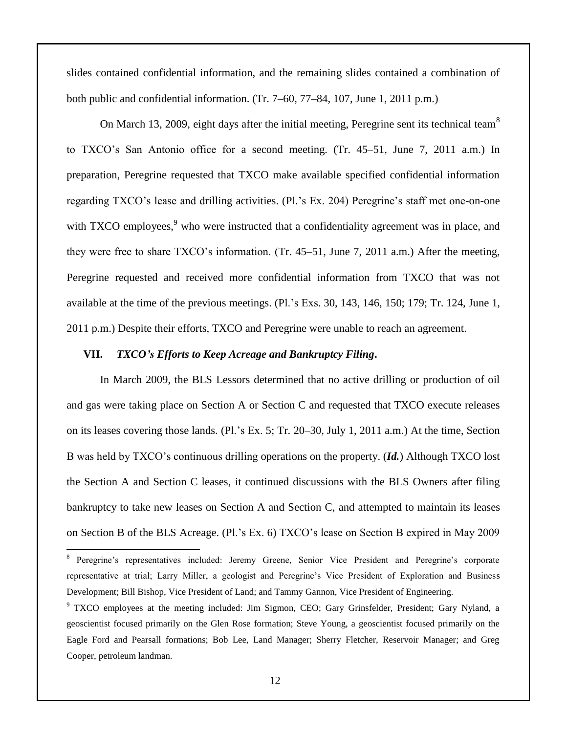slides contained confidential information, and the remaining slides contained a combination of both public and confidential information. (Tr. 7–60, 77–84, 107, June 1, 2011 p.m.)

On March 13, 2009, eight days after the initial meeting, Peregrine sent its technical team[8] to TXCO's San Antonio office for a second meeting. (Tr. 45–51, June 7, 2011 a.m.) In preparation, Peregrine requested that TXCO make available specified confidential information regarding TXCO's lease and drilling activities. (Pl.'s Ex. 204) Peregrine's staff met one-on-one with TXCO employees,[9] who were instructed that a confidentiality agreement was in place, and they were free to share TXCO's information. (Tr. 45–51, June 7, 2011 a.m.) After the meeting, Peregrine requested and received more confidential information from TXCO that was not available at the time of the previous meetings. (Pl.'s Exs. 30, 143, 146, 150; 179; Tr. 124, June 1, 2011 p.m.) Despite their efforts, TXCO and Peregrine were unable to reach an agreement.

### VII. *TXCO's Efforts to Keep Acreage and Bankruptcy Filing*.

In March 2009, the BLS Lessors determined that no active drilling or production of oil and gas were taking place on Section A or Section C and requested that TXCO execute releases on its leases covering those lands. (Pl.'s Ex. 5; Tr. 20–30, July 1, 2011 a.m.) At the time, Section B was held by TXCO's continuous drilling operations on the property. (***Id.***) Although TXCO lost the Section A and Section C leases, it continued discussions with the BLS Owners after filing bankruptcy to take new leases on Section A and Section C, and attempted to maintain its leases on Section B of the BLS Acreage. (Pl.'s Ex. 6) TXCO's lease on Section B expired in May 2009

---

[8] Peregrine's representatives included: Jeremy Greene, Senior Vice President and Peregrine's corporate representative at trial; Larry Miller, a geologist and Peregrine's Vice President of Exploration and Business Development; Bill Bishop, Vice President of Land; and Tammy Gannon, Vice President of Engineering.

[9] TXCO employees at the meeting included: Jim Sigmon, CEO; Gary Grinsfelder, President; Gary Nyland, a geoscientist focused primarily on the Glen Rose formation; Steve Young, a geoscientist focused primarily on the Eagle Ford and Pearsall formations; Bob Lee, Land Manager; Sherry Fletcher, Reservoir Manager; and Greg Cooper, petroleum landman.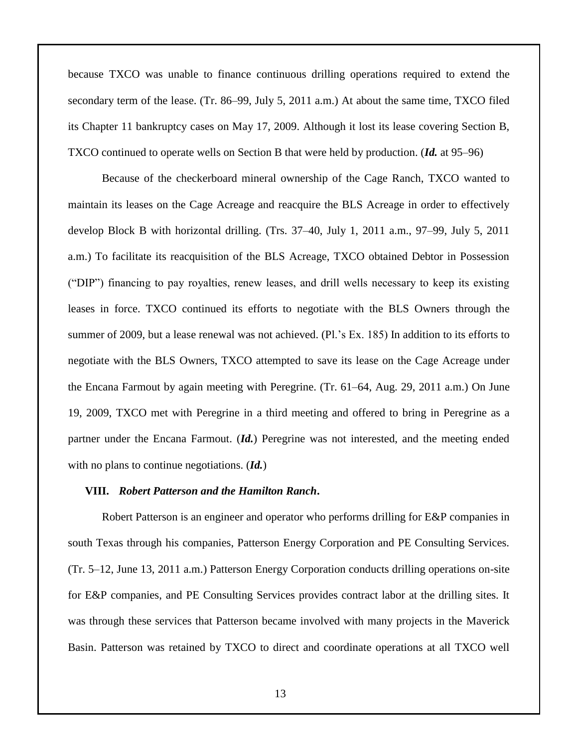because TXCO was unable to finance continuous drilling operations required to extend the secondary term of the lease. (Tr. 86–99, July 5, 2011 a.m.) At about the same time, TXCO filed its Chapter 11 bankruptcy cases on May 17, 2009. Although it lost its lease covering Section B, TXCO continued to operate wells on Section B that were held by production. (***Id.*** at 95–96)

Because of the checkerboard mineral ownership of the Cage Ranch, TXCO wanted to maintain its leases on the Cage Acreage and reacquire the BLS Acreage in order to effectively develop Block B with horizontal drilling. (Trs. 37–40, July 1, 2011 a.m., 97–99, July 5, 2011 a.m.) To facilitate its reacquisition of the BLS Acreage, TXCO obtained Debtor in Possession ("DIP") financing to pay royalties, renew leases, and drill wells necessary to keep its existing leases in force. TXCO continued its efforts to negotiate with the BLS Owners through the summer of 2009, but a lease renewal was not achieved. (Pl.'s Ex. 185) In addition to its efforts to negotiate with the BLS Owners, TXCO attempted to save its lease on the Cage Acreage under the Encana Farmout by again meeting with Peregrine. (Tr. 61–64, Aug. 29, 2011 a.m.) On June 19, 2009, TXCO met with Peregrine in a third meeting and offered to bring in Peregrine as a partner under the Encana Farmout. (***Id.***) Peregrine was not interested, and the meeting ended with no plans to continue negotiations. (***Id.***)

### VIII. ***Robert Patterson and the Hamilton Ranch.***

Robert Patterson is an engineer and operator who performs drilling for E&P companies in south Texas through his companies, Patterson Energy Corporation and PE Consulting Services. (Tr. 5–12, June 13, 2011 a.m.) Patterson Energy Corporation conducts drilling operations on-site for E&P companies, and PE Consulting Services provides contract labor at the drilling sites. It was through these services that Patterson became involved with many projects in the Maverick Basin. Patterson was retained by TXCO to direct and coordinate operations at all TXCO well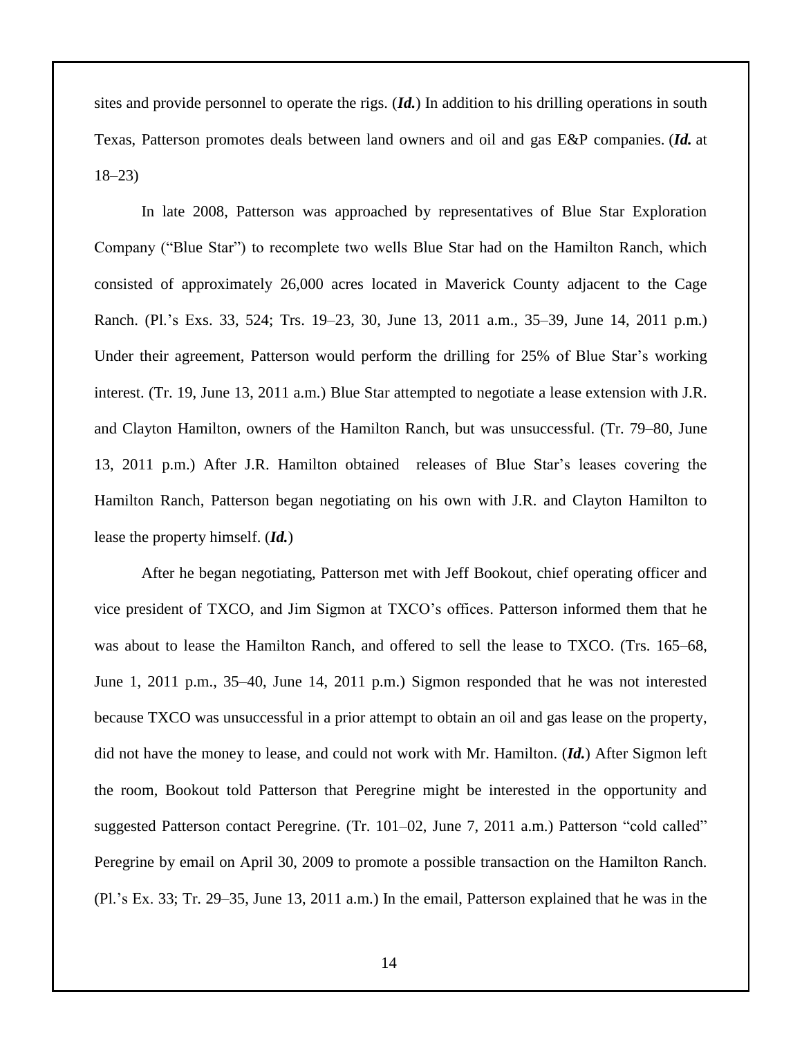sites and provide personnel to operate the rigs. (***Id.***) In addition to his drilling operations in south Texas, Patterson promotes deals between land owners and oil and gas E&P companies. (***Id.*** at 18–23)

In late 2008, Patterson was approached by representatives of Blue Star Exploration Company ("Blue Star") to recomplete two wells Blue Star had on the Hamilton Ranch, which consisted of approximately 26,000 acres located in Maverick County adjacent to the Cage Ranch. (Pl.'s Exs. 33, 524; Trs. 19–23, 30, June 13, 2011 a.m., 35–39, June 14, 2011 p.m.) Under their agreement, Patterson would perform the drilling for 25% of Blue Star's working interest. (Tr. 19, June 13, 2011 a.m.) Blue Star attempted to negotiate a lease extension with J.R. and Clayton Hamilton, owners of the Hamilton Ranch, but was unsuccessful. (Tr. 79–80, June 13, 2011 p.m.) After J.R. Hamilton obtained releases of Blue Star's leases covering the Hamilton Ranch, Patterson began negotiating on his own with J.R. and Clayton Hamilton to lease the property himself. (***Id.***)

After he began negotiating, Patterson met with Jeff Bookout, chief operating officer and vice president of TXCO, and Jim Sigmon at TXCO's offices. Patterson informed them that he was about to lease the Hamilton Ranch, and offered to sell the lease to TXCO. (Trs. 165–68, June 1, 2011 p.m., 35–40, June 14, 2011 p.m.) Sigmon responded that he was not interested because TXCO was unsuccessful in a prior attempt to obtain an oil and gas lease on the property, did not have the money to lease, and could not work with Mr. Hamilton. (***Id.***) After Sigmon left the room, Bookout told Patterson that Peregrine might be interested in the opportunity and suggested Patterson contact Peregrine. (Tr. 101–02, June 7, 2011 a.m.) Patterson "cold called" Peregrine by email on April 30, 2009 to promote a possible transaction on the Hamilton Ranch. (Pl.'s Ex. 33; Tr. 29–35, June 13, 2011 a.m.) In the email, Patterson explained that he was in the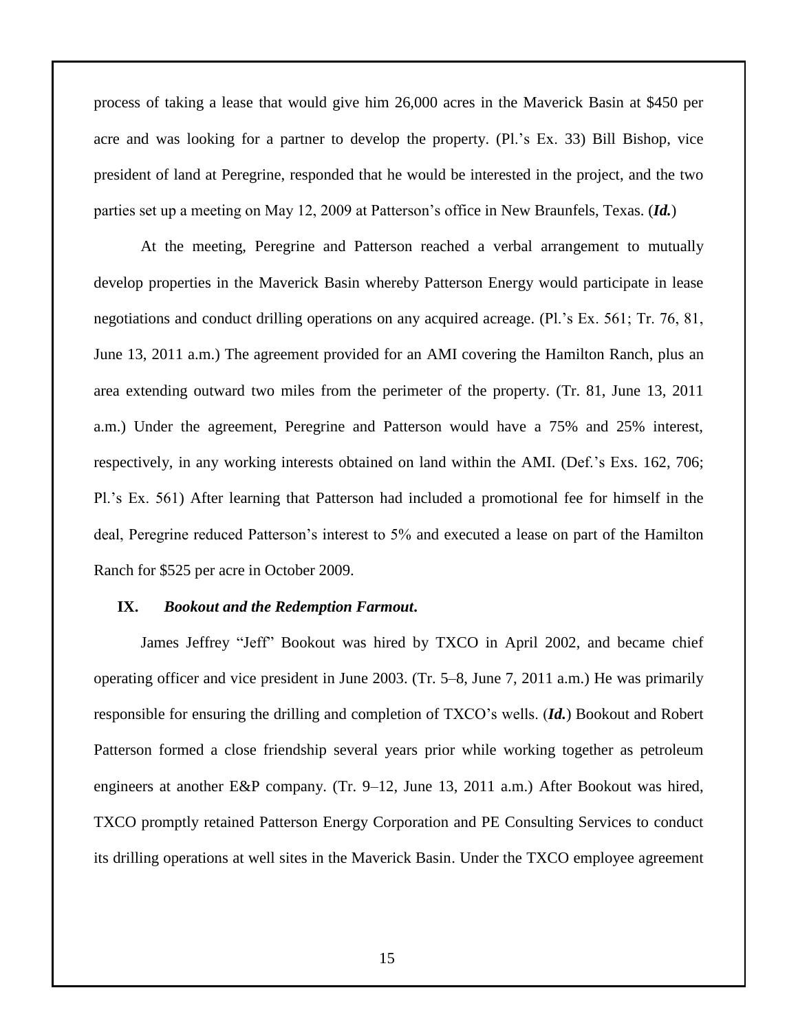process of taking a lease that would give him 26,000 acres in the Maverick Basin at $450 per acre and was looking for a partner to develop the property. (Pl.'s Ex. 33) Bill Bishop, vice president of land at Peregrine, responded that he would be interested in the project, and the two parties set up a meeting on May 12, 2009 at Patterson's office in New Braunfels, Texas. (***Id.***)

At the meeting, Peregrine and Patterson reached a verbal arrangement to mutually develop properties in the Maverick Basin whereby Patterson Energy would participate in lease negotiations and conduct drilling operations on any acquired acreage. (Pl.'s Ex. 561; Tr. 76, 81, June 13, 2011 a.m.) The agreement provided for an AMI covering the Hamilton Ranch, plus an area extending outward two miles from the perimeter of the property. (Tr. 81, June 13, 2011 a.m.) Under the agreement, Peregrine and Patterson would have a 75% and 25% interest, respectively, in any working interests obtained on land within the AMI. (Def.'s Exs. 162, 706; Pl.'s Ex. 561) After learning that Patterson had included a promotional fee for himself in the deal, Peregrine reduced Patterson's interest to 5% and executed a lease on part of the Hamilton Ranch for $525 per acre in October 2009.

## IX. *Bookout and the Redemption Farmout.*

James Jeffrey "Jeff" Bookout was hired by TXCO in April 2002, and became chief operating officer and vice president in June 2003. (Tr. 5–8, June 7, 2011 a.m.) He was primarily responsible for ensuring the drilling and completion of TXCO's wells. (***Id.***) Bookout and Robert Patterson formed a close friendship several years prior while working together as petroleum engineers at another E&P company. (Tr. 9–12, June 13, 2011 a.m.) After Bookout was hired, TXCO promptly retained Patterson Energy Corporation and PE Consulting Services to conduct its drilling operations at well sites in the Maverick Basin. Under the TXCO employee agreement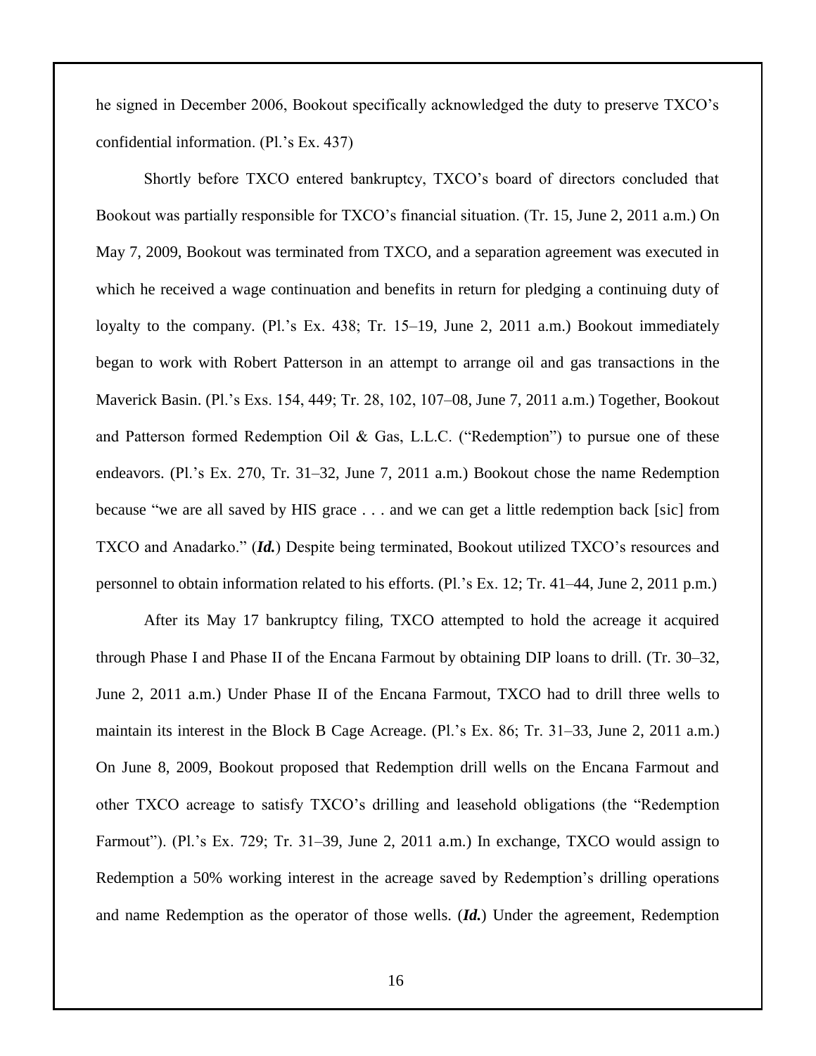he signed in December 2006, Bookout specifically acknowledged the duty to preserve TXCO's confidential information. (Pl.'s Ex. 437)

Shortly before TXCO entered bankruptcy, TXCO's board of directors concluded that Bookout was partially responsible for TXCO's financial situation. (Tr. 15, June 2, 2011 a.m.) On May 7, 2009, Bookout was terminated from TXCO, and a separation agreement was executed in which he received a wage continuation and benefits in return for pledging a continuing duty of loyalty to the company. (Pl.'s Ex. 438; Tr. 15–19, June 2, 2011 a.m.) Bookout immediately began to work with Robert Patterson in an attempt to arrange oil and gas transactions in the Maverick Basin. (Pl.'s Exs. 154, 449; Tr. 28, 102, 107–08, June 7, 2011 a.m.) Together, Bookout and Patterson formed Redemption Oil & Gas, L.L.C. ("Redemption") to pursue one of these endeavors. (Pl.'s Ex. 270, Tr. 31–32, June 7, 2011 a.m.) Bookout chose the name Redemption because "we are all saved by HIS grace . . . and we can get a little redemption back [sic] from TXCO and Anadarko." (***Id.***) Despite being terminated, Bookout utilized TXCO's resources and personnel to obtain information related to his efforts. (Pl.'s Ex. 12; Tr. 41–44, June 2, 2011 p.m.)

After its May 17 bankruptcy filing, TXCO attempted to hold the acreage it acquired through Phase I and Phase II of the Encana Farmout by obtaining DIP loans to drill. (Tr. 30–32, June 2, 2011 a.m.) Under Phase II of the Encana Farmout, TXCO had to drill three wells to maintain its interest in the Block B Cage Acreage. (Pl.'s Ex. 86; Tr. 31–33, June 2, 2011 a.m.) On June 8, 2009, Bookout proposed that Redemption drill wells on the Encana Farmout and other TXCO acreage to satisfy TXCO's drilling and leasehold obligations (the "Redemption Farmout"). (Pl.'s Ex. 729; Tr. 31–39, June 2, 2011 a.m.) In exchange, TXCO would assign to Redemption a 50% working interest in the acreage saved by Redemption's drilling operations and name Redemption as the operator of those wells. (***Id.***) Under the agreement, Redemption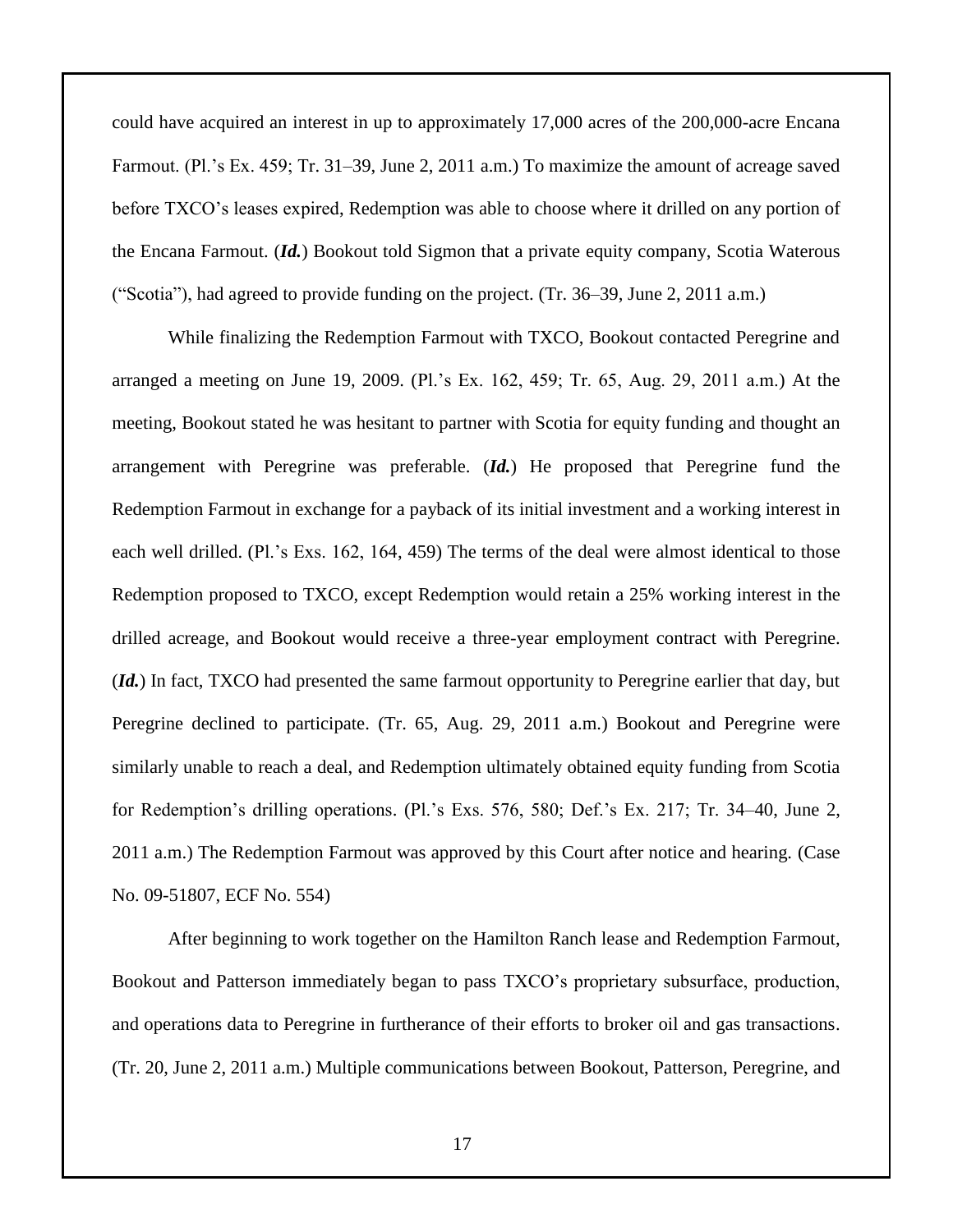could have acquired an interest in up to approximately 17,000 acres of the 200,000-acre Encana Farmout. (Pl.'s Ex. 459; Tr. 31–39, June 2, 2011 a.m.) To maximize the amount of acreage saved before TXCO's leases expired, Redemption was able to choose where it drilled on any portion of the Encana Farmout. (***Id.***) Bookout told Sigmon that a private equity company, Scotia Waterous ("Scotia"), had agreed to provide funding on the project. (Tr. 36–39, June 2, 2011 a.m.)

While finalizing the Redemption Farmout with TXCO, Bookout contacted Peregrine and arranged a meeting on June 19, 2009. (Pl.'s Ex. 162, 459; Tr. 65, Aug. 29, 2011 a.m.) At the meeting, Bookout stated he was hesitant to partner with Scotia for equity funding and thought an arrangement with Peregrine was preferable. (***Id.***) He proposed that Peregrine fund the Redemption Farmout in exchange for a payback of its initial investment and a working interest in each well drilled. (Pl.'s Exs. 162, 164, 459) The terms of the deal were almost identical to those Redemption proposed to TXCO, except Redemption would retain a 25% working interest in the drilled acreage, and Bookout would receive a three-year employment contract with Peregrine. (***Id.***) In fact, TXCO had presented the same farmout opportunity to Peregrine earlier that day, but Peregrine declined to participate. (Tr. 65, Aug. 29, 2011 a.m.) Bookout and Peregrine were similarly unable to reach a deal, and Redemption ultimately obtained equity funding from Scotia for Redemption's drilling operations. (Pl.'s Exs. 576, 580; Def.'s Ex. 217; Tr. 34–40, June 2, 2011 a.m.) The Redemption Farmout was approved by this Court after notice and hearing. (Case No. 09-51807, ECF No. 554)

After beginning to work together on the Hamilton Ranch lease and Redemption Farmout, Bookout and Patterson immediately began to pass TXCO's proprietary subsurface, production, and operations data to Peregrine in furtherance of their efforts to broker oil and gas transactions. (Tr. 20, June 2, 2011 a.m.) Multiple communications between Bookout, Patterson, Peregrine, and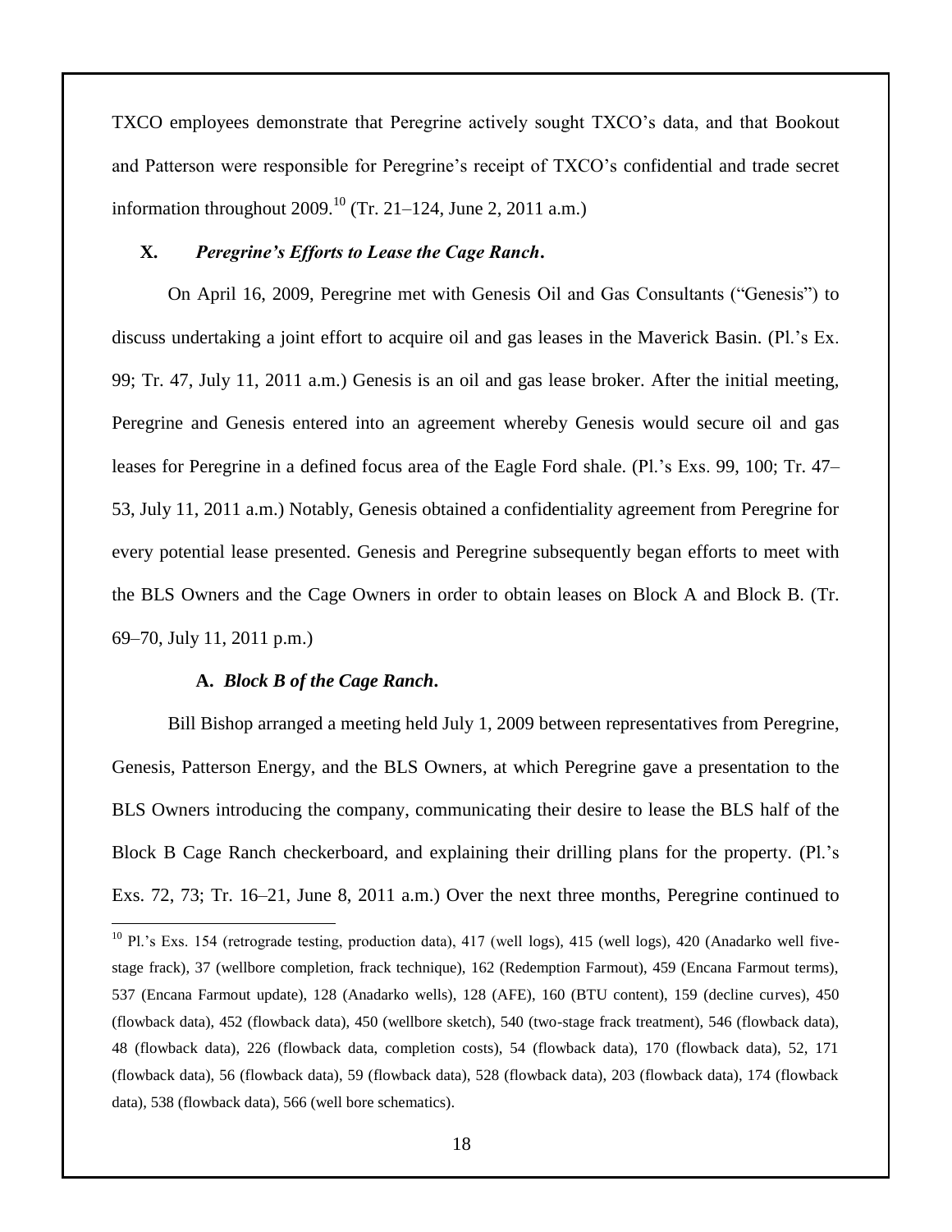TXCO employees demonstrate that Peregrine actively sought TXCO's data, and that Bookout and Patterson were responsible for Peregrine's receipt of TXCO's confidential and trade secret information throughout 2009.[10] (Tr. 21–124, June 2, 2011 a.m.)

## X. *Peregrine's Efforts to Lease the Cage Ranch.*

On April 16, 2009, Peregrine met with Genesis Oil and Gas Consultants ("Genesis") to discuss undertaking a joint effort to acquire oil and gas leases in the Maverick Basin. (Pl.'s Ex. 99; Tr. 47, July 11, 2011 a.m.) Genesis is an oil and gas lease broker. After the initial meeting, Peregrine and Genesis entered into an agreement whereby Genesis would secure oil and gas leases for Peregrine in a defined focus area of the Eagle Ford shale. (Pl.'s Exs. 99, 100; Tr. 47–53, July 11, 2011 a.m.) Notably, Genesis obtained a confidentiality agreement from Peregrine for every potential lease presented. Genesis and Peregrine subsequently began efforts to meet with the BLS Owners and the Cage Owners in order to obtain leases on Block A and Block B. (Tr. 69–70, July 11, 2011 p.m.)

### A. *Block B of the Cage Ranch.*

Bill Bishop arranged a meeting held July 1, 2009 between representatives from Peregrine, Genesis, Patterson Energy, and the BLS Owners, at which Peregrine gave a presentation to the BLS Owners introducing the company, communicating their desire to lease the BLS half of the Block B Cage Ranch checkerboard, and explaining their drilling plans for the property. (Pl.'s Exs. 72, 73; Tr. 16–21, June 8, 2011 a.m.) Over the next three months, Peregrine continued to

---

[10] Pl.'s Exs. 154 (retrograde testing, production data), 417 (well logs), 415 (well logs), 420 (Anadarko well five-stage frack), 37 (wellbore completion, frack technique), 162 (Redemption Farmout), 459 (Encana Farmout terms), 537 (Encana Farmout update), 128 (Anadarko wells), 128 (AFE), 160 (BTU content), 159 (decline curves), 450 (flowback data), 452 (flowback data), 450 (wellbore sketch), 540 (two-stage frack treatment), 546 (flowback data), 48 (flowback data), 226 (flowback data, completion costs), 54 (flowback data), 170 (flowback data), 52, 171 (flowback data), 56 (flowback data), 59 (flowback data), 528 (flowback data), 203 (flowback data), 174 (flowback data), 538 (flowback data), 566 (well bore schematics).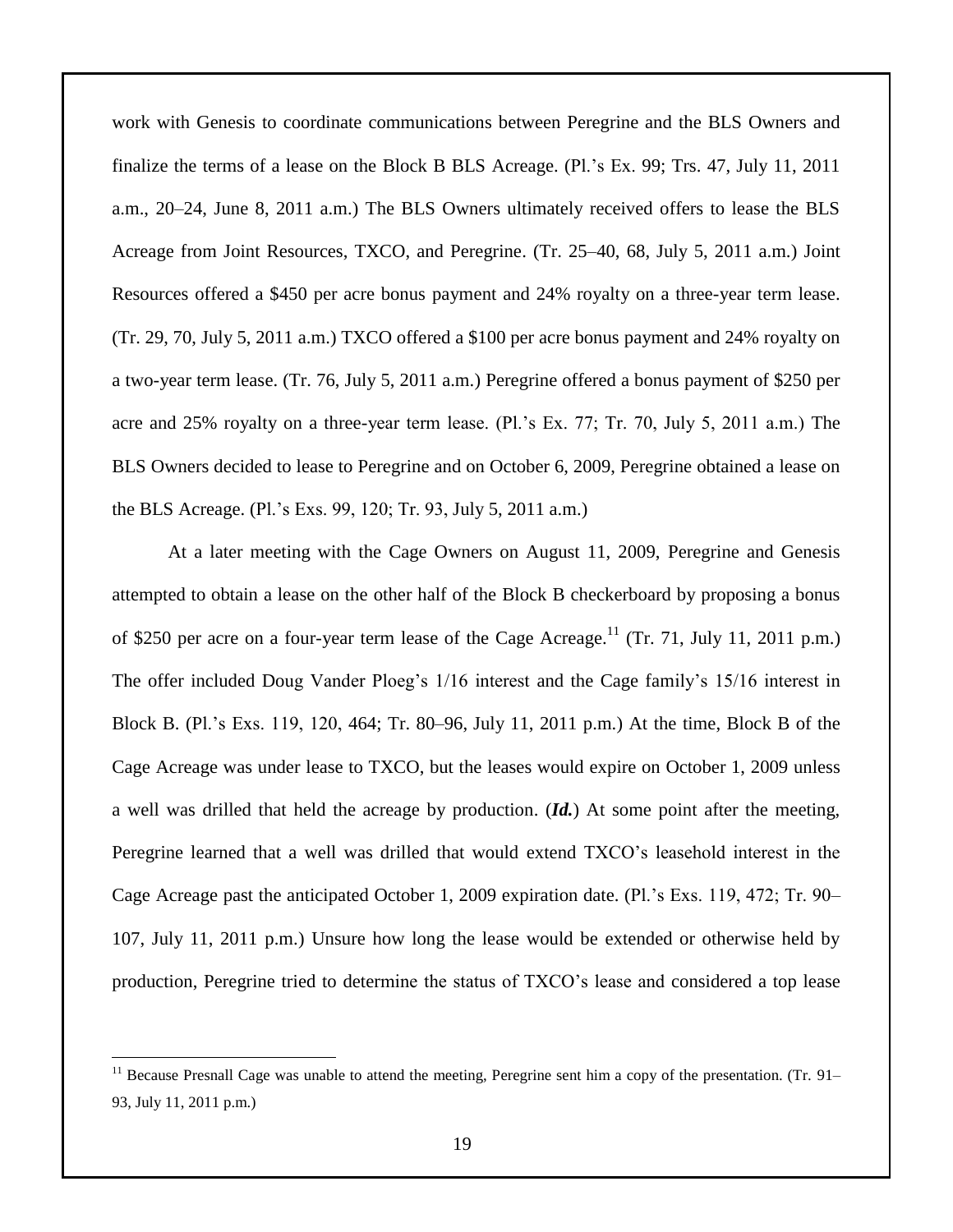work with Genesis to coordinate communications between Peregrine and the BLS Owners and finalize the terms of a lease on the Block B BLS Acreage. (Pl.'s Ex. 99; Trs. 47, July 11, 2011 a.m., 20–24, June 8, 2011 a.m.) The BLS Owners ultimately received offers to lease the BLS Acreage from Joint Resources, TXCO, and Peregrine. (Tr. 25–40, 68, July 5, 2011 a.m.) Joint Resources offered a $450 per acre bonus payment and 24% royalty on a three-year term lease. (Tr. 29, 70, July 5, 2011 a.m.) TXCO offered a $100 per acre bonus payment and 24% royalty on a two-year term lease. (Tr. 76, July 5, 2011 a.m.) Peregrine offered a bonus payment of $250 per acre and 25% royalty on a three-year term lease. (Pl.'s Ex. 77; Tr. 70, July 5, 2011 a.m.) The BLS Owners decided to lease to Peregrine and on October 6, 2009, Peregrine obtained a lease on the BLS Acreage. (Pl.'s Exs. 99, 120; Tr. 93, July 5, 2011 a.m.)

At a later meeting with the Cage Owners on August 11, 2009, Peregrine and Genesis attempted to obtain a lease on the other half of the Block B checkerboard by proposing a bonus of $250 per acre on a four-year term lease of the Cage Acreage.[11] (Tr. 71, July 11, 2011 p.m.) The offer included Doug Vander Ploeg's 1/16 interest and the Cage family's 15/16 interest in Block B. (Pl.'s Exs. 119, 120, 464; Tr. 80–96, July 11, 2011 p.m.) At the time, Block B of the Cage Acreage was under lease to TXCO, but the leases would expire on October 1, 2009 unless a well was drilled that held the acreage by production. (***Id.***) At some point after the meeting, Peregrine learned that a well was drilled that would extend TXCO's leasehold interest in the Cage Acreage past the anticipated October 1, 2009 expiration date. (Pl.'s Exs. 119, 472; Tr. 90–107, July 11, 2011 p.m.) Unsure how long the lease would be extended or otherwise held by production, Peregrine tried to determine the status of TXCO's lease and considered a top lease

[11] Because Presnall Cage was unable to attend the meeting, Peregrine sent him a copy of the presentation. (Tr. 91–93, July 11, 2011 p.m.)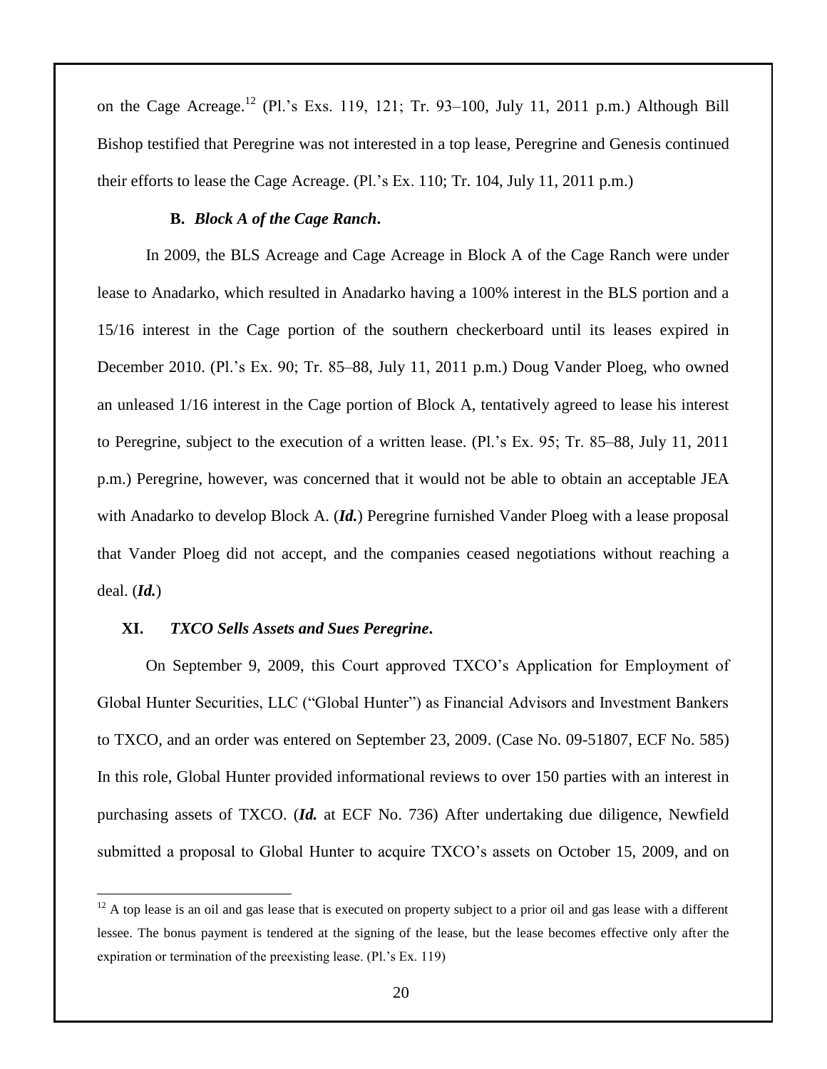on the Cage Acreage.[12] (Pl.'s Exs. 119, 121; Tr. 93–100, July 11, 2011 p.m.) Although Bill Bishop testified that Peregrine was not interested in a top lease, Peregrine and Genesis continued their efforts to lease the Cage Acreage. (Pl.'s Ex. 110; Tr. 104, July 11, 2011 p.m.)

### B. *Block A of the Cage Ranch*.

In 2009, the BLS Acreage and Cage Acreage in Block A of the Cage Ranch were under lease to Anadarko, which resulted in Anadarko having a 100% interest in the BLS portion and a 15/16 interest in the Cage portion of the southern checkerboard until its leases expired in December 2010. (Pl.'s Ex. 90; Tr. 85–88, July 11, 2011 p.m.) Doug Vander Ploeg, who owned an unleased 1/16 interest in the Cage portion of Block A, tentatively agreed to lease his interest to Peregrine, subject to the execution of a written lease. (Pl.'s Ex. 95; Tr. 85–88, July 11, 2011 p.m.) Peregrine, however, was concerned that it would not be able to obtain an acceptable JEA with Anadarko to develop Block A. (***Id.***) Peregrine furnished Vander Ploeg with a lease proposal that Vander Ploeg did not accept, and the companies ceased negotiations without reaching a deal. (***Id.***)

## XI. *TXCO Sells Assets and Sues Peregrine*.

On September 9, 2009, this Court approved TXCO's Application for Employment of Global Hunter Securities, LLC ("Global Hunter") as Financial Advisors and Investment Bankers to TXCO, and an order was entered on September 23, 2009. (Case No. 09-51807, ECF No. 585) In this role, Global Hunter provided informational reviews to over 150 parties with an interest in purchasing assets of TXCO. (***Id.*** at ECF No. 736) After undertaking due diligence, Newfield submitted a proposal to Global Hunter to acquire TXCO's assets on October 15, 2009, and on

[12] A top lease is an oil and gas lease that is executed on property subject to a prior oil and gas lease with a different lessee. The bonus payment is tendered at the signing of the lease, but the lease becomes effective only after the expiration or termination of the preexisting lease. (Pl.'s Ex. 119)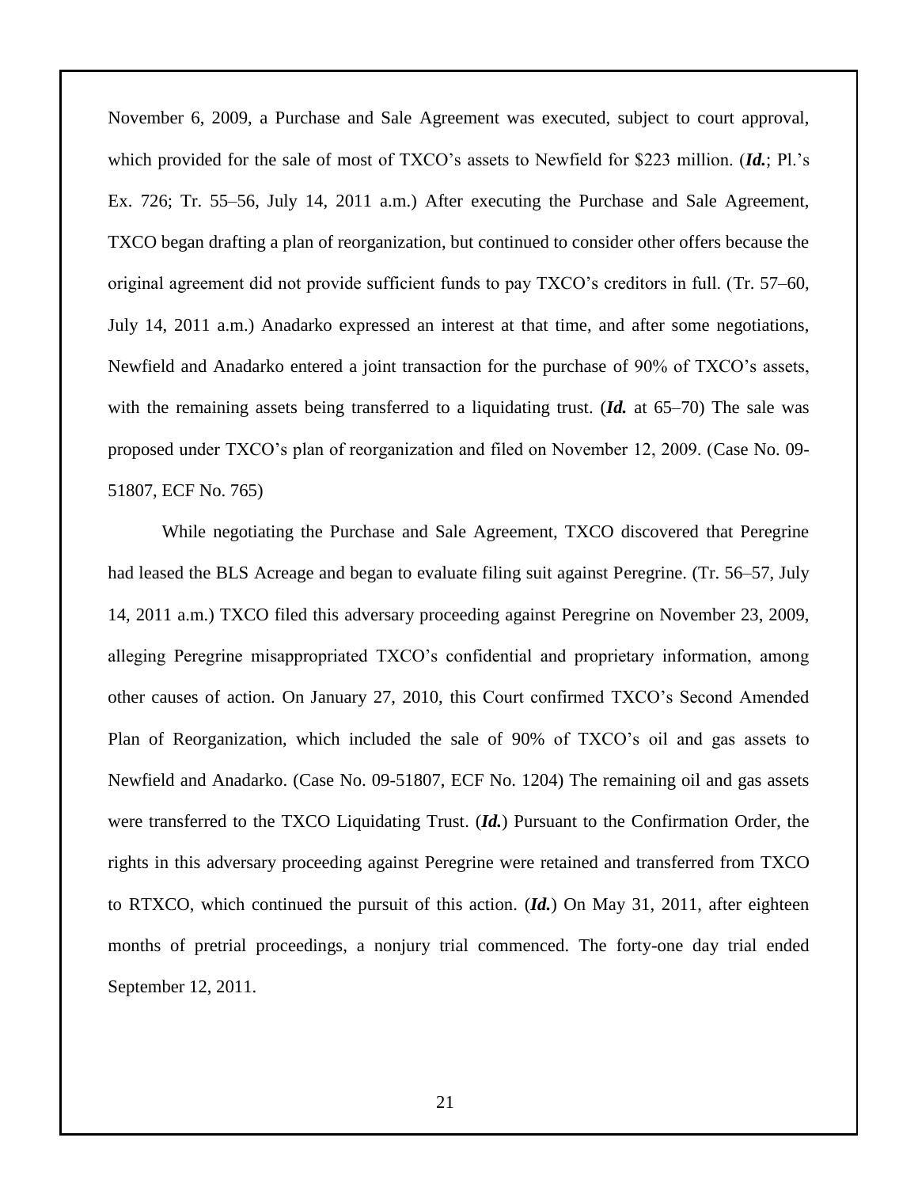November 6, 2009, a Purchase and Sale Agreement was executed, subject to court approval, which provided for the sale of most of TXCO's assets to Newfield for $223 million. (***Id.***; Pl.'s Ex. 726; Tr. 55–56, July 14, 2011 a.m.) After executing the Purchase and Sale Agreement, TXCO began drafting a plan of reorganization, but continued to consider other offers because the original agreement did not provide sufficient funds to pay TXCO's creditors in full. (Tr. 57–60, July 14, 2011 a.m.) Anadarko expressed an interest at that time, and after some negotiations, Newfield and Anadarko entered a joint transaction for the purchase of 90% of TXCO's assets, with the remaining assets being transferred to a liquidating trust. (***Id.*** at 65–70) The sale was proposed under TXCO's plan of reorganization and filed on November 12, 2009. (Case No. 09-51807, ECF No. 765)

While negotiating the Purchase and Sale Agreement, TXCO discovered that Peregrine had leased the BLS Acreage and began to evaluate filing suit against Peregrine. (Tr. 56–57, July 14, 2011 a.m.) TXCO filed this adversary proceeding against Peregrine on November 23, 2009, alleging Peregrine misappropriated TXCO's confidential and proprietary information, among other causes of action. On January 27, 2010, this Court confirmed TXCO's Second Amended Plan of Reorganization, which included the sale of 90% of TXCO's oil and gas assets to Newfield and Anadarko. (Case No. 09-51807, ECF No. 1204) The remaining oil and gas assets were transferred to the TXCO Liquidating Trust. (***Id.***) Pursuant to the Confirmation Order, the rights in this adversary proceeding against Peregrine were retained and transferred from TXCO to RTXCO, which continued the pursuit of this action. (***Id.***) On May 31, 2011, after eighteen months of pretrial proceedings, a nonjury trial commenced. The forty-one day trial ended September 12, 2011.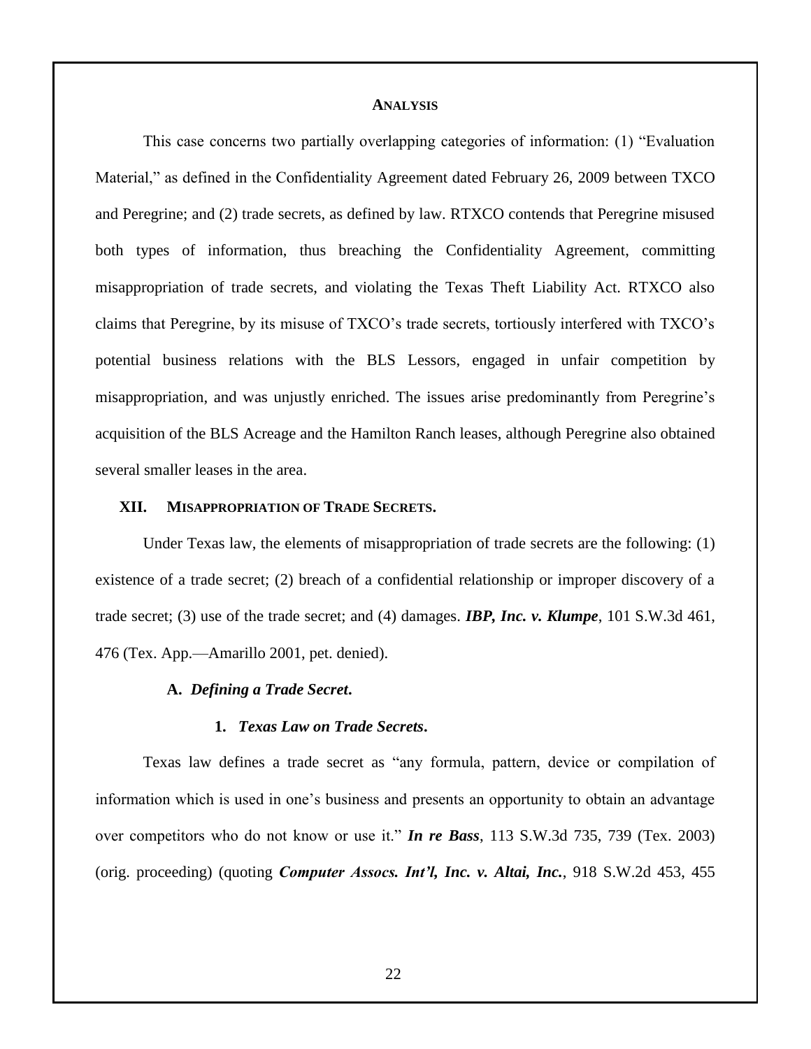## ANALYSIS

This case concerns two partially overlapping categories of information: (1) "Evaluation Material," as defined in the Confidentiality Agreement dated February 26, 2009 between TXCO and Peregrine; and (2) trade secrets, as defined by law. RTXCO contends that Peregrine misused both types of information, thus breaching the Confidentiality Agreement, committing misappropriation of trade secrets, and violating the Texas Theft Liability Act. RTXCO also claims that Peregrine, by its misuse of TXCO's trade secrets, tortiously interfered with TXCO's potential business relations with the BLS Lessors, engaged in unfair competition by misappropriation, and was unjustly enriched. The issues arise predominantly from Peregrine's acquisition of the BLS Acreage and the Hamilton Ranch leases, although Peregrine also obtained several smaller leases in the area.

### XII. MISAPPROPRIATION OF TRADE SECRETS.

Under Texas law, the elements of misappropriation of trade secrets are the following: (1) existence of a trade secret; (2) breach of a confidential relationship or improper discovery of a trade secret; (3) use of the trade secret; and (4) damages. ***IBP, Inc. v. Klumpe***, 101 S.W.3d 461, 476 (Tex. App.—Amarillo 2001, pet. denied).

#### A. *Defining a Trade Secret.*

##### 1. *Texas Law on Trade Secrets.*

Texas law defines a trade secret as "any formula, pattern, device or compilation of information which is used in one's business and presents an opportunity to obtain an advantage over competitors who do not know or use it." ***In re Bass***, 113 S.W.3d 735, 739 (Tex. 2003) (orig. proceeding) (quoting ***Computer Assocs. Int'l, Inc. v. Altai, Inc.***, 918 S.W.2d 453, 455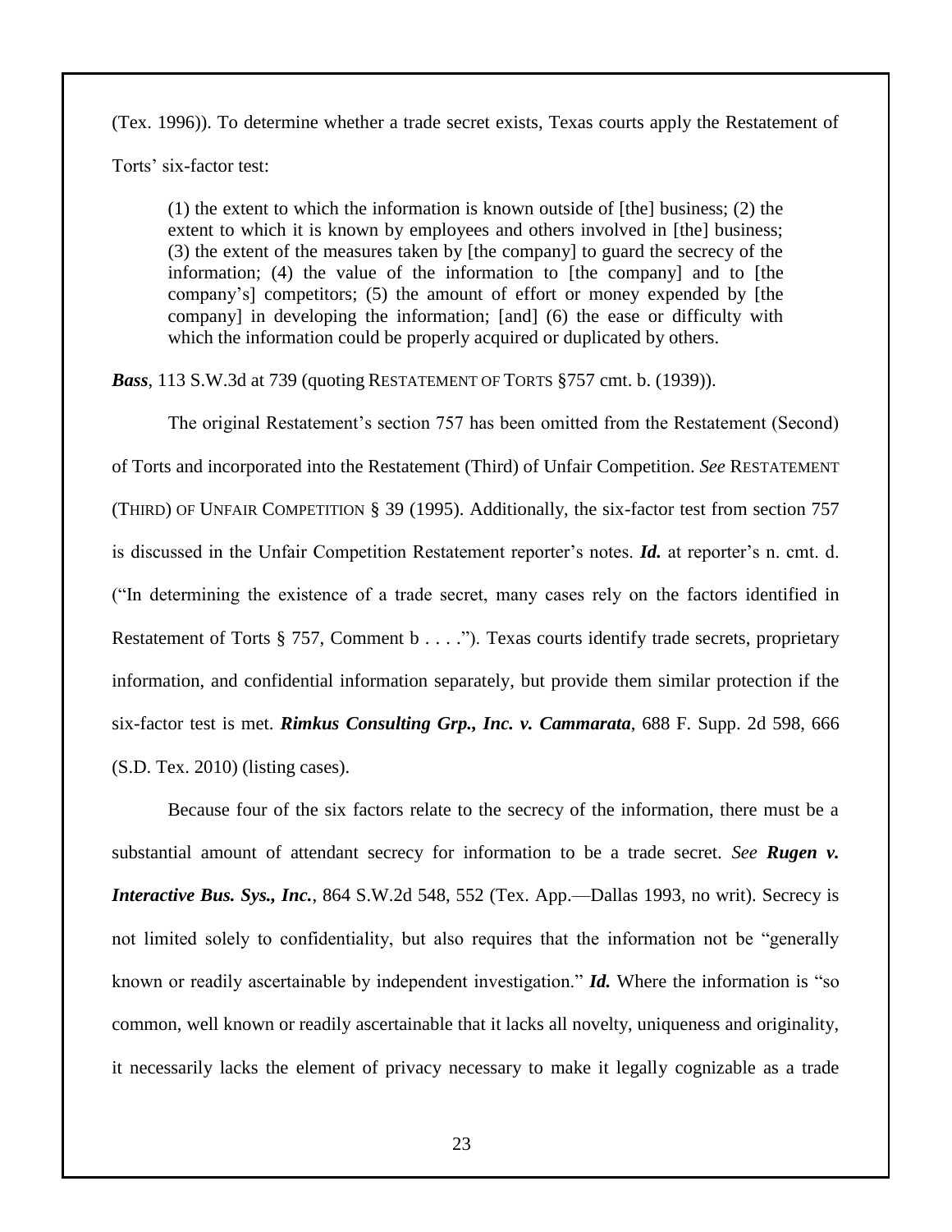(Tex. 1996)). To determine whether a trade secret exists, Texas courts apply the Restatement of Torts' six-factor test:

> (1) the extent to which the information is known outside of [the] business; (2) the extent to which it is known by employees and others involved in [the] business; (3) the extent of the measures taken by [the company] to guard the secrecy of the information; (4) the value of the information to [the company] and to [the company's] competitors; (5) the amount of effort or money expended by [the company] in developing the information; [and] (6) the ease or difficulty with which the information could be properly acquired or duplicated by others.

***Bass***, 113 S.W.3d at 739 (quoting RESTATEMENT OF TORTS §757 cmt. b. (1939)).

The original Restatement's section 757 has been omitted from the Restatement (Second) of Torts and incorporated into the Restatement (Third) of Unfair Competition. *See* RESTATEMENT (THIRD) OF UNFAIR COMPETITION § 39 (1995). Additionally, the six-factor test from section 757 is discussed in the Unfair Competition Restatement reporter's notes. ***Id.*** at reporter's n. cmt. d. ("In determining the existence of a trade secret, many cases rely on the factors identified in Restatement of Torts § 757, Comment b . . . ."). Texas courts identify trade secrets, proprietary information, and confidential information separately, but provide them similar protection if the six-factor test is met. ***Rimkus Consulting Grp., Inc. v. Cammarata***, 688 F. Supp. 2d 598, 666 (S.D. Tex. 2010) (listing cases).

Because four of the six factors relate to the secrecy of the information, there must be a substantial amount of attendant secrecy for information to be a trade secret. *See* ***Rugen v. Interactive Bus. Sys., Inc.***, 864 S.W.2d 548, 552 (Tex. App.—Dallas 1993, no writ). Secrecy is not limited solely to confidentiality, but also requires that the information not be "generally known or readily ascertainable by independent investigation." ***Id.*** Where the information is "so common, well known or readily ascertainable that it lacks all novelty, uniqueness and originality, it necessarily lacks the element of privacy necessary to make it legally cognizable as a trade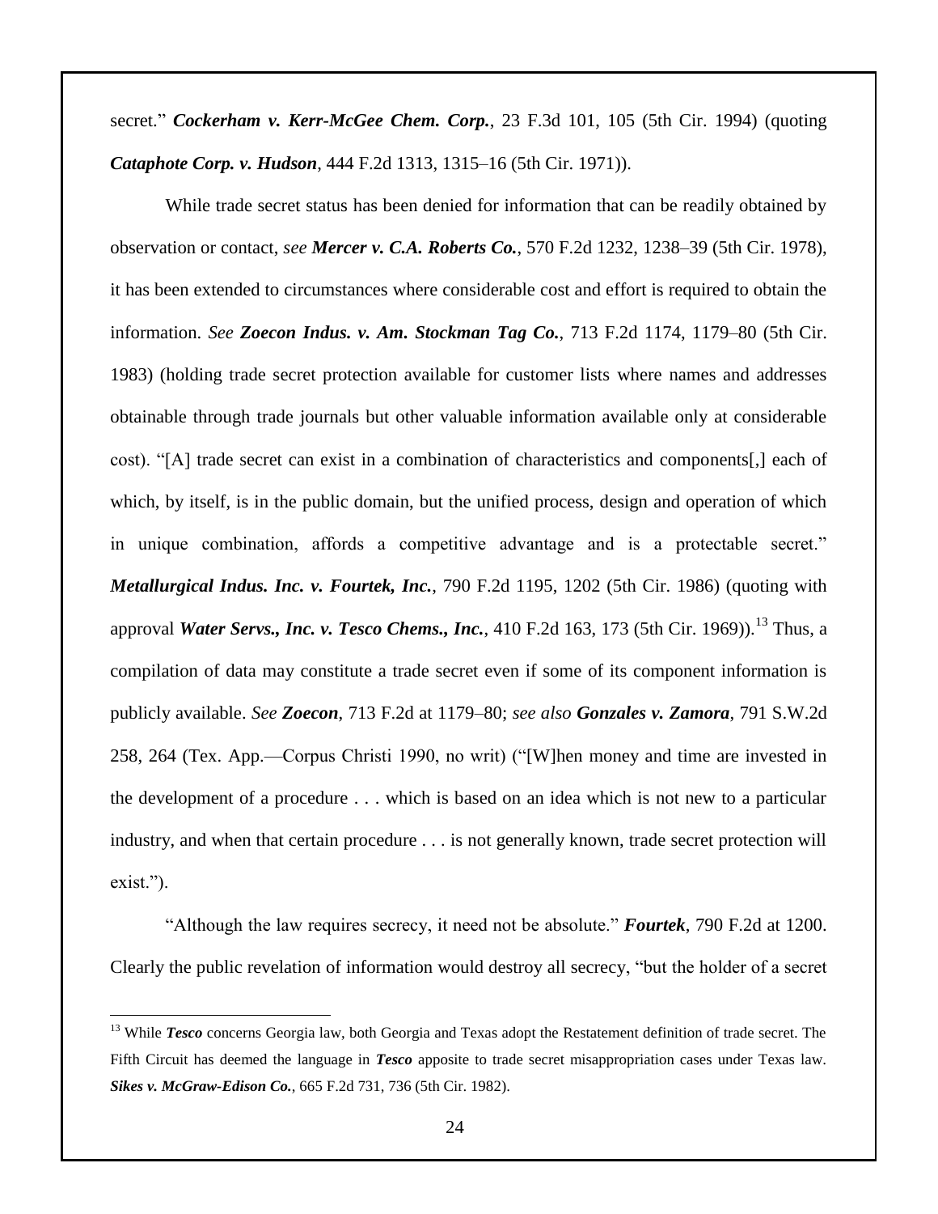secret." ***Cockerham v. Kerr-McGee Chem. Corp.***, 23 F.3d 101, 105 (5th Cir. 1994) (quoting ***Cataphote Corp. v. Hudson***, 444 F.2d 1313, 1315–16 (5th Cir. 1971)).

While trade secret status has been denied for information that can be readily obtained by observation or contact, *see* ***Mercer v. C.A. Roberts Co.***, 570 F.2d 1232, 1238–39 (5th Cir. 1978), it has been extended to circumstances where considerable cost and effort is required to obtain the information. *See* ***Zoecon Indus. v. Am. Stockman Tag Co.***, 713 F.2d 1174, 1179–80 (5th Cir. 1983) (holding trade secret protection available for customer lists where names and addresses obtainable through trade journals but other valuable information available only at considerable cost). "[A] trade secret can exist in a combination of characteristics and components[,] each of which, by itself, is in the public domain, but the unified process, design and operation of which in unique combination, affords a competitive advantage and is a protectable secret." ***Metallurgical Indus. Inc. v. Fourtek, Inc.***, 790 F.2d 1195, 1202 (5th Cir. 1986) (quoting with approval ***Water Servs., Inc. v. Tesco Chems., Inc.***, 410 F.2d 163, 173 (5th Cir. 1969)).[13] Thus, a compilation of data may constitute a trade secret even if some of its component information is publicly available. *See* ***Zoecon***, 713 F.2d at 1179–80; *see also* ***Gonzales v. Zamora***, 791 S.W.2d 258, 264 (Tex. App.—Corpus Christi 1990, no writ) ("[W]hen money and time are invested in the development of a procedure . . . which is based on an idea which is not new to a particular industry, and when that certain procedure . . . is not generally known, trade secret protection will exist.").

"Although the law requires secrecy, it need not be absolute." ***Fourtek***, 790 F.2d at 1200. Clearly the public revelation of information would destroy all secrecy, "but the holder of a secret

---

[13] While ***Tesco*** concerns Georgia law, both Georgia and Texas adopt the Restatement definition of trade secret. The Fifth Circuit has deemed the language in ***Tesco*** apposite to trade secret misappropriation cases under Texas law. ***Sikes v. McGraw-Edison Co.***, 665 F.2d 731, 736 (5th Cir. 1982).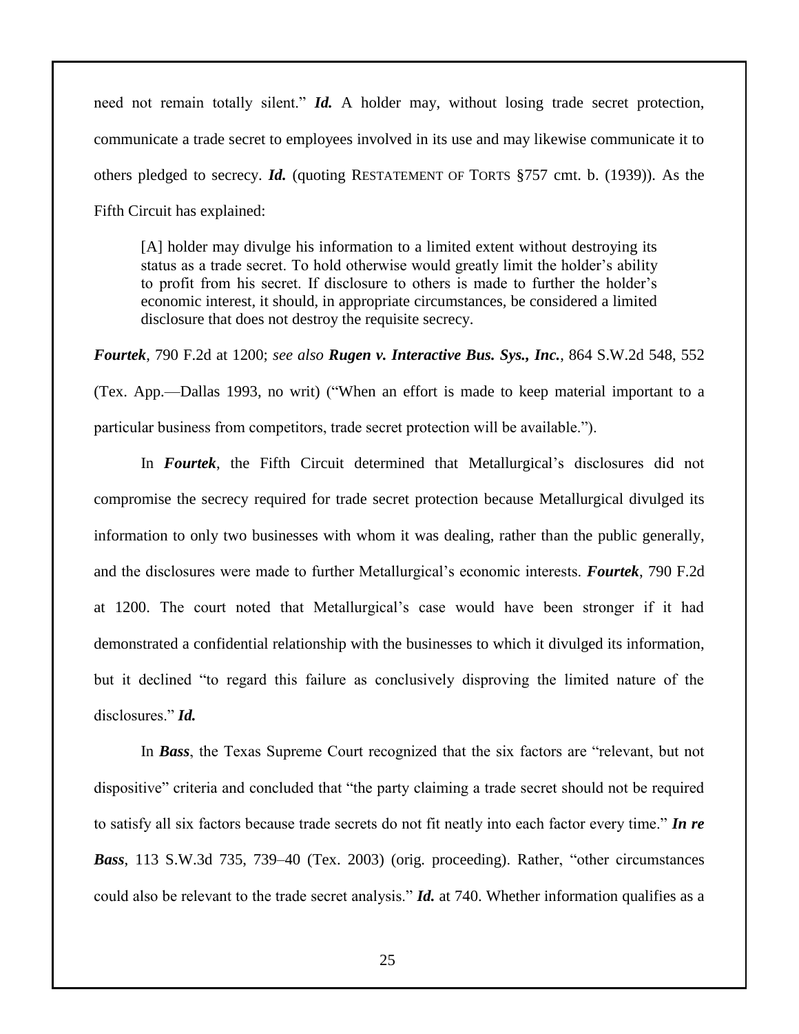need not remain totally silent." ***Id.*** A holder may, without losing trade secret protection, communicate a trade secret to employees involved in its use and may likewise communicate it to others pledged to secrecy. ***Id.*** (quoting RESTATEMENT OF TORTS §757 cmt. b. (1939)). As the Fifth Circuit has explained:

> [A] holder may divulge his information to a limited extent without destroying its status as a trade secret. To hold otherwise would greatly limit the holder's ability to profit from his secret. If disclosure to others is made to further the holder's economic interest, it should, in appropriate circumstances, be considered a limited disclosure that does not destroy the requisite secrecy.

***Fourtek***, 790 F.2d at 1200; *see also* ***Rugen v. Interactive Bus. Sys., Inc.***, 864 S.W.2d 548, 552 (Tex. App.—Dallas 1993, no writ) ("When an effort is made to keep material important to a particular business from competitors, trade secret protection will be available.").

In ***Fourtek***, the Fifth Circuit determined that Metallurgical's disclosures did not compromise the secrecy required for trade secret protection because Metallurgical divulged its information to only two businesses with whom it was dealing, rather than the public generally, and the disclosures were made to further Metallurgical's economic interests. ***Fourtek***, 790 F.2d at 1200. The court noted that Metallurgical's case would have been stronger if it had demonstrated a confidential relationship with the businesses to which it divulged its information, but it declined "to regard this failure as conclusively disproving the limited nature of the disclosures." ***Id.***

In ***Bass***, the Texas Supreme Court recognized that the six factors are "relevant, but not dispositive" criteria and concluded that "the party claiming a trade secret should not be required to satisfy all six factors because trade secrets do not fit neatly into each factor every time." ***In re Bass***, 113 S.W.3d 735, 739–40 (Tex. 2003) (orig. proceeding). Rather, "other circumstances could also be relevant to the trade secret analysis." ***Id.*** at 740. Whether information qualifies as a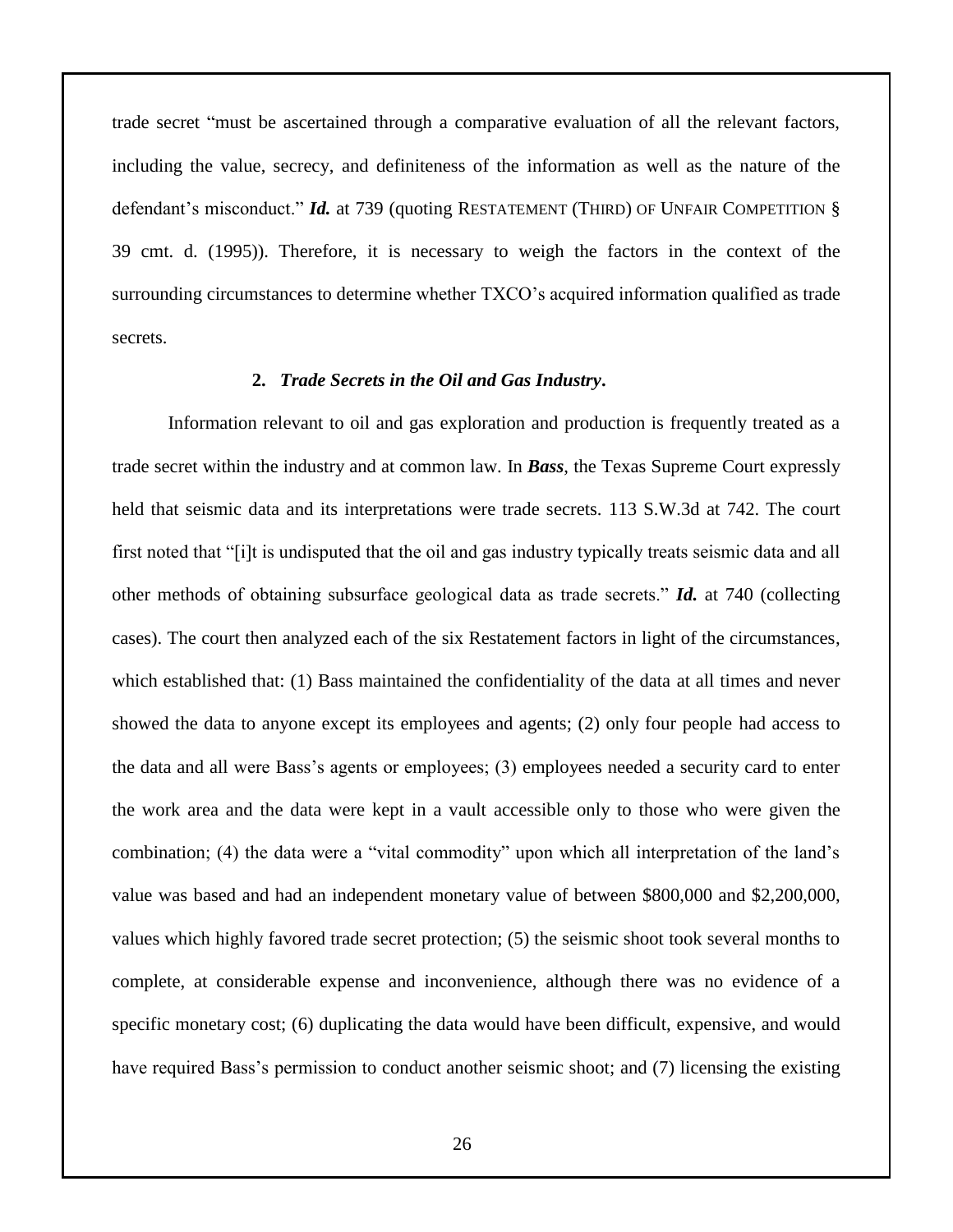trade secret "must be ascertained through a comparative evaluation of all the relevant factors, including the value, secrecy, and definiteness of the information as well as the nature of the defendant's misconduct." ***Id.*** at 739 (quoting RESTATEMENT (THIRD) OF UNFAIR COMPETITION § 39 cmt. d. (1995)). Therefore, it is necessary to weigh the factors in the context of the surrounding circumstances to determine whether TXCO's acquired information qualified as trade secrets.

### 2. *Trade Secrets in the Oil and Gas Industry*.

Information relevant to oil and gas exploration and production is frequently treated as a trade secret within the industry and at common law. In ***Bass***, the Texas Supreme Court expressly held that seismic data and its interpretations were trade secrets. 113 S.W.3d at 742. The court first noted that "[i]t is undisputed that the oil and gas industry typically treats seismic data and all other methods of obtaining subsurface geological data as trade secrets." ***Id.*** at 740 (collecting cases). The court then analyzed each of the six Restatement factors in light of the circumstances, which established that: (1) Bass maintained the confidentiality of the data at all times and never showed the data to anyone except its employees and agents; (2) only four people had access to the data and all were Bass's agents or employees; (3) employees needed a security card to enter the work area and the data were kept in a vault accessible only to those who were given the combination; (4) the data were a "vital commodity" upon which all interpretation of the land's value was based and had an independent monetary value of between $800,000 and $2,200,000, values which highly favored trade secret protection; (5) the seismic shoot took several months to complete, at considerable expense and inconvenience, although there was no evidence of a specific monetary cost; (6) duplicating the data would have been difficult, expensive, and would have required Bass's permission to conduct another seismic shoot; and (7) licensing the existing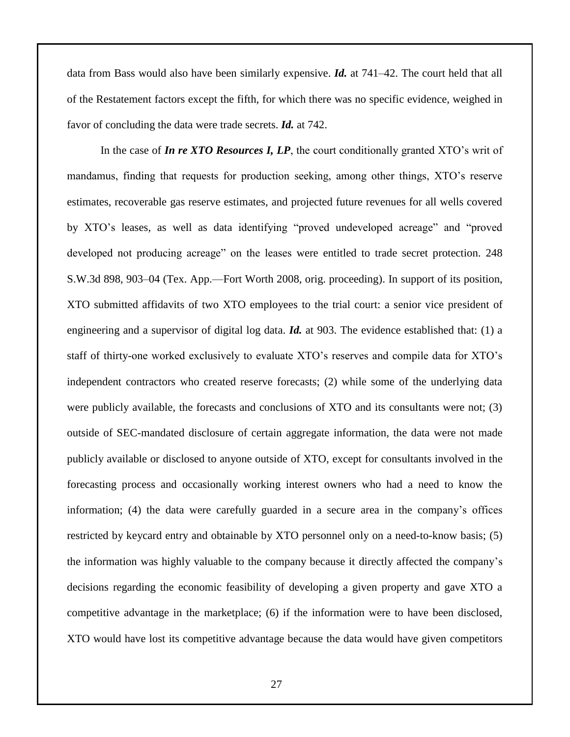data from Bass would also have been similarly expensive. ***Id.*** at 741–42. The court held that all of the Restatement factors except the fifth, for which there was no specific evidence, weighed in favor of concluding the data were trade secrets. ***Id.*** at 742.

In the case of ***In re XTO Resources I, LP***, the court conditionally granted XTO's writ of mandamus, finding that requests for production seeking, among other things, XTO's reserve estimates, recoverable gas reserve estimates, and projected future revenues for all wells covered by XTO's leases, as well as data identifying "proved undeveloped acreage" and "proved developed not producing acreage" on the leases were entitled to trade secret protection. 248 S.W.3d 898, 903–04 (Tex. App.—Fort Worth 2008, orig. proceeding). In support of its position, XTO submitted affidavits of two XTO employees to the trial court: a senior vice president of engineering and a supervisor of digital log data. ***Id.*** at 903. The evidence established that: (1) a staff of thirty-one worked exclusively to evaluate XTO's reserves and compile data for XTO's independent contractors who created reserve forecasts; (2) while some of the underlying data were publicly available, the forecasts and conclusions of XTO and its consultants were not; (3) outside of SEC-mandated disclosure of certain aggregate information, the data were not made publicly available or disclosed to anyone outside of XTO, except for consultants involved in the forecasting process and occasionally working interest owners who had a need to know the information; (4) the data were carefully guarded in a secure area in the company's offices restricted by keycard entry and obtainable by XTO personnel only on a need-to-know basis; (5) the information was highly valuable to the company because it directly affected the company's decisions regarding the economic feasibility of developing a given property and gave XTO a competitive advantage in the marketplace; (6) if the information were to have been disclosed, XTO would have lost its competitive advantage because the data would have given competitors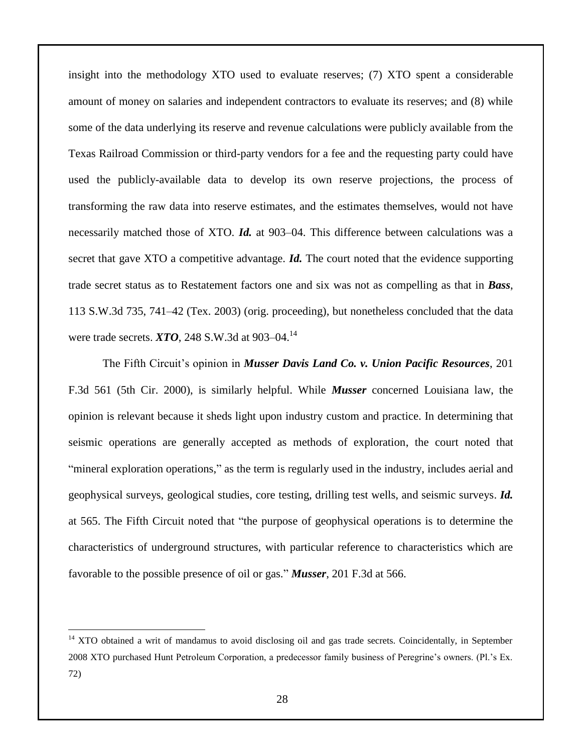insight into the methodology XTO used to evaluate reserves; (7) XTO spent a considerable amount of money on salaries and independent contractors to evaluate its reserves; and (8) while some of the data underlying its reserve and revenue calculations were publicly available from the Texas Railroad Commission or third-party vendors for a fee and the requesting party could have used the publicly-available data to develop its own reserve projections, the process of transforming the raw data into reserve estimates, and the estimates themselves, would not have necessarily matched those of XTO. ***Id.*** at 903–04. This difference between calculations was a secret that gave XTO a competitive advantage. ***Id.*** The court noted that the evidence supporting trade secret status as to Restatement factors one and six was not as compelling as that in ***Bass***, 113 S.W.3d 735, 741–42 (Tex. 2003) (orig. proceeding), but nonetheless concluded that the data were trade secrets. ***XTO***, 248 S.W.3d at 903–04.[14]

The Fifth Circuit's opinion in ***Musser Davis Land Co. v. Union Pacific Resources***, 201 F.3d 561 (5th Cir. 2000), is similarly helpful. While ***Musser*** concerned Louisiana law, the opinion is relevant because it sheds light upon industry custom and practice. In determining that seismic operations are generally accepted as methods of exploration, the court noted that "mineral exploration operations," as the term is regularly used in the industry, includes aerial and geophysical surveys, geological studies, core testing, drilling test wells, and seismic surveys. ***Id.*** at 565. The Fifth Circuit noted that "the purpose of geophysical operations is to determine the characteristics of underground structures, with particular reference to characteristics which are favorable to the possible presence of oil or gas." ***Musser***, 201 F.3d at 566.

---

[14] XTO obtained a writ of mandamus to avoid disclosing oil and gas trade secrets. Coincidentally, in September 2008 XTO purchased Hunt Petroleum Corporation, a predecessor family business of Peregrine's owners. (Pl.'s Ex. 72)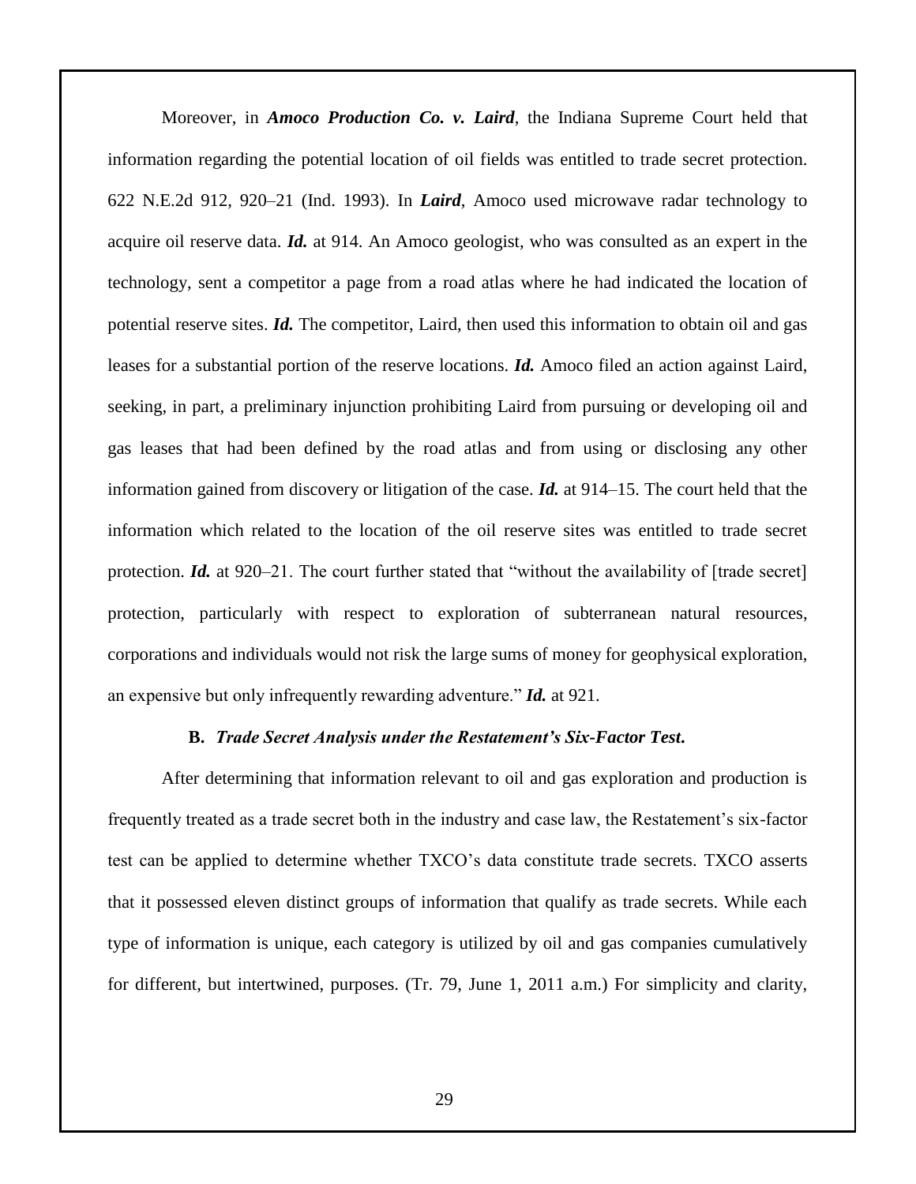Moreover, in ***Amoco Production Co. v. Laird***, the Indiana Supreme Court held that information regarding the potential location of oil fields was entitled to trade secret protection. 622 N.E.2d 912, 920–21 (Ind. 1993). In ***Laird***, Amoco used microwave radar technology to acquire oil reserve data. ***Id.*** at 914. An Amoco geologist, who was consulted as an expert in the technology, sent a competitor a page from a road atlas where he had indicated the location of potential reserve sites. ***Id.*** The competitor, Laird, then used this information to obtain oil and gas leases for a substantial portion of the reserve locations. ***Id.*** Amoco filed an action against Laird, seeking, in part, a preliminary injunction prohibiting Laird from pursuing or developing oil and gas leases that had been defined by the road atlas and from using or disclosing any other information gained from discovery or litigation of the case. ***Id.*** at 914–15. The court held that the information which related to the location of the oil reserve sites was entitled to trade secret protection. ***Id.*** at 920–21. The court further stated that "without the availability of [trade secret] protection, particularly with respect to exploration of subterranean natural resources, corporations and individuals would not risk the large sums of money for geophysical exploration, an expensive but only infrequently rewarding adventure." ***Id.*** at 921.

### B. *Trade Secret Analysis under the Restatement's Six-Factor Test.*

After determining that information relevant to oil and gas exploration and production is frequently treated as a trade secret both in the industry and case law, the Restatement's six-factor test can be applied to determine whether TXCO's data constitute trade secrets. TXCO asserts that it possessed eleven distinct groups of information that qualify as trade secrets. While each type of information is unique, each category is utilized by oil and gas companies cumulatively for different, but intertwined, purposes. (Tr. 79, June 1, 2011 a.m.) For simplicity and clarity,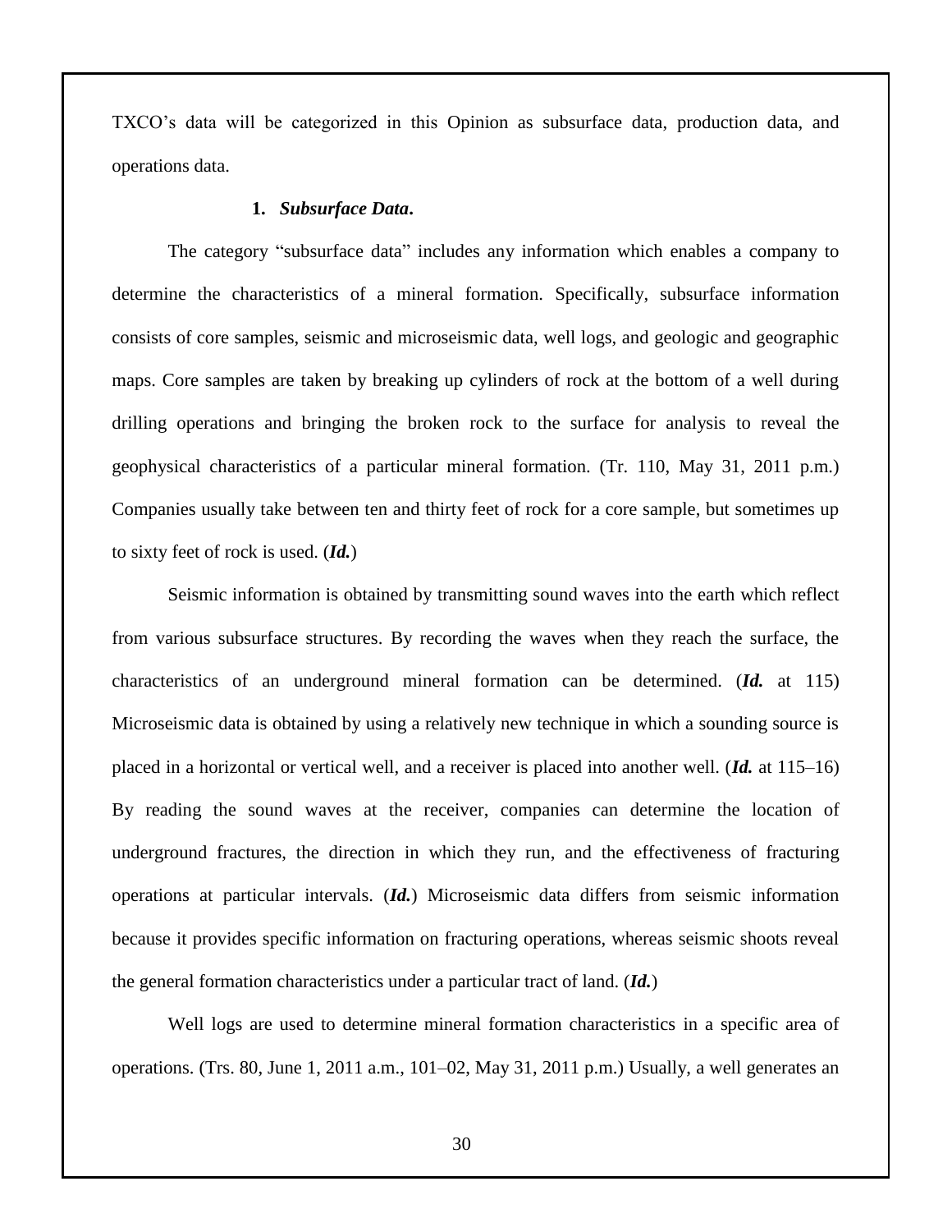TXCO's data will be categorized in this Opinion as subsurface data, production data, and operations data.

**1.** ***Subsurface Data*****.**

The category "subsurface data" includes any information which enables a company to determine the characteristics of a mineral formation. Specifically, subsurface information consists of core samples, seismic and microseismic data, well logs, and geologic and geographic maps. Core samples are taken by breaking up cylinders of rock at the bottom of a well during drilling operations and bringing the broken rock to the surface for analysis to reveal the geophysical characteristics of a particular mineral formation. (Tr. 110, May 31, 2011 p.m.) Companies usually take between ten and thirty feet of rock for a core sample, but sometimes up to sixty feet of rock is used. (***Id.***)

Seismic information is obtained by transmitting sound waves into the earth which reflect from various subsurface structures. By recording the waves when they reach the surface, the characteristics of an underground mineral formation can be determined. (***Id.*** at 115) Microseismic data is obtained by using a relatively new technique in which a sounding source is placed in a horizontal or vertical well, and a receiver is placed into another well. (***Id.*** at 115–16) By reading the sound waves at the receiver, companies can determine the location of underground fractures, the direction in which they run, and the effectiveness of fracturing operations at particular intervals. (***Id.***) Microseismic data differs from seismic information because it provides specific information on fracturing operations, whereas seismic shoots reveal the general formation characteristics under a particular tract of land. (***Id.***)

Well logs are used to determine mineral formation characteristics in a specific area of operations. (Trs. 80, June 1, 2011 a.m., 101–02, May 31, 2011 p.m.) Usually, a well generates an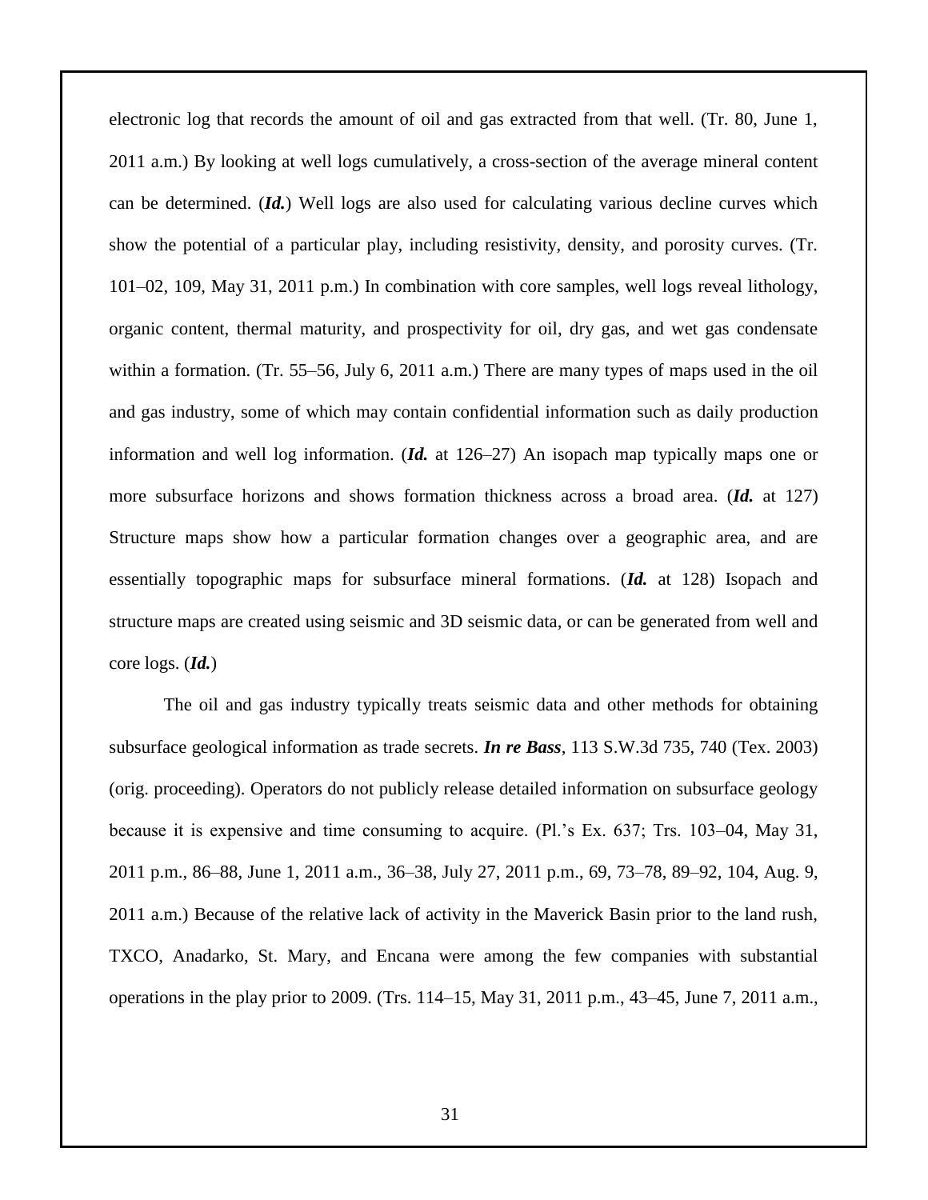electronic log that records the amount of oil and gas extracted from that well. (Tr. 80, June 1, 2011 a.m.) By looking at well logs cumulatively, a cross-section of the average mineral content can be determined. (***Id.***) Well logs are also used for calculating various decline curves which show the potential of a particular play, including resistivity, density, and porosity curves. (Tr. 101–02, 109, May 31, 2011 p.m.) In combination with core samples, well logs reveal lithology, organic content, thermal maturity, and prospectivity for oil, dry gas, and wet gas condensate within a formation. (Tr. 55–56, July 6, 2011 a.m.) There are many types of maps used in the oil and gas industry, some of which may contain confidential information such as daily production information and well log information. (***Id.*** at 126–27) An isopach map typically maps one or more subsurface horizons and shows formation thickness across a broad area. (***Id.*** at 127) Structure maps show how a particular formation changes over a geographic area, and are essentially topographic maps for subsurface mineral formations. (***Id.*** at 128) Isopach and structure maps are created using seismic and 3D seismic data, or can be generated from well and core logs. (***Id.***)

The oil and gas industry typically treats seismic data and other methods for obtaining subsurface geological information as trade secrets. ***In re Bass***, 113 S.W.3d 735, 740 (Tex. 2003) (orig. proceeding). Operators do not publicly release detailed information on subsurface geology because it is expensive and time consuming to acquire. (Pl.'s Ex. 637; Trs. 103–04, May 31, 2011 p.m., 86–88, June 1, 2011 a.m., 36–38, July 27, 2011 p.m., 69, 73–78, 89–92, 104, Aug. 9, 2011 a.m.) Because of the relative lack of activity in the Maverick Basin prior to the land rush, TXCO, Anadarko, St. Mary, and Encana were among the few companies with substantial operations in the play prior to 2009. (Trs. 114–15, May 31, 2011 p.m., 43–45, June 7, 2011 a.m.,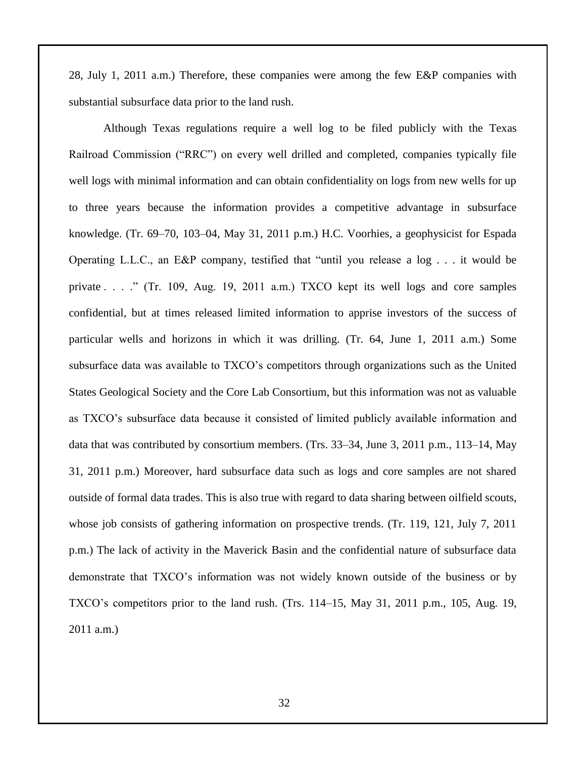28, July 1, 2011 a.m.) Therefore, these companies were among the few E&P companies with substantial subsurface data prior to the land rush.

Although Texas regulations require a well log to be filed publicly with the Texas Railroad Commission ("RRC") on every well drilled and completed, companies typically file well logs with minimal information and can obtain confidentiality on logs from new wells for up to three years because the information provides a competitive advantage in subsurface knowledge. (Tr. 69–70, 103–04, May 31, 2011 p.m.) H.C. Voorhies, a geophysicist for Espada Operating L.L.C., an E&P company, testified that "until you release a log . . . it would be private . . . ." (Tr. 109, Aug. 19, 2011 a.m.) TXCO kept its well logs and core samples confidential, but at times released limited information to apprise investors of the success of particular wells and horizons in which it was drilling. (Tr. 64, June 1, 2011 a.m.) Some subsurface data was available to TXCO's competitors through organizations such as the United States Geological Society and the Core Lab Consortium, but this information was not as valuable as TXCO's subsurface data because it consisted of limited publicly available information and data that was contributed by consortium members. (Trs. 33–34, June 3, 2011 p.m., 113–14, May 31, 2011 p.m.) Moreover, hard subsurface data such as logs and core samples are not shared outside of formal data trades. This is also true with regard to data sharing between oilfield scouts, whose job consists of gathering information on prospective trends. (Tr. 119, 121, July 7, 2011 p.m.) The lack of activity in the Maverick Basin and the confidential nature of subsurface data demonstrate that TXCO's information was not widely known outside of the business or by TXCO's competitors prior to the land rush. (Trs. 114–15, May 31, 2011 p.m., 105, Aug. 19, 2011 a.m.)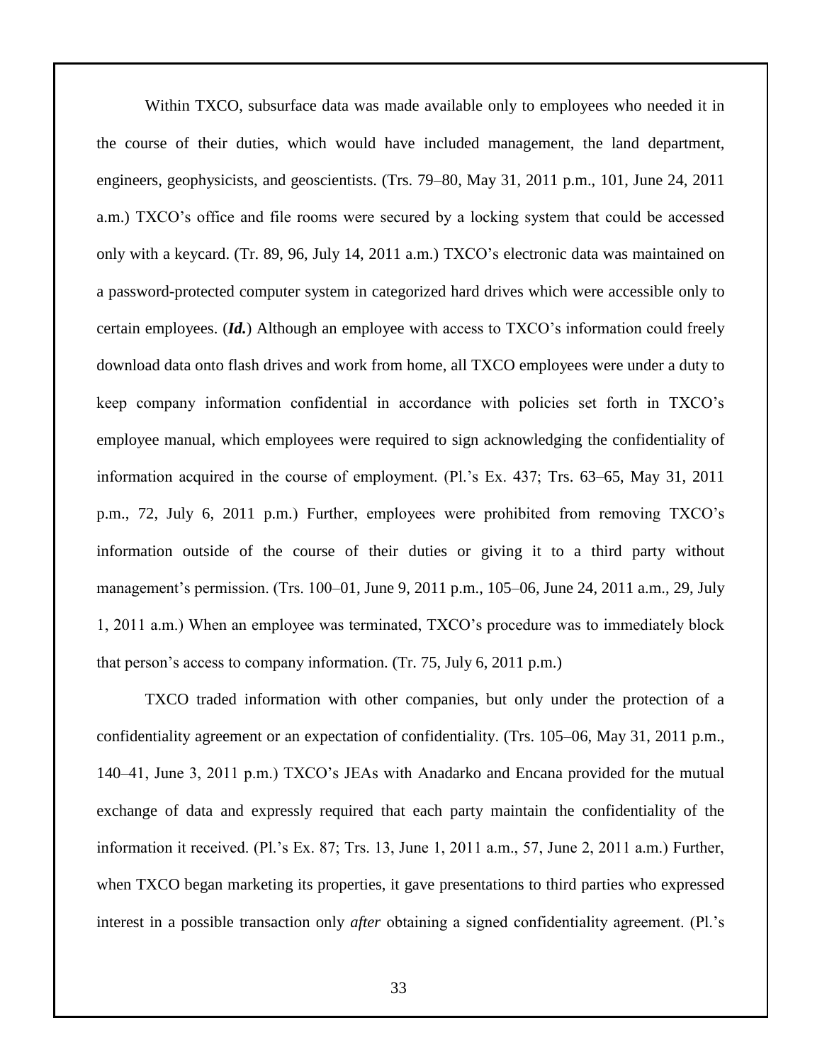Within TXCO, subsurface data was made available only to employees who needed it in the course of their duties, which would have included management, the land department, engineers, geophysicists, and geoscientists. (Trs. 79–80, May 31, 2011 p.m., 101, June 24, 2011 a.m.) TXCO's office and file rooms were secured by a locking system that could be accessed only with a keycard. (Tr. 89, 96, July 14, 2011 a.m.) TXCO's electronic data was maintained on a password-protected computer system in categorized hard drives which were accessible only to certain employees. (***Id.***) Although an employee with access to TXCO's information could freely download data onto flash drives and work from home, all TXCO employees were under a duty to keep company information confidential in accordance with policies set forth in TXCO's employee manual, which employees were required to sign acknowledging the confidentiality of information acquired in the course of employment. (Pl.'s Ex. 437; Trs. 63–65, May 31, 2011 p.m., 72, July 6, 2011 p.m.) Further, employees were prohibited from removing TXCO's information outside of the course of their duties or giving it to a third party without management's permission. (Trs. 100–01, June 9, 2011 p.m., 105–06, June 24, 2011 a.m., 29, July 1, 2011 a.m.) When an employee was terminated, TXCO's procedure was to immediately block that person's access to company information. (Tr. 75, July 6, 2011 p.m.)

TXCO traded information with other companies, but only under the protection of a confidentiality agreement or an expectation of confidentiality. (Trs. 105–06, May 31, 2011 p.m., 140–41, June 3, 2011 p.m.) TXCO's JEAs with Anadarko and Encana provided for the mutual exchange of data and expressly required that each party maintain the confidentiality of the information it received. (Pl.'s Ex. 87; Trs. 13, June 1, 2011 a.m., 57, June 2, 2011 a.m.) Further, when TXCO began marketing its properties, it gave presentations to third parties who expressed interest in a possible transaction only *after* obtaining a signed confidentiality agreement. (Pl.'s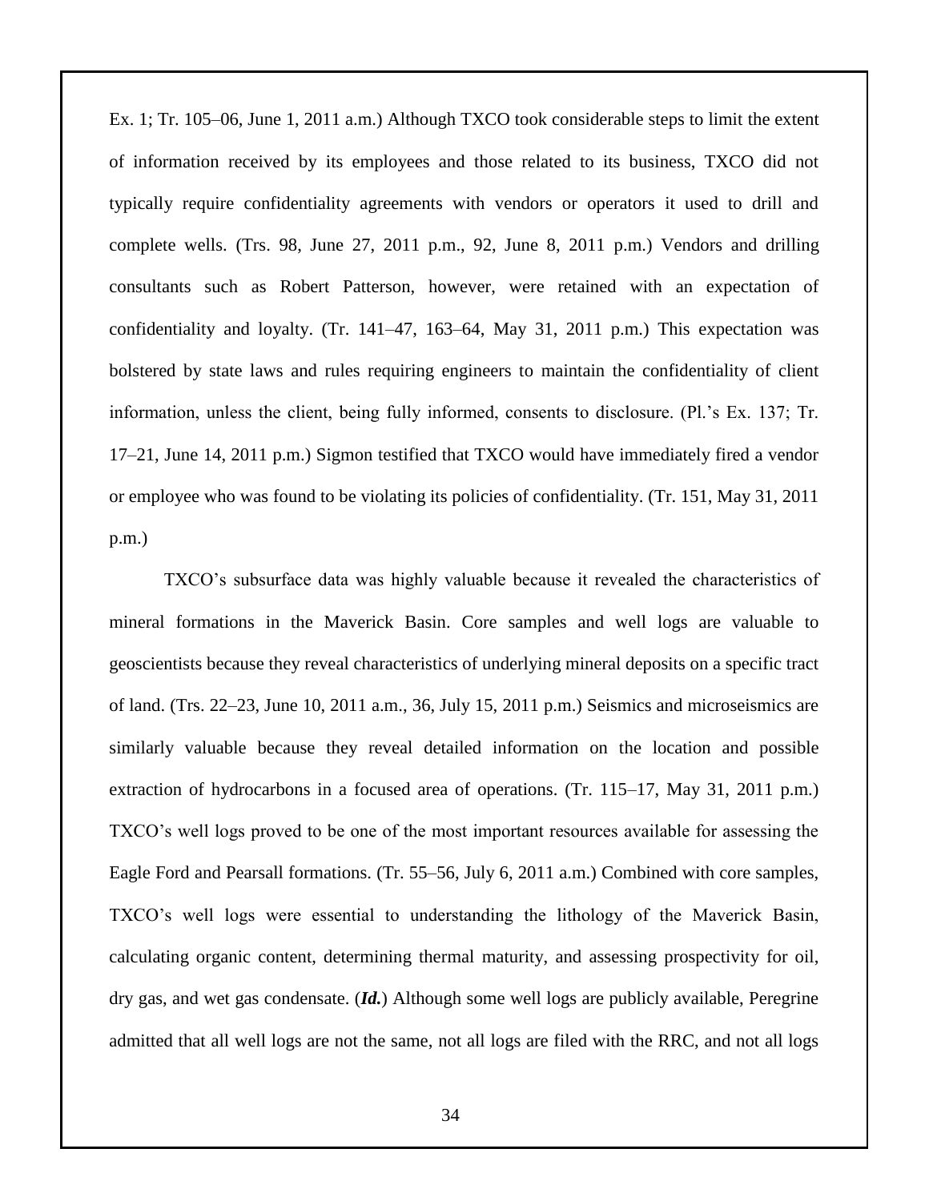Ex. 1; Tr. 105–06, June 1, 2011 a.m.) Although TXCO took considerable steps to limit the extent of information received by its employees and those related to its business, TXCO did not typically require confidentiality agreements with vendors or operators it used to drill and complete wells. (Trs. 98, June 27, 2011 p.m., 92, June 8, 2011 p.m.) Vendors and drilling consultants such as Robert Patterson, however, were retained with an expectation of confidentiality and loyalty. (Tr. 141–47, 163–64, May 31, 2011 p.m.) This expectation was bolstered by state laws and rules requiring engineers to maintain the confidentiality of client information, unless the client, being fully informed, consents to disclosure. (Pl.'s Ex. 137; Tr. 17–21, June 14, 2011 p.m.) Sigmon testified that TXCO would have immediately fired a vendor or employee who was found to be violating its policies of confidentiality. (Tr. 151, May 31, 2011 p.m.)

TXCO's subsurface data was highly valuable because it revealed the characteristics of mineral formations in the Maverick Basin. Core samples and well logs are valuable to geoscientists because they reveal characteristics of underlying mineral deposits on a specific tract of land. (Trs. 22–23, June 10, 2011 a.m., 36, July 15, 2011 p.m.) Seismics and microseismics are similarly valuable because they reveal detailed information on the location and possible extraction of hydrocarbons in a focused area of operations. (Tr. 115–17, May 31, 2011 p.m.) TXCO's well logs proved to be one of the most important resources available for assessing the Eagle Ford and Pearsall formations. (Tr. 55–56, July 6, 2011 a.m.) Combined with core samples, TXCO's well logs were essential to understanding the lithology of the Maverick Basin, calculating organic content, determining thermal maturity, and assessing prospectivity for oil, dry gas, and wet gas condensate. (***Id.***) Although some well logs are publicly available, Peregrine admitted that all well logs are not the same, not all logs are filed with the RRC, and not all logs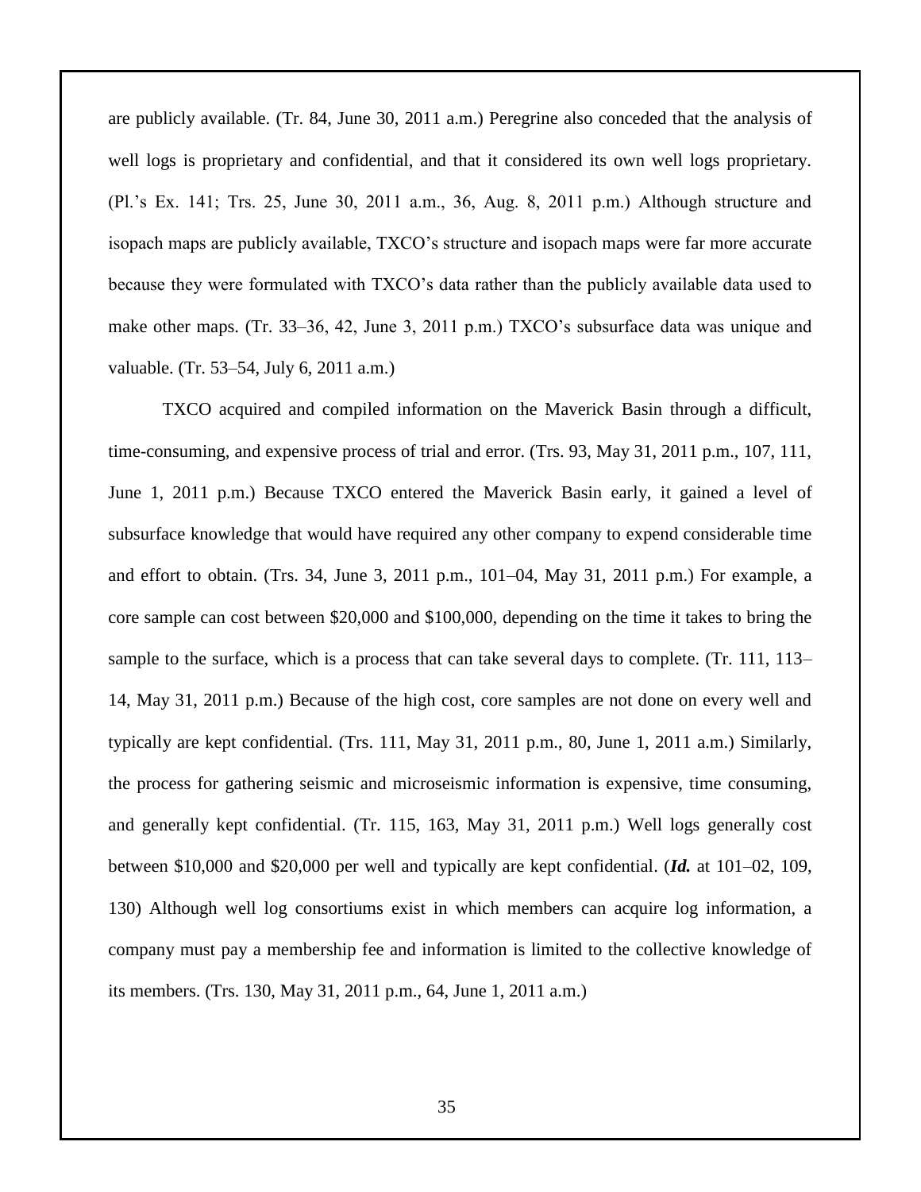are publicly available. (Tr. 84, June 30, 2011 a.m.) Peregrine also conceded that the analysis of well logs is proprietary and confidential, and that it considered its own well logs proprietary. (Pl.'s Ex. 141; Trs. 25, June 30, 2011 a.m., 36, Aug. 8, 2011 p.m.) Although structure and isopach maps are publicly available, TXCO's structure and isopach maps were far more accurate because they were formulated with TXCO's data rather than the publicly available data used to make other maps. (Tr. 33–36, 42, June 3, 2011 p.m.) TXCO's subsurface data was unique and valuable. (Tr. 53–54, July 6, 2011 a.m.)

TXCO acquired and compiled information on the Maverick Basin through a difficult, time-consuming, and expensive process of trial and error. (Trs. 93, May 31, 2011 p.m., 107, 111, June 1, 2011 p.m.) Because TXCO entered the Maverick Basin early, it gained a level of subsurface knowledge that would have required any other company to expend considerable time and effort to obtain. (Trs. 34, June 3, 2011 p.m., 101–04, May 31, 2011 p.m.) For example, a core sample can cost between $20,000 and $100,000, depending on the time it takes to bring the sample to the surface, which is a process that can take several days to complete. (Tr. 111, 113–14, May 31, 2011 p.m.) Because of the high cost, core samples are not done on every well and typically are kept confidential. (Trs. 111, May 31, 2011 p.m., 80, June 1, 2011 a.m.) Similarly, the process for gathering seismic and microseismic information is expensive, time consuming, and generally kept confidential. (Tr. 115, 163, May 31, 2011 p.m.) Well logs generally cost between $10,000 and $20,000 per well and typically are kept confidential. (***Id.*** at 101–02, 109, 130) Although well log consortiums exist in which members can acquire log information, a company must pay a membership fee and information is limited to the collective knowledge of its members. (Trs. 130, May 31, 2011 p.m., 64, June 1, 2011 a.m.)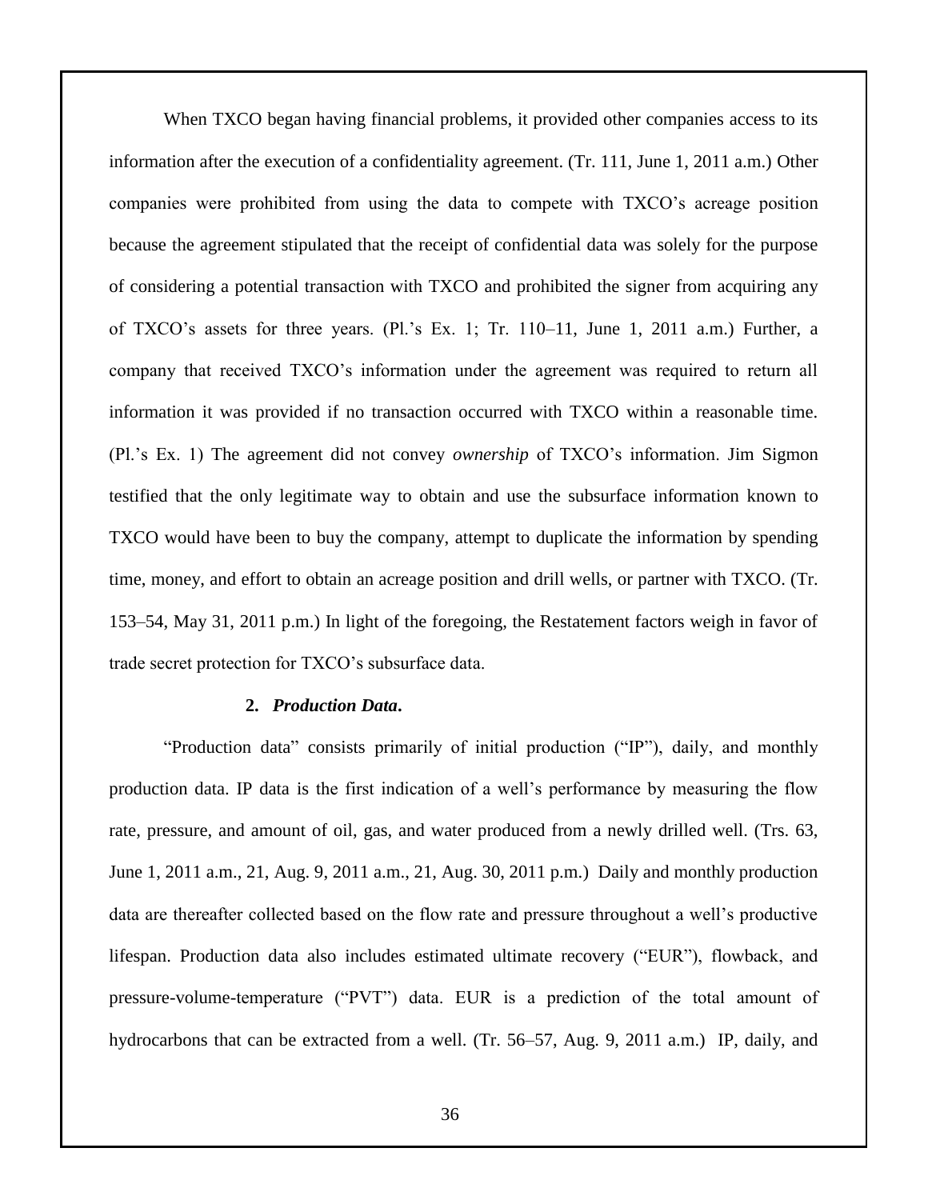When TXCO began having financial problems, it provided other companies access to its information after the execution of a confidentiality agreement. (Tr. 111, June 1, 2011 a.m.) Other companies were prohibited from using the data to compete with TXCO's acreage position because the agreement stipulated that the receipt of confidential data was solely for the purpose of considering a potential transaction with TXCO and prohibited the signer from acquiring any of TXCO's assets for three years. (Pl.'s Ex. 1; Tr. 110–11, June 1, 2011 a.m.) Further, a company that received TXCO's information under the agreement was required to return all information it was provided if no transaction occurred with TXCO within a reasonable time. (Pl.'s Ex. 1) The agreement did not convey *ownership* of TXCO's information. Jim Sigmon testified that the only legitimate way to obtain and use the subsurface information known to TXCO would have been to buy the company, attempt to duplicate the information by spending time, money, and effort to obtain an acreage position and drill wells, or partner with TXCO. (Tr. 153–54, May 31, 2011 p.m.) In light of the foregoing, the Restatement factors weigh in favor of trade secret protection for TXCO's subsurface data.

**2. *Production Data*.**

"Production data" consists primarily of initial production ("IP"), daily, and monthly production data. IP data is the first indication of a well's performance by measuring the flow rate, pressure, and amount of oil, gas, and water produced from a newly drilled well. (Trs. 63, June 1, 2011 a.m., 21, Aug. 9, 2011 a.m., 21, Aug. 30, 2011 p.m.) Daily and monthly production data are thereafter collected based on the flow rate and pressure throughout a well's productive lifespan. Production data also includes estimated ultimate recovery ("EUR"), flowback, and pressure-volume-temperature ("PVT") data. EUR is a prediction of the total amount of hydrocarbons that can be extracted from a well. (Tr. 56–57, Aug. 9, 2011 a.m.) IP, daily, and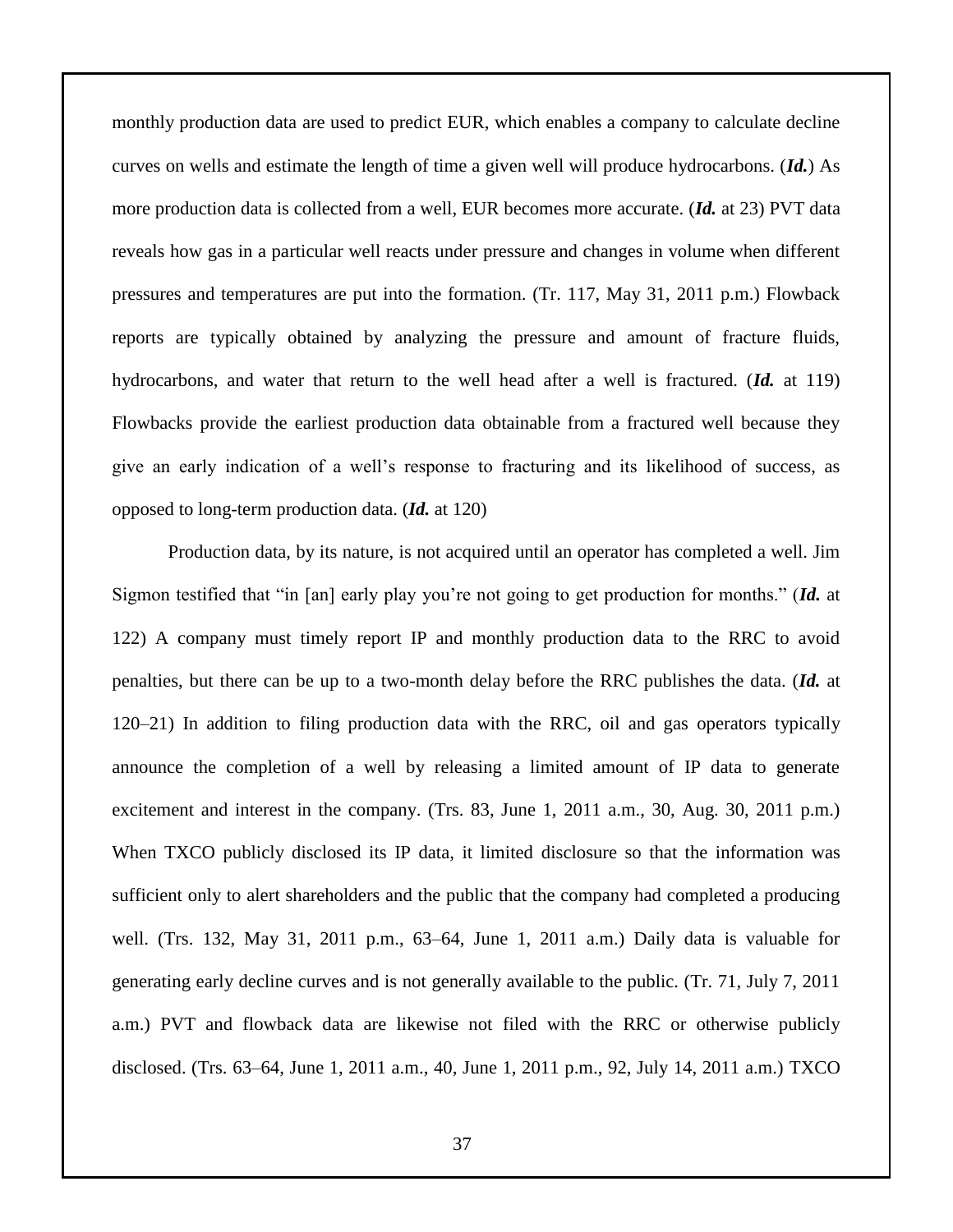monthly production data are used to predict EUR, which enables a company to calculate decline curves on wells and estimate the length of time a given well will produce hydrocarbons. (***Id.***) As more production data is collected from a well, EUR becomes more accurate. (***Id.*** at 23) PVT data reveals how gas in a particular well reacts under pressure and changes in volume when different pressures and temperatures are put into the formation. (Tr. 117, May 31, 2011 p.m.) Flowback reports are typically obtained by analyzing the pressure and amount of fracture fluids, hydrocarbons, and water that return to the well head after a well is fractured. (***Id.*** at 119) Flowbacks provide the earliest production data obtainable from a fractured well because they give an early indication of a well's response to fracturing and its likelihood of success, as opposed to long-term production data. (***Id.*** at 120)

Production data, by its nature, is not acquired until an operator has completed a well. Jim Sigmon testified that "in [an] early play you're not going to get production for months." (***Id.*** at 122) A company must timely report IP and monthly production data to the RRC to avoid penalties, but there can be up to a two-month delay before the RRC publishes the data. (***Id.*** at 120–21) In addition to filing production data with the RRC, oil and gas operators typically announce the completion of a well by releasing a limited amount of IP data to generate excitement and interest in the company. (Trs. 83, June 1, 2011 a.m., 30, Aug. 30, 2011 p.m.) When TXCO publicly disclosed its IP data, it limited disclosure so that the information was sufficient only to alert shareholders and the public that the company had completed a producing well. (Trs. 132, May 31, 2011 p.m., 63–64, June 1, 2011 a.m.) Daily data is valuable for generating early decline curves and is not generally available to the public. (Tr. 71, July 7, 2011 a.m.) PVT and flowback data are likewise not filed with the RRC or otherwise publicly disclosed. (Trs. 63–64, June 1, 2011 a.m., 40, June 1, 2011 p.m., 92, July 14, 2011 a.m.) TXCO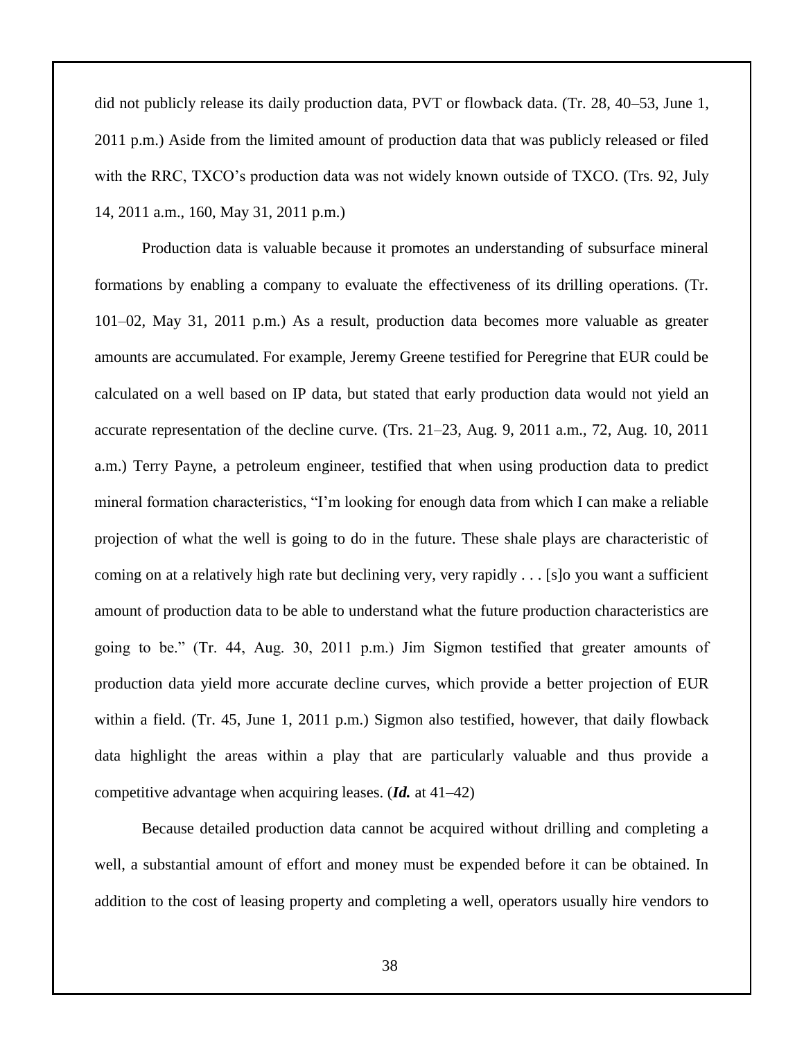did not publicly release its daily production data, PVT or flowback data. (Tr. 28, 40–53, June 1, 2011 p.m.) Aside from the limited amount of production data that was publicly released or filed with the RRC, TXCO's production data was not widely known outside of TXCO. (Trs. 92, July 14, 2011 a.m., 160, May 31, 2011 p.m.)

Production data is valuable because it promotes an understanding of subsurface mineral formations by enabling a company to evaluate the effectiveness of its drilling operations. (Tr. 101–02, May 31, 2011 p.m.) As a result, production data becomes more valuable as greater amounts are accumulated. For example, Jeremy Greene testified for Peregrine that EUR could be calculated on a well based on IP data, but stated that early production data would not yield an accurate representation of the decline curve. (Trs. 21–23, Aug. 9, 2011 a.m., 72, Aug. 10, 2011 a.m.) Terry Payne, a petroleum engineer, testified that when using production data to predict mineral formation characteristics, "I'm looking for enough data from which I can make a reliable projection of what the well is going to do in the future. These shale plays are characteristic of coming on at a relatively high rate but declining very, very rapidly . . . [s]o you want a sufficient amount of production data to be able to understand what the future production characteristics are going to be." (Tr. 44, Aug. 30, 2011 p.m.) Jim Sigmon testified that greater amounts of production data yield more accurate decline curves, which provide a better projection of EUR within a field. (Tr. 45, June 1, 2011 p.m.) Sigmon also testified, however, that daily flowback data highlight the areas within a play that are particularly valuable and thus provide a competitive advantage when acquiring leases. (***Id.*** at 41–42)

Because detailed production data cannot be acquired without drilling and completing a well, a substantial amount of effort and money must be expended before it can be obtained. In addition to the cost of leasing property and completing a well, operators usually hire vendors to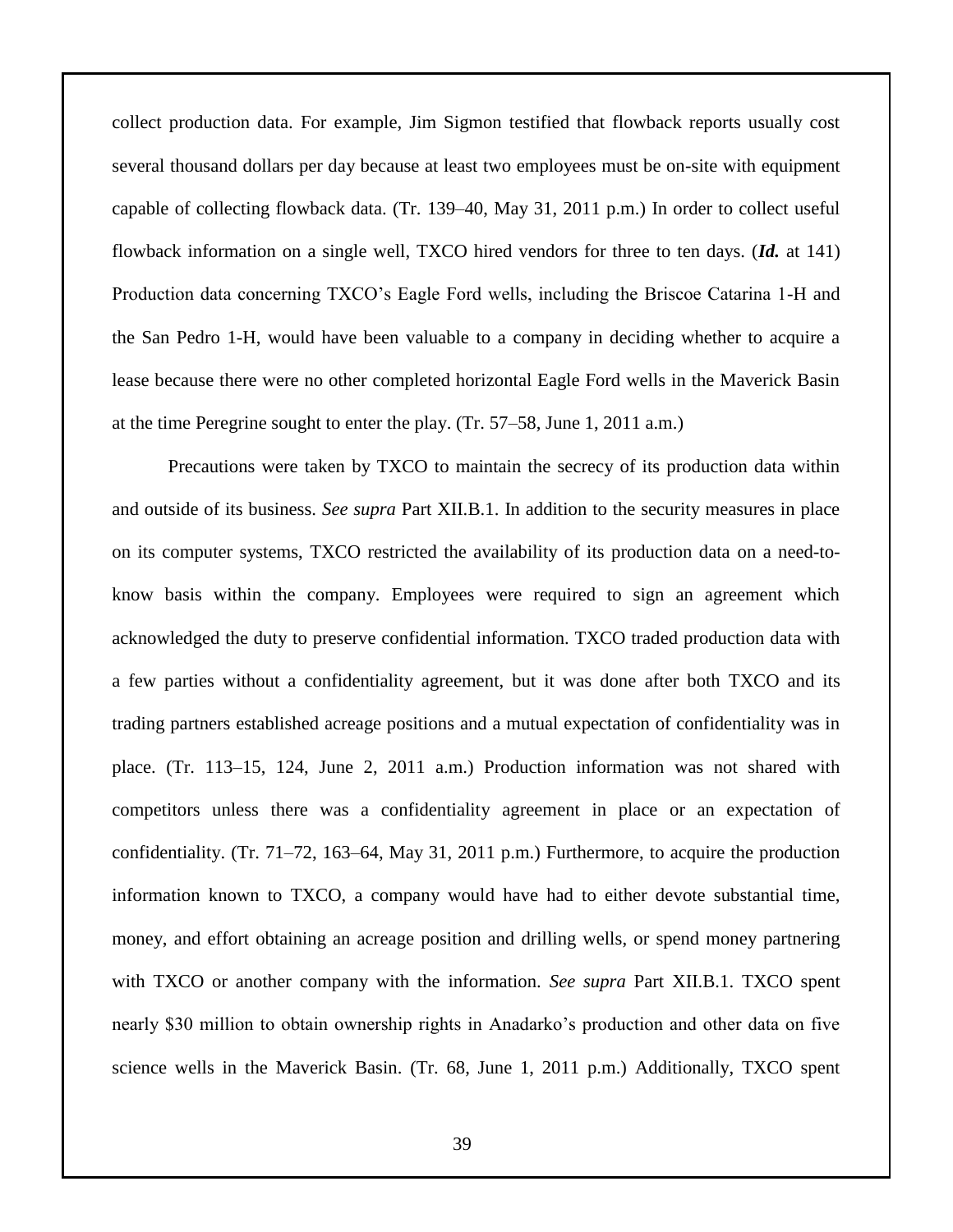collect production data. For example, Jim Sigmon testified that flowback reports usually cost several thousand dollars per day because at least two employees must be on-site with equipment capable of collecting flowback data. (Tr. 139–40, May 31, 2011 p.m.) In order to collect useful flowback information on a single well, TXCO hired vendors for three to ten days. (***Id.*** at 141) Production data concerning TXCO's Eagle Ford wells, including the Briscoe Catarina 1-H and the San Pedro 1-H, would have been valuable to a company in deciding whether to acquire a lease because there were no other completed horizontal Eagle Ford wells in the Maverick Basin at the time Peregrine sought to enter the play. (Tr. 57–58, June 1, 2011 a.m.)

Precautions were taken by TXCO to maintain the secrecy of its production data within and outside of its business. *See supra* Part XII.B.1. In addition to the security measures in place on its computer systems, TXCO restricted the availability of its production data on a need-to-know basis within the company. Employees were required to sign an agreement which acknowledged the duty to preserve confidential information. TXCO traded production data with a few parties without a confidentiality agreement, but it was done after both TXCO and its trading partners established acreage positions and a mutual expectation of confidentiality was in place. (Tr. 113–15, 124, June 2, 2011 a.m.) Production information was not shared with competitors unless there was a confidentiality agreement in place or an expectation of confidentiality. (Tr. 71–72, 163–64, May 31, 2011 p.m.) Furthermore, to acquire the production information known to TXCO, a company would have had to either devote substantial time, money, and effort obtaining an acreage position and drilling wells, or spend money partnering with TXCO or another company with the information. *See supra* Part XII.B.1. TXCO spent nearly $30 million to obtain ownership rights in Anadarko's production and other data on five science wells in the Maverick Basin. (Tr. 68, June 1, 2011 p.m.) Additionally, TXCO spent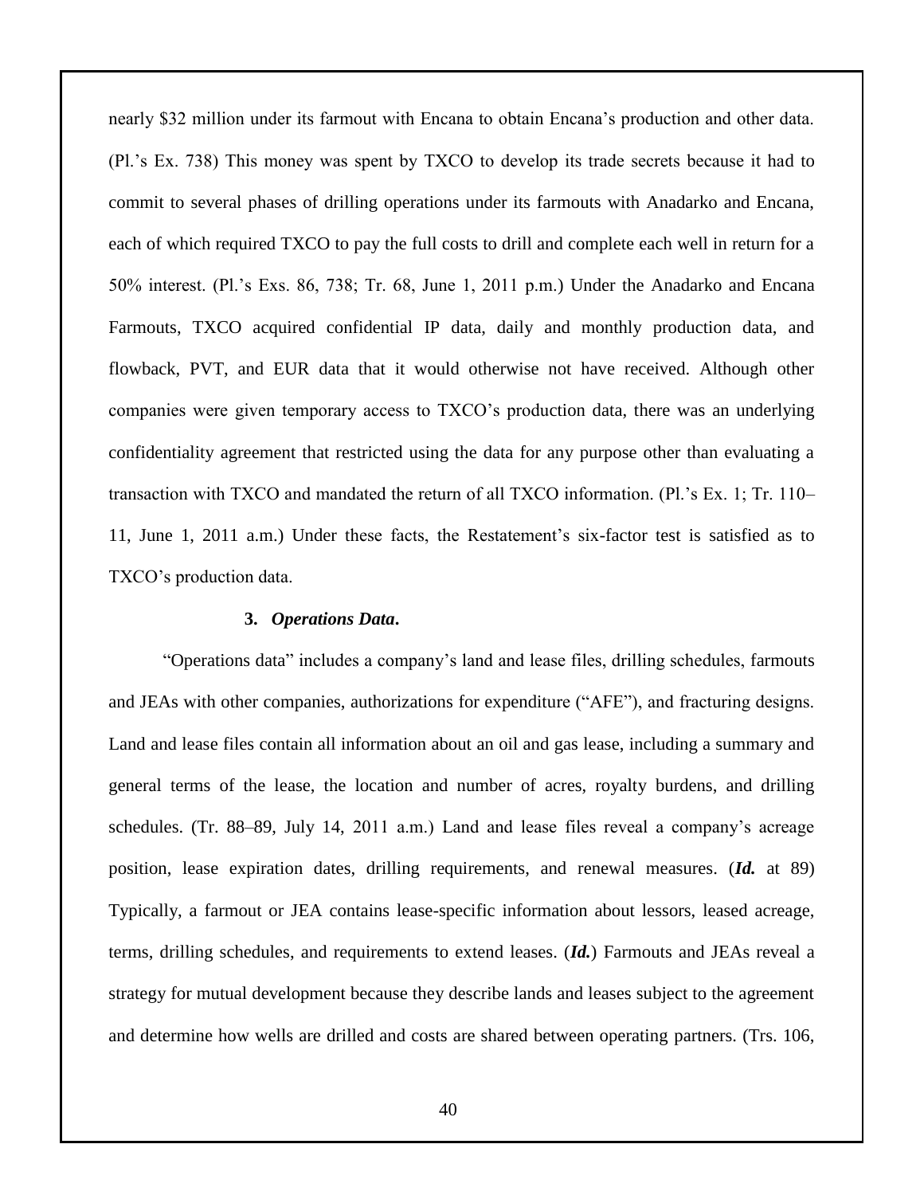nearly $32 million under its farmout with Encana to obtain Encana's production and other data. (Pl.'s Ex. 738) This money was spent by TXCO to develop its trade secrets because it had to commit to several phases of drilling operations under its farmouts with Anadarko and Encana, each of which required TXCO to pay the full costs to drill and complete each well in return for a 50% interest. (Pl.'s Exs. 86, 738; Tr. 68, June 1, 2011 p.m.) Under the Anadarko and Encana Farmouts, TXCO acquired confidential IP data, daily and monthly production data, and flowback, PVT, and EUR data that it would otherwise not have received. Although other companies were given temporary access to TXCO's production data, there was an underlying confidentiality agreement that restricted using the data for any purpose other than evaluating a transaction with TXCO and mandated the return of all TXCO information. (Pl.'s Ex. 1; Tr. 110–11, June 1, 2011 a.m.) Under these facts, the Restatement's six-factor test is satisfied as to TXCO's production data.

### 3. *Operations Data*.

"Operations data" includes a company's land and lease files, drilling schedules, farmouts and JEAs with other companies, authorizations for expenditure ("AFE"), and fracturing designs. Land and lease files contain all information about an oil and gas lease, including a summary and general terms of the lease, the location and number of acres, royalty burdens, and drilling schedules. (Tr. 88–89, July 14, 2011 a.m.) Land and lease files reveal a company's acreage position, lease expiration dates, drilling requirements, and renewal measures. (***Id.*** at 89) Typically, a farmout or JEA contains lease-specific information about lessors, leased acreage, terms, drilling schedules, and requirements to extend leases. (***Id.***) Farmouts and JEAs reveal a strategy for mutual development because they describe lands and leases subject to the agreement and determine how wells are drilled and costs are shared between operating partners. (Trs. 106,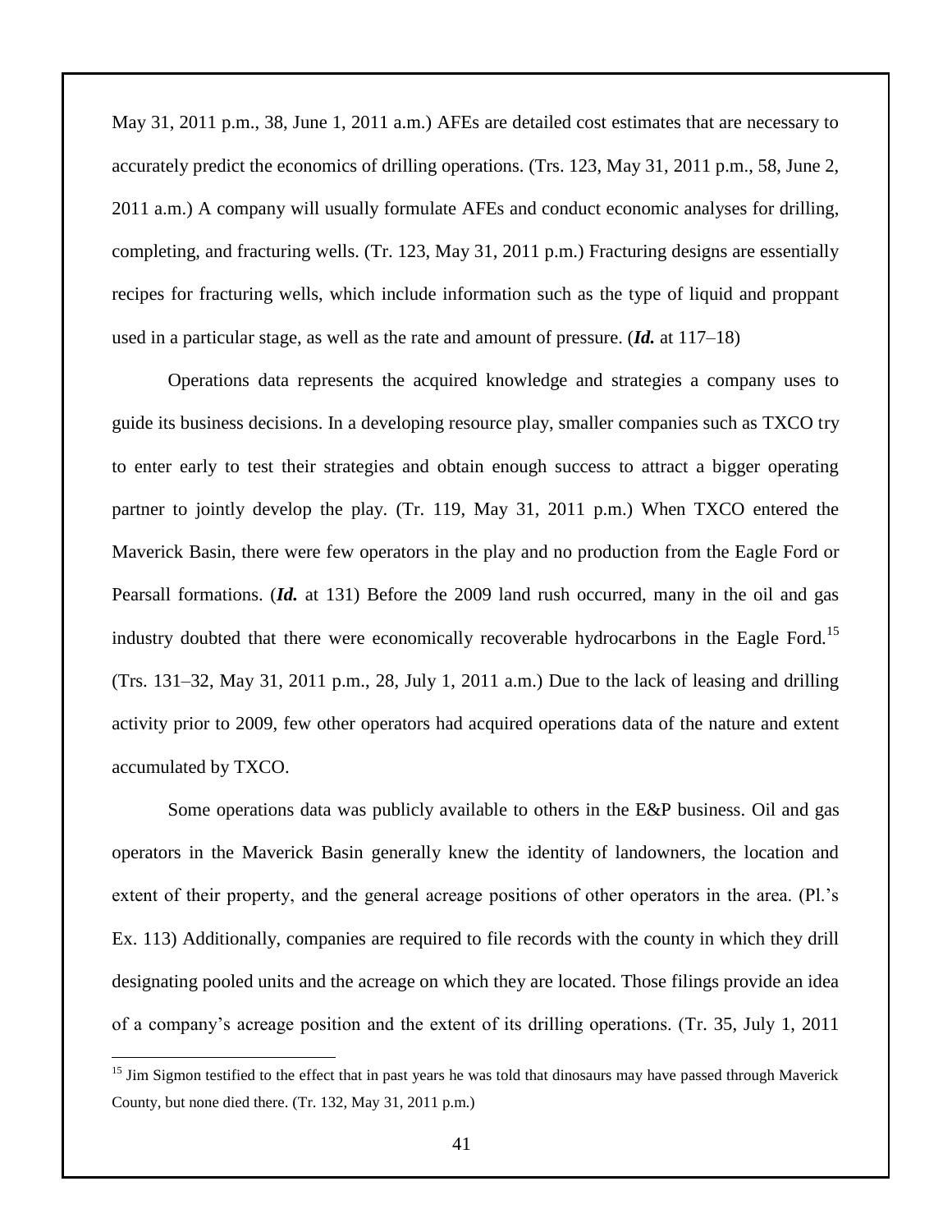May 31, 2011 p.m., 38, June 1, 2011 a.m.) AFEs are detailed cost estimates that are necessary to accurately predict the economics of drilling operations. (Trs. 123, May 31, 2011 p.m., 58, June 2, 2011 a.m.) A company will usually formulate AFEs and conduct economic analyses for drilling, completing, and fracturing wells. (Tr. 123, May 31, 2011 p.m.) Fracturing designs are essentially recipes for fracturing wells, which include information such as the type of liquid and proppant used in a particular stage, as well as the rate and amount of pressure. (***Id.*** at 117–18)

Operations data represents the acquired knowledge and strategies a company uses to guide its business decisions. In a developing resource play, smaller companies such as TXCO try to enter early to test their strategies and obtain enough success to attract a bigger operating partner to jointly develop the play. (Tr. 119, May 31, 2011 p.m.) When TXCO entered the Maverick Basin, there were few operators in the play and no production from the Eagle Ford or Pearsall formations. (***Id.*** at 131) Before the 2009 land rush occurred, many in the oil and gas industry doubted that there were economically recoverable hydrocarbons in the Eagle Ford.[15] (Trs. 131–32, May 31, 2011 p.m., 28, July 1, 2011 a.m.) Due to the lack of leasing and drilling activity prior to 2009, few other operators had acquired operations data of the nature and extent accumulated by TXCO.

Some operations data was publicly available to others in the E&P business. Oil and gas operators in the Maverick Basin generally knew the identity of landowners, the location and extent of their property, and the general acreage positions of other operators in the area. (Pl.'s Ex. 113) Additionally, companies are required to file records with the county in which they drill designating pooled units and the acreage on which they are located. Those filings provide an idea of a company's acreage position and the extent of its drilling operations. (Tr. 35, July 1, 2011

[15] Jim Sigmon testified to the effect that in past years he was told that dinosaurs may have passed through Maverick County, but none died there. (Tr. 132, May 31, 2011 p.m.)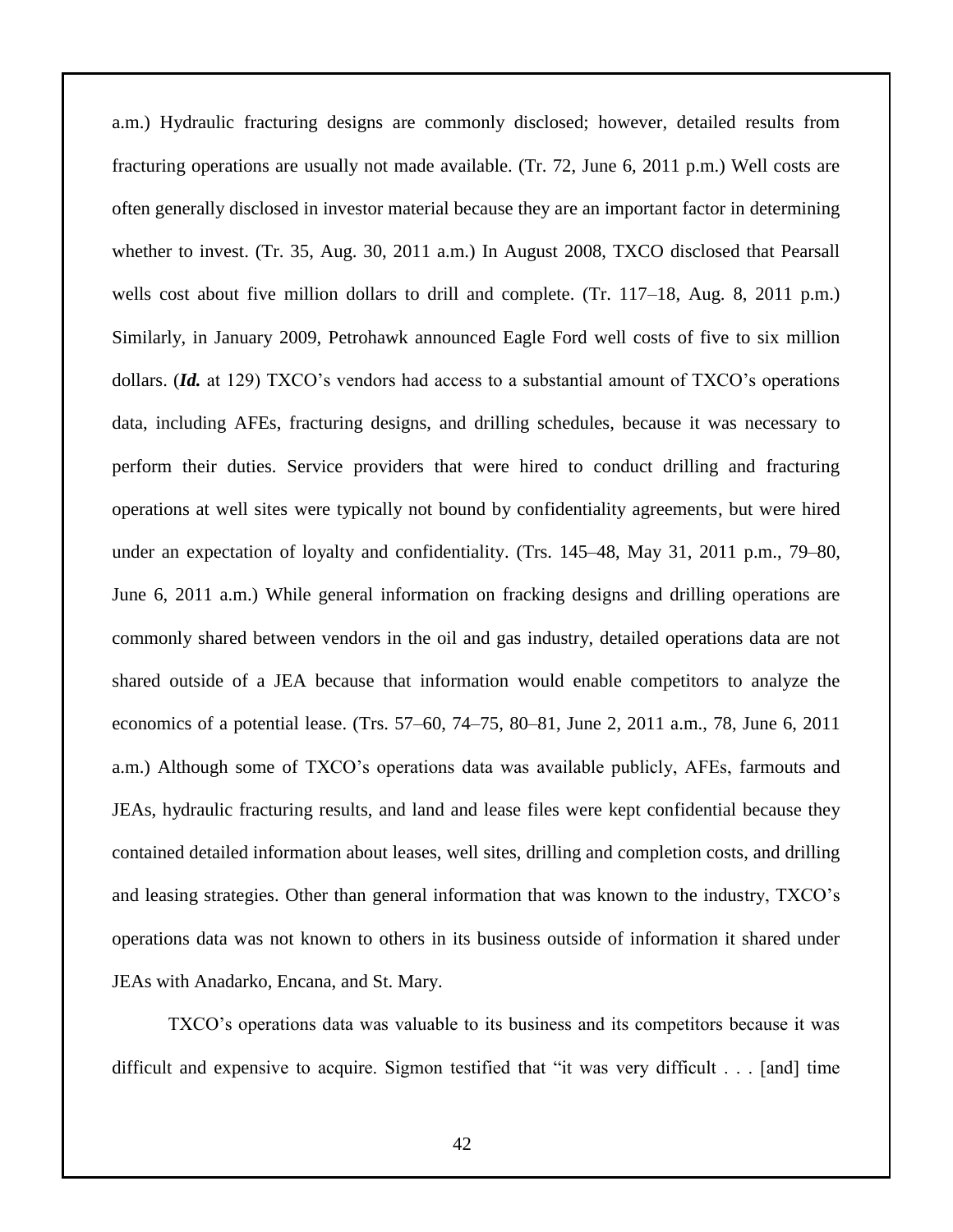a.m.) Hydraulic fracturing designs are commonly disclosed; however, detailed results from fracturing operations are usually not made available. (Tr. 72, June 6, 2011 p.m.) Well costs are often generally disclosed in investor material because they are an important factor in determining whether to invest. (Tr. 35, Aug. 30, 2011 a.m.) In August 2008, TXCO disclosed that Pearsall wells cost about five million dollars to drill and complete. (Tr. 117–18, Aug. 8, 2011 p.m.) Similarly, in January 2009, Petrohawk announced Eagle Ford well costs of five to six million dollars. (***Id.*** at 129) TXCO's vendors had access to a substantial amount of TXCO's operations data, including AFEs, fracturing designs, and drilling schedules, because it was necessary to perform their duties. Service providers that were hired to conduct drilling and fracturing operations at well sites were typically not bound by confidentiality agreements, but were hired under an expectation of loyalty and confidentiality. (Trs. 145–48, May 31, 2011 p.m., 79–80, June 6, 2011 a.m.) While general information on fracking designs and drilling operations are commonly shared between vendors in the oil and gas industry, detailed operations data are not shared outside of a JEA because that information would enable competitors to analyze the economics of a potential lease. (Trs. 57–60, 74–75, 80–81, June 2, 2011 a.m., 78, June 6, 2011 a.m.) Although some of TXCO's operations data was available publicly, AFEs, farmouts and JEAs, hydraulic fracturing results, and land and lease files were kept confidential because they contained detailed information about leases, well sites, drilling and completion costs, and drilling and leasing strategies. Other than general information that was known to the industry, TXCO's operations data was not known to others in its business outside of information it shared under JEAs with Anadarko, Encana, and St. Mary.

TXCO's operations data was valuable to its business and its competitors because it was difficult and expensive to acquire. Sigmon testified that "it was very difficult . . . [and] time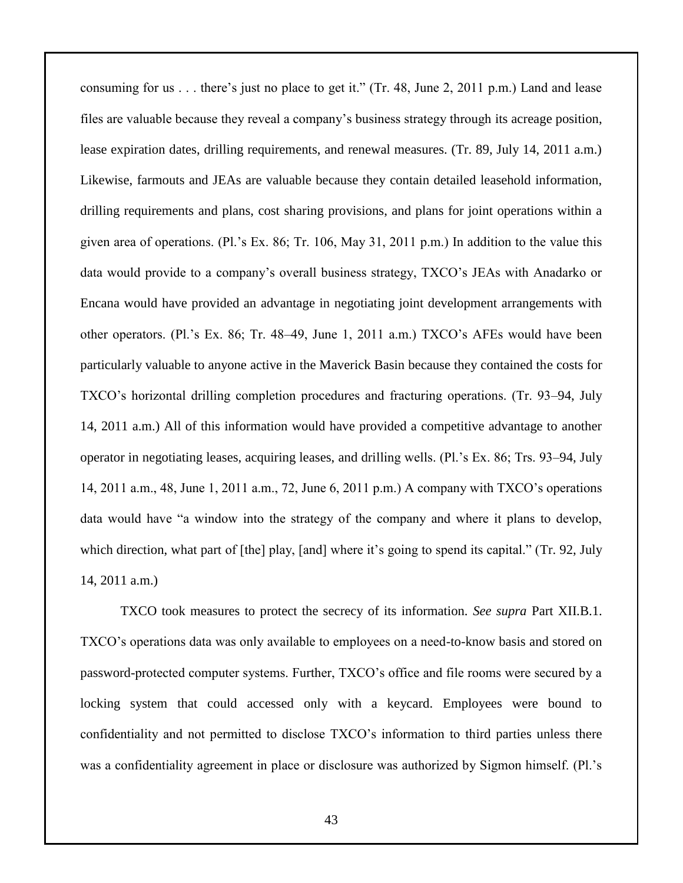consuming for us . . . there's just no place to get it." (Tr. 48, June 2, 2011 p.m.) Land and lease files are valuable because they reveal a company's business strategy through its acreage position, lease expiration dates, drilling requirements, and renewal measures. (Tr. 89, July 14, 2011 a.m.) Likewise, farmouts and JEAs are valuable because they contain detailed leasehold information, drilling requirements and plans, cost sharing provisions, and plans for joint operations within a given area of operations. (Pl.'s Ex. 86; Tr. 106, May 31, 2011 p.m.) In addition to the value this data would provide to a company's overall business strategy, TXCO's JEAs with Anadarko or Encana would have provided an advantage in negotiating joint development arrangements with other operators. (Pl.'s Ex. 86; Tr. 48–49, June 1, 2011 a.m.) TXCO's AFEs would have been particularly valuable to anyone active in the Maverick Basin because they contained the costs for TXCO's horizontal drilling completion procedures and fracturing operations. (Tr. 93–94, July 14, 2011 a.m.) All of this information would have provided a competitive advantage to another operator in negotiating leases, acquiring leases, and drilling wells. (Pl.'s Ex. 86; Trs. 93–94, July 14, 2011 a.m., 48, June 1, 2011 a.m., 72, June 6, 2011 p.m.) A company with TXCO's operations data would have "a window into the strategy of the company and where it plans to develop, which direction, what part of [the] play, [and] where it's going to spend its capital." (Tr. 92, July 14, 2011 a.m.)

TXCO took measures to protect the secrecy of its information. *See supra* Part XII.B.1. TXCO's operations data was only available to employees on a need-to-know basis and stored on password-protected computer systems. Further, TXCO's office and file rooms were secured by a locking system that could accessed only with a keycard. Employees were bound to confidentiality and not permitted to disclose TXCO's information to third parties unless there was a confidentiality agreement in place or disclosure was authorized by Sigmon himself. (Pl.'s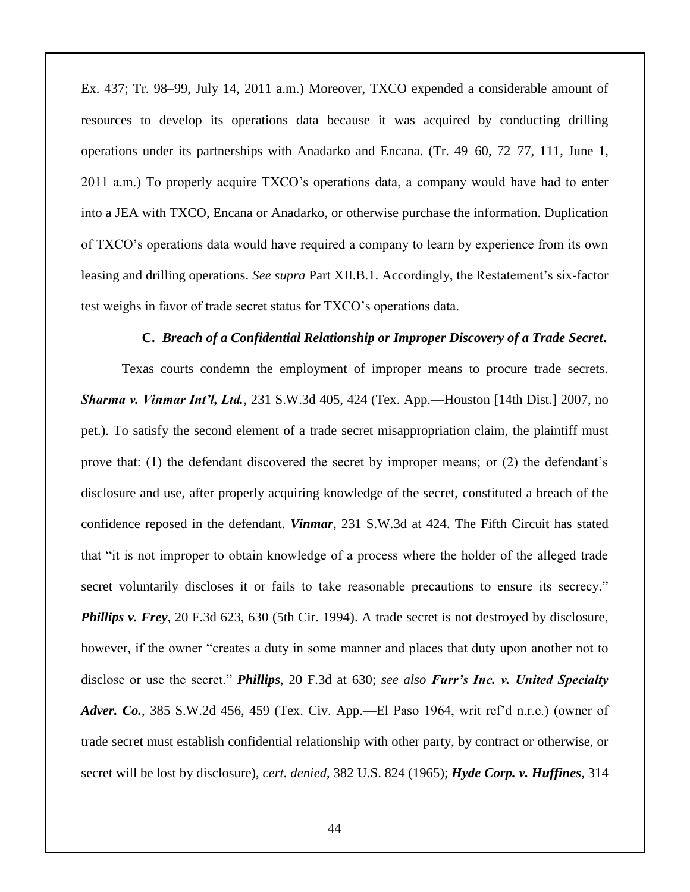Ex. 437; Tr. 98–99, July 14, 2011 a.m.) Moreover, TXCO expended a considerable amount of resources to develop its operations data because it was acquired by conducting drilling operations under its partnerships with Anadarko and Encana. (Tr. 49–60, 72–77, 111, June 1, 2011 a.m.) To properly acquire TXCO's operations data, a company would have had to enter into a JEA with TXCO, Encana or Anadarko, or otherwise purchase the information. Duplication of TXCO's operations data would have required a company to learn by experience from its own leasing and drilling operations. *See supra* Part XII.B.1. Accordingly, the Restatement's six-factor test weighs in favor of trade secret status for TXCO's operations data.

### C. *Breach of a Confidential Relationship or Improper Discovery of a Trade Secret*.

Texas courts condemn the employment of improper means to procure trade secrets. ***Sharma v. Vinmar Int'l, Ltd.***, 231 S.W.3d 405, 424 (Tex. App.—Houston [14th Dist.] 2007, no pet.). To satisfy the second element of a trade secret misappropriation claim, the plaintiff must prove that: (1) the defendant discovered the secret by improper means; or (2) the defendant's disclosure and use, after properly acquiring knowledge of the secret, constituted a breach of the confidence reposed in the defendant. ***Vinmar***, 231 S.W.3d at 424. The Fifth Circuit has stated that "it is not improper to obtain knowledge of a process where the holder of the alleged trade secret voluntarily discloses it or fails to take reasonable precautions to ensure its secrecy." ***Phillips v. Frey***, 20 F.3d 623, 630 (5th Cir. 1994). A trade secret is not destroyed by disclosure, however, if the owner "creates a duty in some manner and places that duty upon another not to disclose or use the secret." ***Phillips***, 20 F.3d at 630; *see also* ***Furr's Inc. v. United Specialty Adver. Co.***, 385 S.W.2d 456, 459 (Tex. Civ. App.—El Paso 1964, writ ref'd n.r.e.) (owner of trade secret must establish confidential relationship with other party, by contract or otherwise, or secret will be lost by disclosure), *cert. denied*, 382 U.S. 824 (1965); ***Hyde Corp. v. Huffines***, 314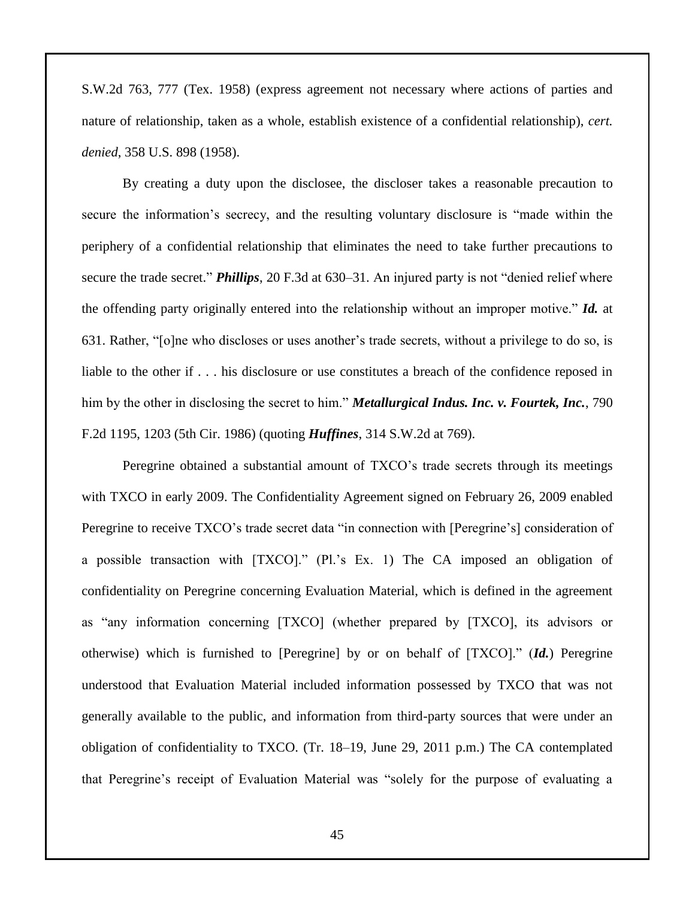S.W.2d 763, 777 (Tex. 1958) (express agreement not necessary where actions of parties and nature of relationship, taken as a whole, establish existence of a confidential relationship), *cert. denied*, 358 U.S. 898 (1958).

By creating a duty upon the disclosee, the discloser takes a reasonable precaution to secure the information's secrecy, and the resulting voluntary disclosure is "made within the periphery of a confidential relationship that eliminates the need to take further precautions to secure the trade secret." ***Phillips***, 20 F.3d at 630–31. An injured party is not "denied relief where the offending party originally entered into the relationship without an improper motive." ***Id.*** at 631. Rather, "[o]ne who discloses or uses another's trade secrets, without a privilege to do so, is liable to the other if . . . his disclosure or use constitutes a breach of the confidence reposed in him by the other in disclosing the secret to him." ***Metallurgical Indus. Inc. v. Fourtek, Inc.***, 790 F.2d 1195, 1203 (5th Cir. 1986) (quoting ***Huffines***, 314 S.W.2d at 769).

Peregrine obtained a substantial amount of TXCO's trade secrets through its meetings with TXCO in early 2009. The Confidentiality Agreement signed on February 26, 2009 enabled Peregrine to receive TXCO's trade secret data "in connection with [Peregrine's] consideration of a possible transaction with [TXCO]." (Pl.'s Ex. 1) The CA imposed an obligation of confidentiality on Peregrine concerning Evaluation Material, which is defined in the agreement as "any information concerning [TXCO] (whether prepared by [TXCO], its advisors or otherwise) which is furnished to [Peregrine] by or on behalf of [TXCO]." (***Id.***) Peregrine understood that Evaluation Material included information possessed by TXCO that was not generally available to the public, and information from third-party sources that were under an obligation of confidentiality to TXCO. (Tr. 18–19, June 29, 2011 p.m.) The CA contemplated that Peregrine's receipt of Evaluation Material was "solely for the purpose of evaluating a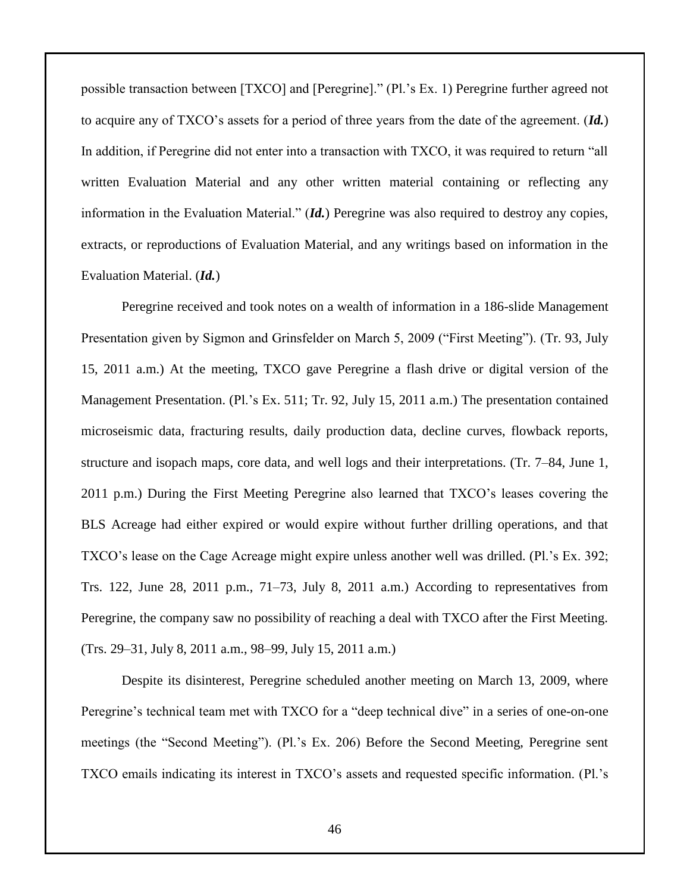possible transaction between [TXCO] and [Peregrine]." (Pl.'s Ex. 1) Peregrine further agreed not to acquire any of TXCO's assets for a period of three years from the date of the agreement. (***Id.***) In addition, if Peregrine did not enter into a transaction with TXCO, it was required to return "all written Evaluation Material and any other written material containing or reflecting any information in the Evaluation Material." (***Id.***) Peregrine was also required to destroy any copies, extracts, or reproductions of Evaluation Material, and any writings based on information in the Evaluation Material. (***Id.***)

Peregrine received and took notes on a wealth of information in a 186-slide Management Presentation given by Sigmon and Grinsfelder on March 5, 2009 ("First Meeting"). (Tr. 93, July 15, 2011 a.m.) At the meeting, TXCO gave Peregrine a flash drive or digital version of the Management Presentation. (Pl.'s Ex. 511; Tr. 92, July 15, 2011 a.m.) The presentation contained microseismic data, fracturing results, daily production data, decline curves, flowback reports, structure and isopach maps, core data, and well logs and their interpretations. (Tr. 7–84, June 1, 2011 p.m.) During the First Meeting Peregrine also learned that TXCO's leases covering the BLS Acreage had either expired or would expire without further drilling operations, and that TXCO's lease on the Cage Acreage might expire unless another well was drilled. (Pl.'s Ex. 392; Trs. 122, June 28, 2011 p.m., 71–73, July 8, 2011 a.m.) According to representatives from Peregrine, the company saw no possibility of reaching a deal with TXCO after the First Meeting. (Trs. 29–31, July 8, 2011 a.m., 98–99, July 15, 2011 a.m.)

Despite its disinterest, Peregrine scheduled another meeting on March 13, 2009, where Peregrine's technical team met with TXCO for a "deep technical dive" in a series of one-on-one meetings (the "Second Meeting"). (Pl.'s Ex. 206) Before the Second Meeting, Peregrine sent TXCO emails indicating its interest in TXCO's assets and requested specific information. (Pl.'s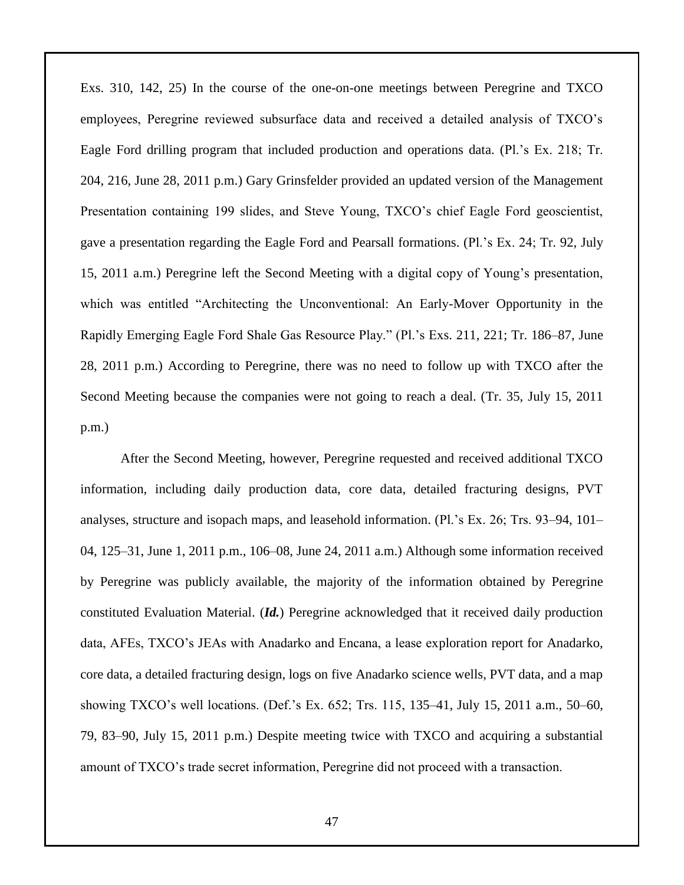Exs. 310, 142, 25) In the course of the one-on-one meetings between Peregrine and TXCO employees, Peregrine reviewed subsurface data and received a detailed analysis of TXCO's Eagle Ford drilling program that included production and operations data. (Pl.'s Ex. 218; Tr. 204, 216, June 28, 2011 p.m.) Gary Grinsfelder provided an updated version of the Management Presentation containing 199 slides, and Steve Young, TXCO's chief Eagle Ford geoscientist, gave a presentation regarding the Eagle Ford and Pearsall formations. (Pl.'s Ex. 24; Tr. 92, July 15, 2011 a.m.) Peregrine left the Second Meeting with a digital copy of Young's presentation, which was entitled "Architecting the Unconventional: An Early-Mover Opportunity in the Rapidly Emerging Eagle Ford Shale Gas Resource Play." (Pl.'s Exs. 211, 221; Tr. 186–87, June 28, 2011 p.m.) According to Peregrine, there was no need to follow up with TXCO after the Second Meeting because the companies were not going to reach a deal. (Tr. 35, July 15, 2011 p.m.)

After the Second Meeting, however, Peregrine requested and received additional TXCO information, including daily production data, core data, detailed fracturing designs, PVT analyses, structure and isopach maps, and leasehold information. (Pl.'s Ex. 26; Trs. 93–94, 101–04, 125–31, June 1, 2011 p.m., 106–08, June 24, 2011 a.m.) Although some information received by Peregrine was publicly available, the majority of the information obtained by Peregrine constituted Evaluation Material. (***Id.***) Peregrine acknowledged that it received daily production data, AFEs, TXCO's JEAs with Anadarko and Encana, a lease exploration report for Anadarko, core data, a detailed fracturing design, logs on five Anadarko science wells, PVT data, and a map showing TXCO's well locations. (Def.'s Ex. 652; Trs. 115, 135–41, July 15, 2011 a.m., 50–60, 79, 83–90, July 15, 2011 p.m.) Despite meeting twice with TXCO and acquiring a substantial amount of TXCO's trade secret information, Peregrine did not proceed with a transaction.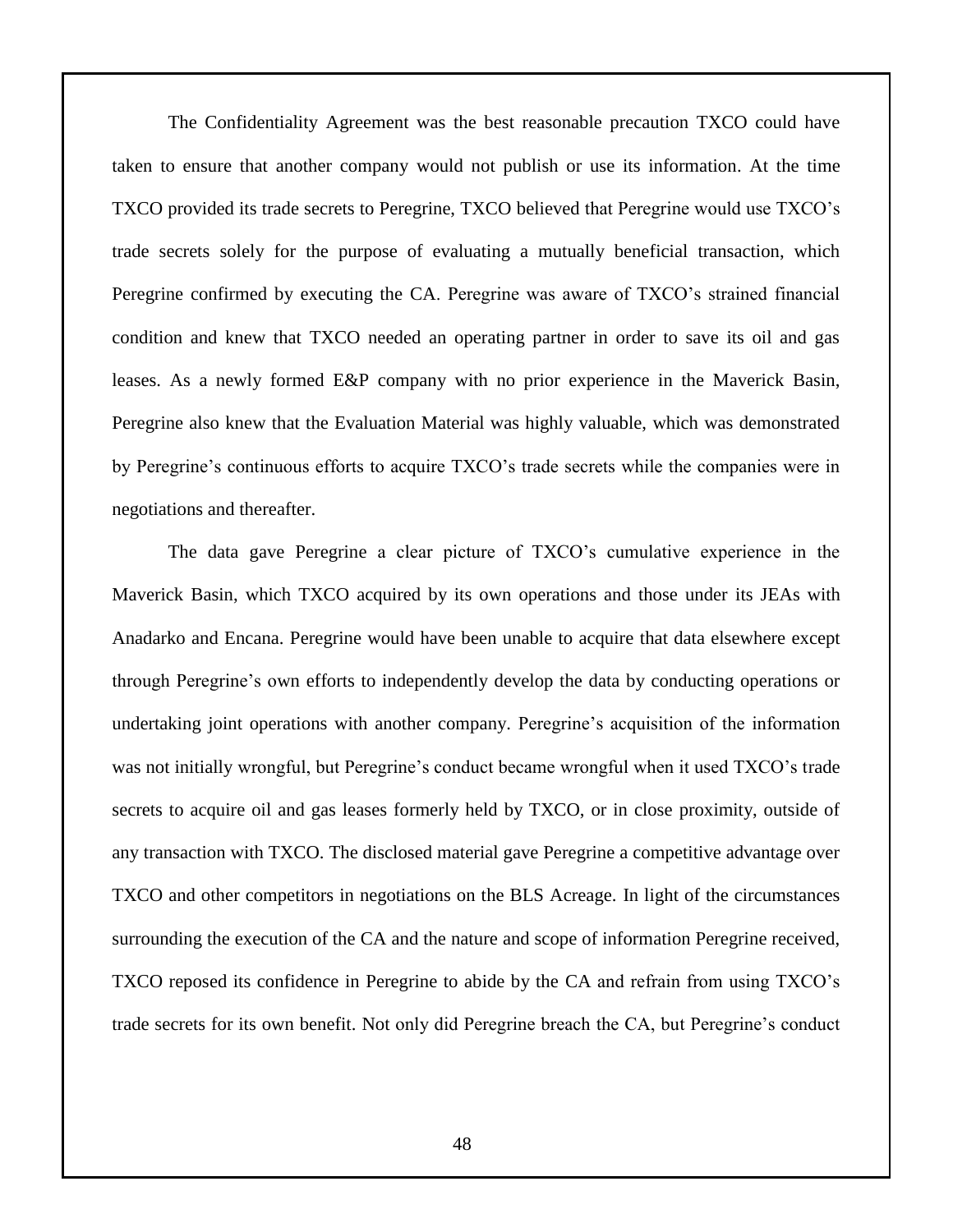The Confidentiality Agreement was the best reasonable precaution TXCO could have taken to ensure that another company would not publish or use its information. At the time TXCO provided its trade secrets to Peregrine, TXCO believed that Peregrine would use TXCO's trade secrets solely for the purpose of evaluating a mutually beneficial transaction, which Peregrine confirmed by executing the CA. Peregrine was aware of TXCO's strained financial condition and knew that TXCO needed an operating partner in order to save its oil and gas leases. As a newly formed E&P company with no prior experience in the Maverick Basin, Peregrine also knew that the Evaluation Material was highly valuable, which was demonstrated by Peregrine's continuous efforts to acquire TXCO's trade secrets while the companies were in negotiations and thereafter.

The data gave Peregrine a clear picture of TXCO's cumulative experience in the Maverick Basin, which TXCO acquired by its own operations and those under its JEAs with Anadarko and Encana. Peregrine would have been unable to acquire that data elsewhere except through Peregrine's own efforts to independently develop the data by conducting operations or undertaking joint operations with another company. Peregrine's acquisition of the information was not initially wrongful, but Peregrine's conduct became wrongful when it used TXCO's trade secrets to acquire oil and gas leases formerly held by TXCO, or in close proximity, outside of any transaction with TXCO. The disclosed material gave Peregrine a competitive advantage over TXCO and other competitors in negotiations on the BLS Acreage. In light of the circumstances surrounding the execution of the CA and the nature and scope of information Peregrine received, TXCO reposed its confidence in Peregrine to abide by the CA and refrain from using TXCO's trade secrets for its own benefit. Not only did Peregrine breach the CA, but Peregrine's conduct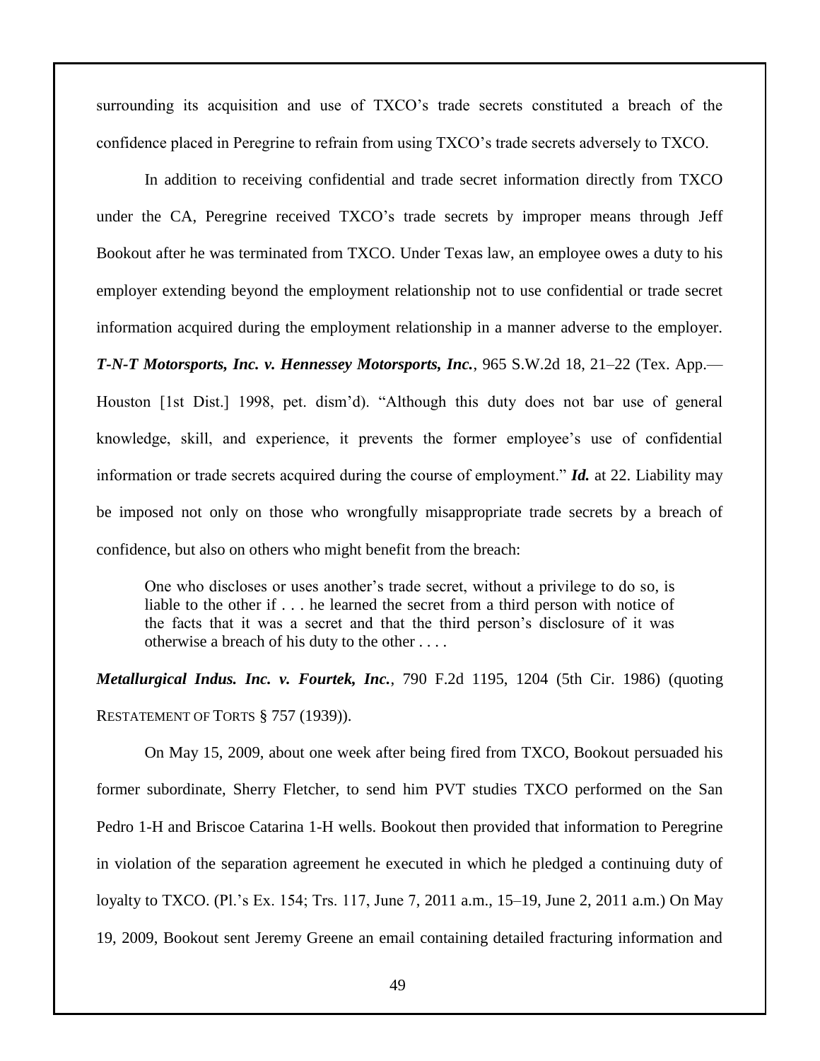surrounding its acquisition and use of TXCO's trade secrets constituted a breach of the confidence placed in Peregrine to refrain from using TXCO's trade secrets adversely to TXCO.

In addition to receiving confidential and trade secret information directly from TXCO under the CA, Peregrine received TXCO's trade secrets by improper means through Jeff Bookout after he was terminated from TXCO. Under Texas law, an employee owes a duty to his employer extending beyond the employment relationship not to use confidential or trade secret information acquired during the employment relationship in a manner adverse to the employer. ***T-N-T Motorsports, Inc. v. Hennessey Motorsports, Inc.***, 965 S.W.2d 18, 21–22 (Tex. App.—Houston [1st Dist.] 1998, pet. dism'd). "Although this duty does not bar use of general knowledge, skill, and experience, it prevents the former employee's use of confidential information or trade secrets acquired during the course of employment." ***Id.*** at 22. Liability may be imposed not only on those who wrongfully misappropriate trade secrets by a breach of confidence, but also on others who might benefit from the breach:

> One who discloses or uses another's trade secret, without a privilege to do so, is liable to the other if . . . he learned the secret from a third person with notice of the facts that it was a secret and that the third person's disclosure of it was otherwise a breach of his duty to the other . . . .

***Metallurgical Indus. Inc. v. Fourtek, Inc.***, 790 F.2d 1195, 1204 (5th Cir. 1986) (quoting RESTATEMENT OF TORTS § 757 (1939)).

On May 15, 2009, about one week after being fired from TXCO, Bookout persuaded his former subordinate, Sherry Fletcher, to send him PVT studies TXCO performed on the San Pedro 1-H and Briscoe Catarina 1-H wells. Bookout then provided that information to Peregrine in violation of the separation agreement he executed in which he pledged a continuing duty of loyalty to TXCO. (Pl.'s Ex. 154; Trs. 117, June 7, 2011 a.m., 15–19, June 2, 2011 a.m.) On May 19, 2009, Bookout sent Jeremy Greene an email containing detailed fracturing information and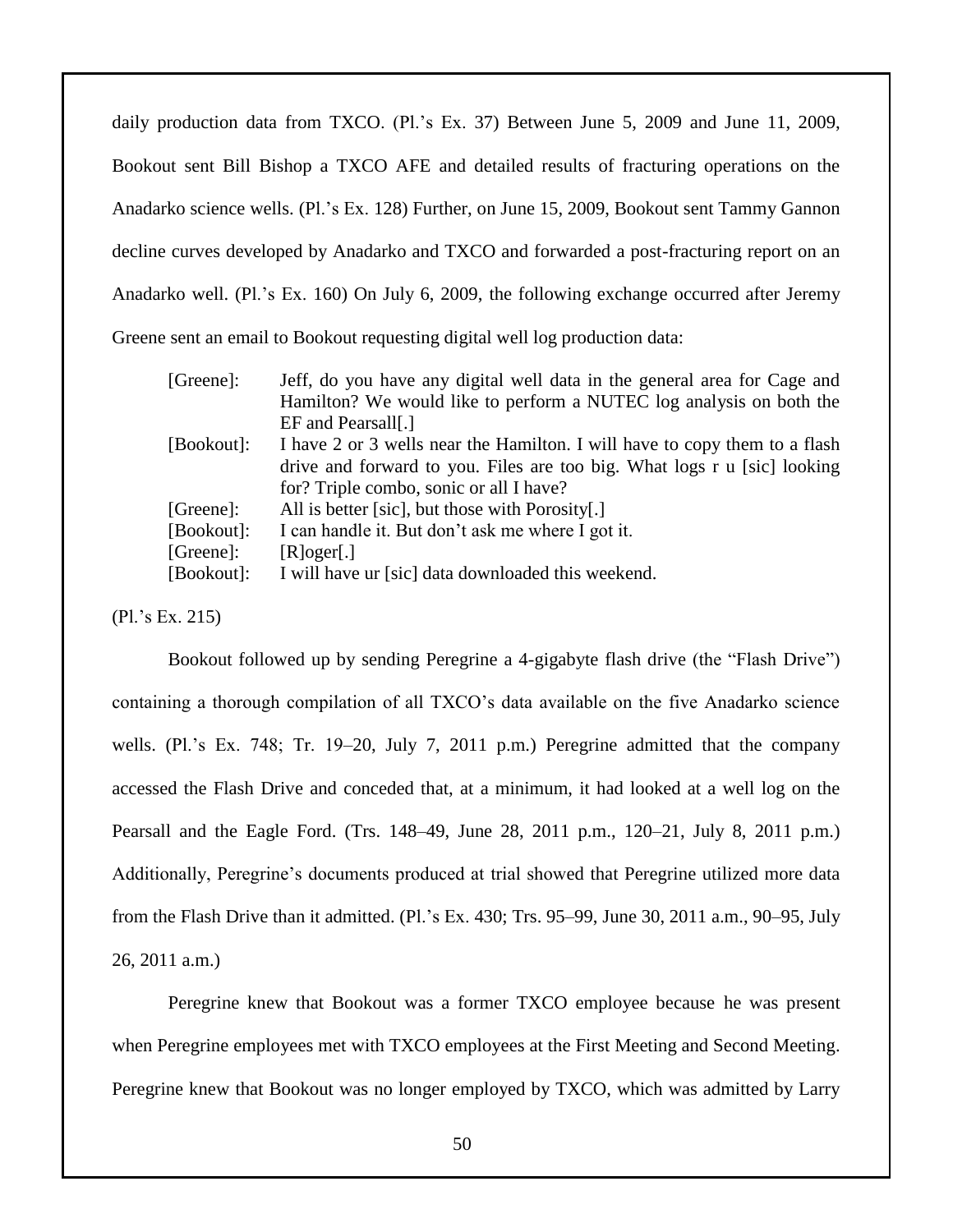daily production data from TXCO. (Pl.'s Ex. 37) Between June 5, 2009 and June 11, 2009, Bookout sent Bill Bishop a TXCO AFE and detailed results of fracturing operations on the Anadarko science wells. (Pl.'s Ex. 128) Further, on June 15, 2009, Bookout sent Tammy Gannon decline curves developed by Anadarko and TXCO and forwarded a post-fracturing report on an Anadarko well. (Pl.'s Ex. 160) On July 6, 2009, the following exchange occurred after Jeremy Greene sent an email to Bookout requesting digital well log production data:

> [Greene]: Jeff, do you have any digital well data in the general area for Cage and Hamilton? We would like to perform a NUTEC log analysis on both the EF and Pearsall[.]
>
> [Bookout]: I have 2 or 3 wells near the Hamilton. I will have to copy them to a flash drive and forward to you. Files are too big. What logs r u [sic] looking for? Triple combo, sonic or all I have?
>
> [Greene]: All is better [sic], but those with Porosity[.]
>
> [Bookout]: I can handle it. But don't ask me where I got it.
>
> [Greene]: [R]oger[.]
>
> [Bookout]: I will have ur [sic] data downloaded this weekend.

(Pl.'s Ex. 215)

Bookout followed up by sending Peregrine a 4-gigabyte flash drive (the "Flash Drive") containing a thorough compilation of all TXCO's data available on the five Anadarko science wells. (Pl.'s Ex. 748; Tr. 19–20, July 7, 2011 p.m.) Peregrine admitted that the company accessed the Flash Drive and conceded that, at a minimum, it had looked at a well log on the Pearsall and the Eagle Ford. (Trs. 148–49, June 28, 2011 p.m., 120–21, July 8, 2011 p.m.) Additionally, Peregrine's documents produced at trial showed that Peregrine utilized more data from the Flash Drive than it admitted. (Pl.'s Ex. 430; Trs. 95–99, June 30, 2011 a.m., 90–95, July 26, 2011 a.m.)

Peregrine knew that Bookout was a former TXCO employee because he was present when Peregrine employees met with TXCO employees at the First Meeting and Second Meeting. Peregrine knew that Bookout was no longer employed by TXCO, which was admitted by Larry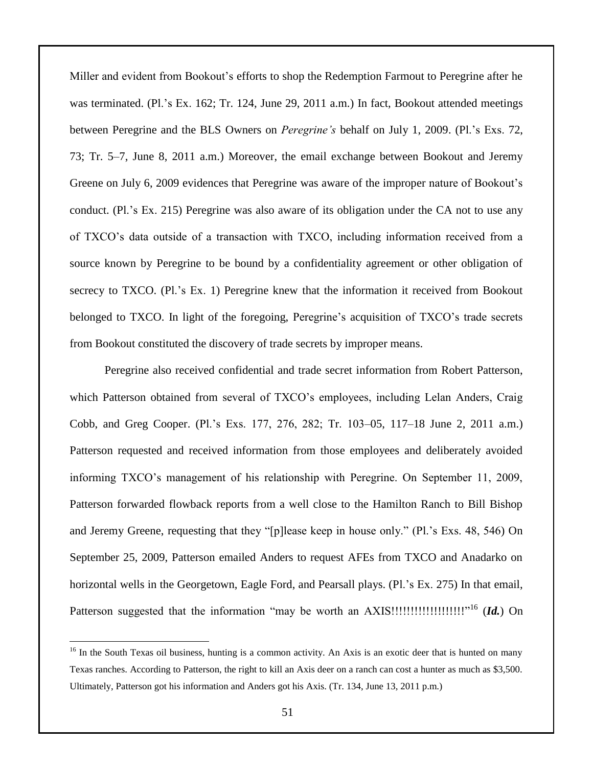Miller and evident from Bookout's efforts to shop the Redemption Farmout to Peregrine after he was terminated. (Pl.'s Ex. 162; Tr. 124, June 29, 2011 a.m.) In fact, Bookout attended meetings between Peregrine and the BLS Owners on *Peregrine's* behalf on July 1, 2009. (Pl.'s Exs. 72, 73; Tr. 5–7, June 8, 2011 a.m.) Moreover, the email exchange between Bookout and Jeremy Greene on July 6, 2009 evidences that Peregrine was aware of the improper nature of Bookout's conduct. (Pl.'s Ex. 215) Peregrine was also aware of its obligation under the CA not to use any of TXCO's data outside of a transaction with TXCO, including information received from a source known by Peregrine to be bound by a confidentiality agreement or other obligation of secrecy to TXCO. (Pl.'s Ex. 1) Peregrine knew that the information it received from Bookout belonged to TXCO. In light of the foregoing, Peregrine's acquisition of TXCO's trade secrets from Bookout constituted the discovery of trade secrets by improper means.

Peregrine also received confidential and trade secret information from Robert Patterson, which Patterson obtained from several of TXCO's employees, including Lelan Anders, Craig Cobb, and Greg Cooper. (Pl.'s Exs. 177, 276, 282; Tr. 103–05, 117–18 June 2, 2011 a.m.) Patterson requested and received information from those employees and deliberately avoided informing TXCO's management of his relationship with Peregrine. On September 11, 2009, Patterson forwarded flowback reports from a well close to the Hamilton Ranch to Bill Bishop and Jeremy Greene, requesting that they "[p]lease keep in house only." (Pl.'s Exs. 48, 546) On September 25, 2009, Patterson emailed Anders to request AFEs from TXCO and Anadarko on horizontal wells in the Georgetown, Eagle Ford, and Pearsall plays. (Pl.'s Ex. 275) In that email, Patterson suggested that the information "may be worth an AXIS!!!!!!!!!!!!!!!!!!!"[16] (***Id.***) On

---

[16] In the South Texas oil business, hunting is a common activity. An Axis is an exotic deer that is hunted on many Texas ranches. According to Patterson, the right to kill an Axis deer on a ranch can cost a hunter as much as $3,500. Ultimately, Patterson got his information and Anders got his Axis. (Tr. 134, June 13, 2011 p.m.)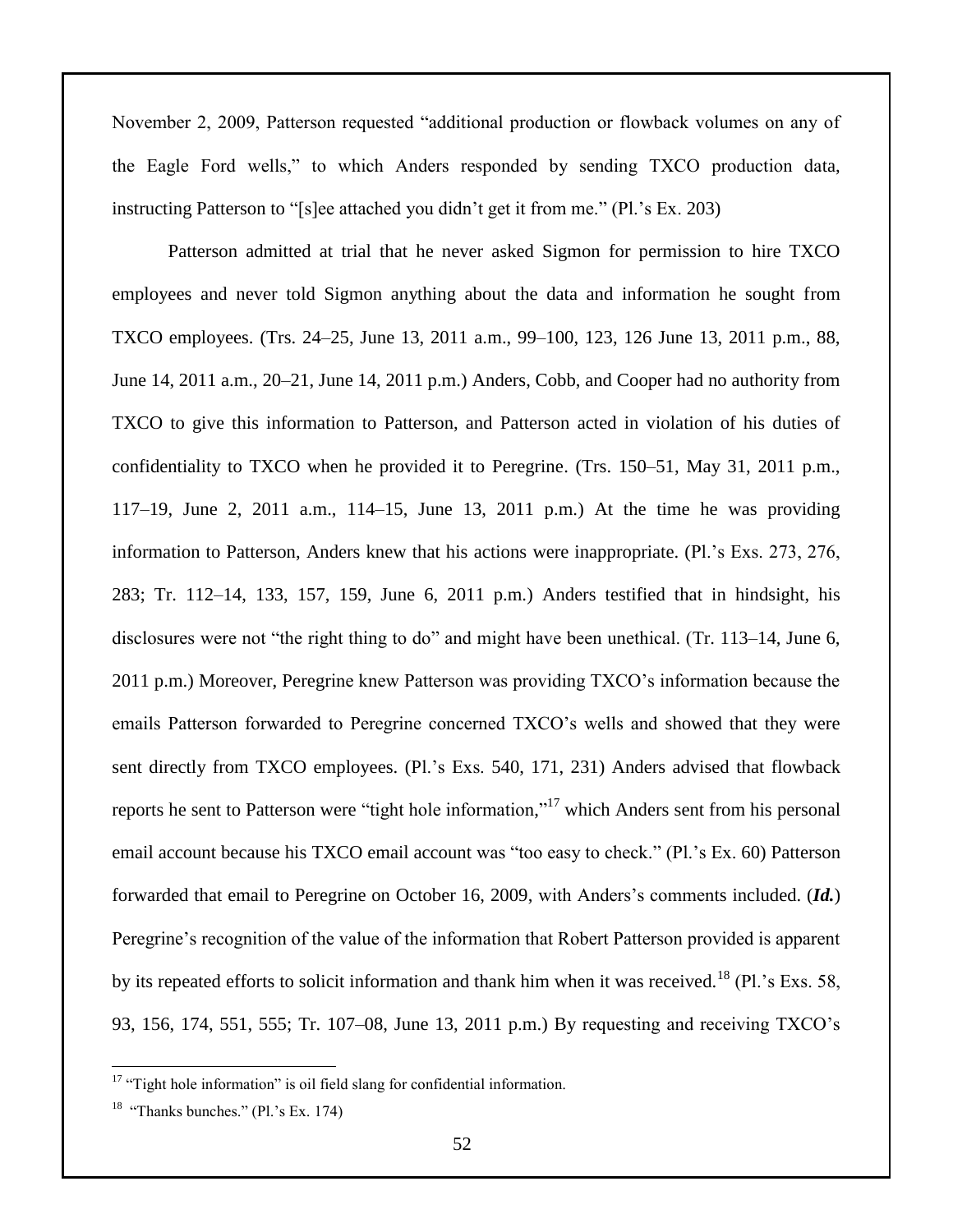November 2, 2009, Patterson requested "additional production or flowback volumes on any of the Eagle Ford wells," to which Anders responded by sending TXCO production data, instructing Patterson to "[s]ee attached you didn't get it from me." (Pl.'s Ex. 203)

Patterson admitted at trial that he never asked Sigmon for permission to hire TXCO employees and never told Sigmon anything about the data and information he sought from TXCO employees. (Trs. 24–25, June 13, 2011 a.m., 99–100, 123, 126 June 13, 2011 p.m., 88, June 14, 2011 a.m., 20–21, June 14, 2011 p.m.) Anders, Cobb, and Cooper had no authority from TXCO to give this information to Patterson, and Patterson acted in violation of his duties of confidentiality to TXCO when he provided it to Peregrine. (Trs. 150–51, May 31, 2011 p.m., 117–19, June 2, 2011 a.m., 114–15, June 13, 2011 p.m.) At the time he was providing information to Patterson, Anders knew that his actions were inappropriate. (Pl.'s Exs. 273, 276, 283; Tr. 112–14, 133, 157, 159, June 6, 2011 p.m.) Anders testified that in hindsight, his disclosures were not "the right thing to do" and might have been unethical. (Tr. 113–14, June 6, 2011 p.m.) Moreover, Peregrine knew Patterson was providing TXCO's information because the emails Patterson forwarded to Peregrine concerned TXCO's wells and showed that they were sent directly from TXCO employees. (Pl.'s Exs. 540, 171, 231) Anders advised that flowback reports he sent to Patterson were "tight hole information,"[17] which Anders sent from his personal email account because his TXCO email account was "too easy to check." (Pl.'s Ex. 60) Patterson forwarded that email to Peregrine on October 16, 2009, with Anders's comments included. (***Id.***) Peregrine's recognition of the value of the information that Robert Patterson provided is apparent by its repeated efforts to solicit information and thank him when it was received.[18] (Pl.'s Exs. 58, 93, 156, 174, 551, 555; Tr. 107–08, June 13, 2011 p.m.) By requesting and receiving TXCO's

---

[17] "Tight hole information" is oil field slang for confidential information.

[18] "Thanks bunches." (Pl.'s Ex. 174)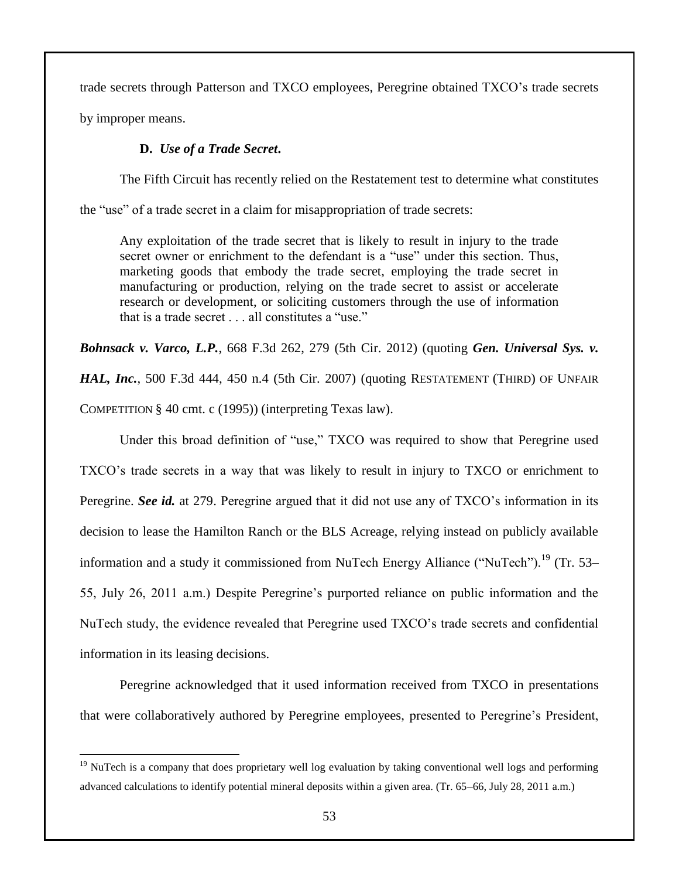trade secrets through Patterson and TXCO employees, Peregrine obtained TXCO's trade secrets by improper means.

### D. *Use of a Trade Secret*.

The Fifth Circuit has recently relied on the Restatement test to determine what constitutes the "use" of a trade secret in a claim for misappropriation of trade secrets:

> Any exploitation of the trade secret that is likely to result in injury to the trade secret owner or enrichment to the defendant is a "use" under this section. Thus, marketing goods that embody the trade secret, employing the trade secret in manufacturing or production, relying on the trade secret to assist or accelerate research or development, or soliciting customers through the use of information that is a trade secret . . . all constitutes a "use."

***Bohnsack v. Varco, L.P.***, 668 F.3d 262, 279 (5th Cir. 2012) (quoting ***Gen. Universal Sys. v. HAL, Inc.***, 500 F.3d 444, 450 n.4 (5th Cir. 2007) (quoting RESTATEMENT (THIRD) OF UNFAIR COMPETITION § 40 cmt. c (1995)) (interpreting Texas law).

Under this broad definition of "use," TXCO was required to show that Peregrine used TXCO's trade secrets in a way that was likely to result in injury to TXCO or enrichment to Peregrine. ***See id.*** at 279. Peregrine argued that it did not use any of TXCO's information in its decision to lease the Hamilton Ranch or the BLS Acreage, relying instead on publicly available information and a study it commissioned from NuTech Energy Alliance ("NuTech").[19] (Tr. 53–55, July 26, 2011 a.m.) Despite Peregrine's purported reliance on public information and the NuTech study, the evidence revealed that Peregrine used TXCO's trade secrets and confidential information in its leasing decisions.

Peregrine acknowledged that it used information received from TXCO in presentations that were collaboratively authored by Peregrine employees, presented to Peregrine's President,

[19] NuTech is a company that does proprietary well log evaluation by taking conventional well logs and performing advanced calculations to identify potential mineral deposits within a given area. (Tr. 65–66, July 28, 2011 a.m.)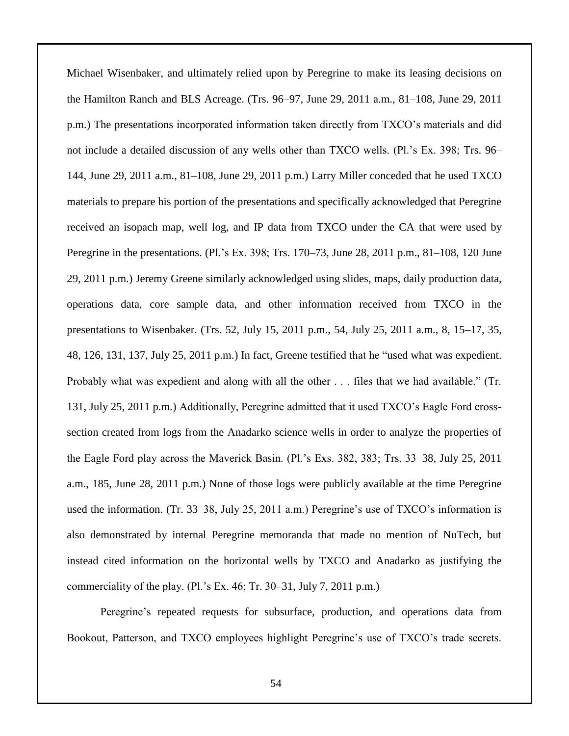Michael Wisenbaker, and ultimately relied upon by Peregrine to make its leasing decisions on the Hamilton Ranch and BLS Acreage. (Trs. 96–97, June 29, 2011 a.m., 81–108, June 29, 2011 p.m.) The presentations incorporated information taken directly from TXCO's materials and did not include a detailed discussion of any wells other than TXCO wells. (Pl.'s Ex. 398; Trs. 96–144, June 29, 2011 a.m., 81–108, June 29, 2011 p.m.) Larry Miller conceded that he used TXCO materials to prepare his portion of the presentations and specifically acknowledged that Peregrine received an isopach map, well log, and IP data from TXCO under the CA that were used by Peregrine in the presentations. (Pl.'s Ex. 398; Trs. 170–73, June 28, 2011 p.m., 81–108, 120 June 29, 2011 p.m.) Jeremy Greene similarly acknowledged using slides, maps, daily production data, operations data, core sample data, and other information received from TXCO in the presentations to Wisenbaker. (Trs. 52, July 15, 2011 p.m., 54, July 25, 2011 a.m., 8, 15–17, 35, 48, 126, 131, 137, July 25, 2011 p.m.) In fact, Greene testified that he "used what was expedient. Probably what was expedient and along with all the other . . . files that we had available." (Tr. 131, July 25, 2011 p.m.) Additionally, Peregrine admitted that it used TXCO's Eagle Ford cross-section created from logs from the Anadarko science wells in order to analyze the properties of the Eagle Ford play across the Maverick Basin. (Pl.'s Exs. 382, 383; Trs. 33–38, July 25, 2011 a.m., 185, June 28, 2011 p.m.) None of those logs were publicly available at the time Peregrine used the information. (Tr. 33–38, July 25, 2011 a.m.) Peregrine's use of TXCO's information is also demonstrated by internal Peregrine memoranda that made no mention of NuTech, but instead cited information on the horizontal wells by TXCO and Anadarko as justifying the commerciality of the play. (Pl.'s Ex. 46; Tr. 30–31, July 7, 2011 p.m.)

Peregrine's repeated requests for subsurface, production, and operations data from Bookout, Patterson, and TXCO employees highlight Peregrine's use of TXCO's trade secrets.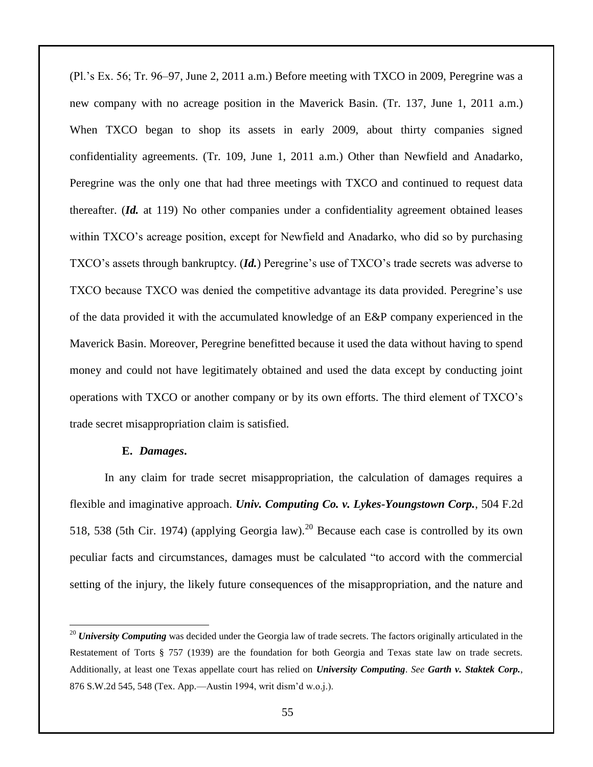(Pl.'s Ex. 56; Tr. 96–97, June 2, 2011 a.m.) Before meeting with TXCO in 2009, Peregrine was a new company with no acreage position in the Maverick Basin. (Tr. 137, June 1, 2011 a.m.) When TXCO began to shop its assets in early 2009, about thirty companies signed confidentiality agreements. (Tr. 109, June 1, 2011 a.m.) Other than Newfield and Anadarko, Peregrine was the only one that had three meetings with TXCO and continued to request data thereafter. (***Id.*** at 119) No other companies under a confidentiality agreement obtained leases within TXCO's acreage position, except for Newfield and Anadarko, who did so by purchasing TXCO's assets through bankruptcy. (***Id.***) Peregrine's use of TXCO's trade secrets was adverse to TXCO because TXCO was denied the competitive advantage its data provided. Peregrine's use of the data provided it with the accumulated knowledge of an E&P company experienced in the Maverick Basin. Moreover, Peregrine benefitted because it used the data without having to spend money and could not have legitimately obtained and used the data except by conducting joint operations with TXCO or another company or by its own efforts. The third element of TXCO's trade secret misappropriation claim is satisfied.

**E.** ***Damages*****.**

In any claim for trade secret misappropriation, the calculation of damages requires a flexible and imaginative approach. ***Univ. Computing Co. v. Lykes-Youngstown Corp.***, 504 F.2d 518, 538 (5th Cir. 1974) (applying Georgia law).[20] Because each case is controlled by its own peculiar facts and circumstances, damages must be calculated "to accord with the commercial setting of the injury, the likely future consequences of the misappropriation, and the nature and

---

[20] ***University Computing*** was decided under the Georgia law of trade secrets. The factors originally articulated in the Restatement of Torts § 757 (1939) are the foundation for both Georgia and Texas state law on trade secrets. Additionally, at least one Texas appellate court has relied on ***University Computing***. *See* ***Garth v. Staktek Corp.***, 876 S.W.2d 545, 548 (Tex. App.—Austin 1994, writ dism'd w.o.j.).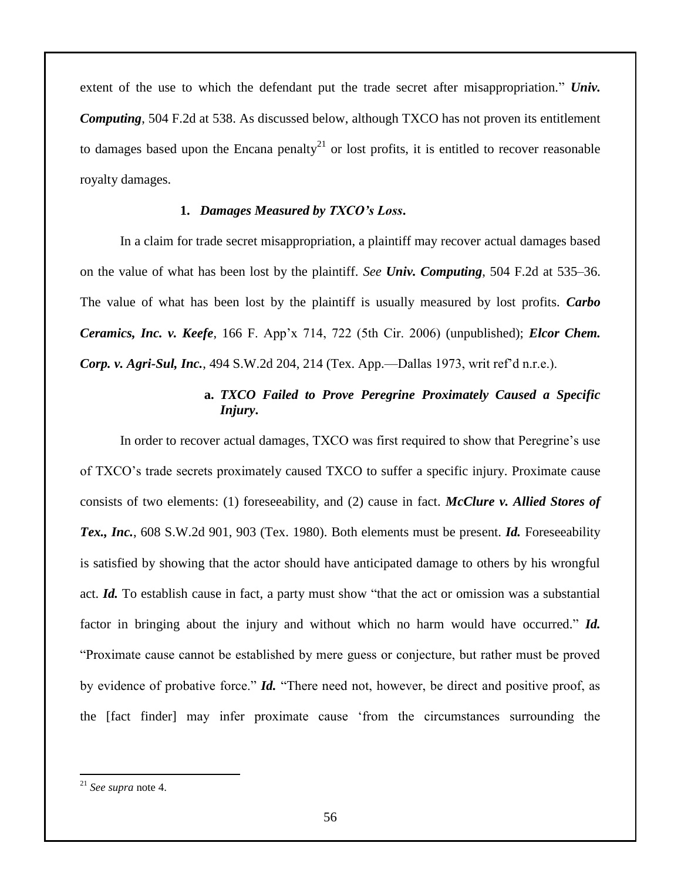extent of the use to which the defendant put the trade secret after misappropriation." ***Univ. Computing***, 504 F.2d at 538. As discussed below, although TXCO has not proven its entitlement to damages based upon the Encana penalty[21] or lost profits, it is entitled to recover reasonable royalty damages.

#### 1. *Damages Measured by TXCO's Loss.*

In a claim for trade secret misappropriation, a plaintiff may recover actual damages based on the value of what has been lost by the plaintiff. *See* ***Univ. Computing***, 504 F.2d at 535–36. The value of what has been lost by the plaintiff is usually measured by lost profits. ***Carbo Ceramics, Inc. v. Keefe***, 166 F. App'x 714, 722 (5th Cir. 2006) (unpublished); ***Elcor Chem. Corp. v. Agri-Sul, Inc.***, 494 S.W.2d 204, 214 (Tex. App.—Dallas 1973, writ ref'd n.r.e.).

##### a. *TXCO Failed to Prove Peregrine Proximately Caused a Specific Injury.*

In order to recover actual damages, TXCO was first required to show that Peregrine's use of TXCO's trade secrets proximately caused TXCO to suffer a specific injury. Proximate cause consists of two elements: (1) foreseeability, and (2) cause in fact. ***McClure v. Allied Stores of Tex., Inc.***, 608 S.W.2d 901, 903 (Tex. 1980). Both elements must be present. ***Id.*** Foreseeability is satisfied by showing that the actor should have anticipated damage to others by his wrongful act. ***Id.*** To establish cause in fact, a party must show "that the act or omission was a substantial factor in bringing about the injury and without which no harm would have occurred." ***Id.*** "Proximate cause cannot be established by mere guess or conjecture, but rather must be proved by evidence of probative force." ***Id.*** "There need not, however, be direct and positive proof, as the [fact finder] may infer proximate cause 'from the circumstances surrounding the

---

[21] *See supra* note 4.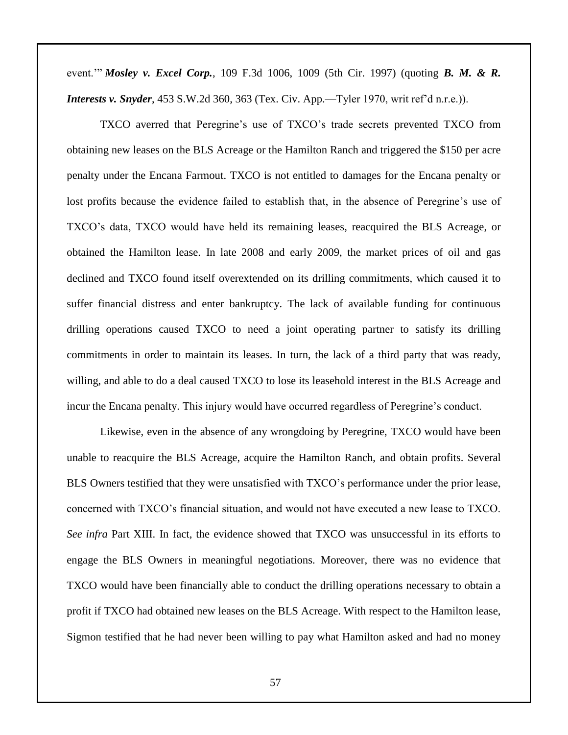event.'" ***Mosley v. Excel Corp.***, 109 F.3d 1006, 1009 (5th Cir. 1997) (quoting ***B. M. & R. Interests v. Snyder***, 453 S.W.2d 360, 363 (Tex. Civ. App.—Tyler 1970, writ ref'd n.r.e.)).

TXCO averred that Peregrine's use of TXCO's trade secrets prevented TXCO from obtaining new leases on the BLS Acreage or the Hamilton Ranch and triggered the $150 per acre penalty under the Encana Farmout. TXCO is not entitled to damages for the Encana penalty or lost profits because the evidence failed to establish that, in the absence of Peregrine's use of TXCO's data, TXCO would have held its remaining leases, reacquired the BLS Acreage, or obtained the Hamilton lease. In late 2008 and early 2009, the market prices of oil and gas declined and TXCO found itself overextended on its drilling commitments, which caused it to suffer financial distress and enter bankruptcy. The lack of available funding for continuous drilling operations caused TXCO to need a joint operating partner to satisfy its drilling commitments in order to maintain its leases. In turn, the lack of a third party that was ready, willing, and able to do a deal caused TXCO to lose its leasehold interest in the BLS Acreage and incur the Encana penalty. This injury would have occurred regardless of Peregrine's conduct.

Likewise, even in the absence of any wrongdoing by Peregrine, TXCO would have been unable to reacquire the BLS Acreage, acquire the Hamilton Ranch, and obtain profits. Several BLS Owners testified that they were unsatisfied with TXCO's performance under the prior lease, concerned with TXCO's financial situation, and would not have executed a new lease to TXCO. *See infra* Part XIII. In fact, the evidence showed that TXCO was unsuccessful in its efforts to engage the BLS Owners in meaningful negotiations. Moreover, there was no evidence that TXCO would have been financially able to conduct the drilling operations necessary to obtain a profit if TXCO had obtained new leases on the BLS Acreage. With respect to the Hamilton lease, Sigmon testified that he had never been willing to pay what Hamilton asked and had no money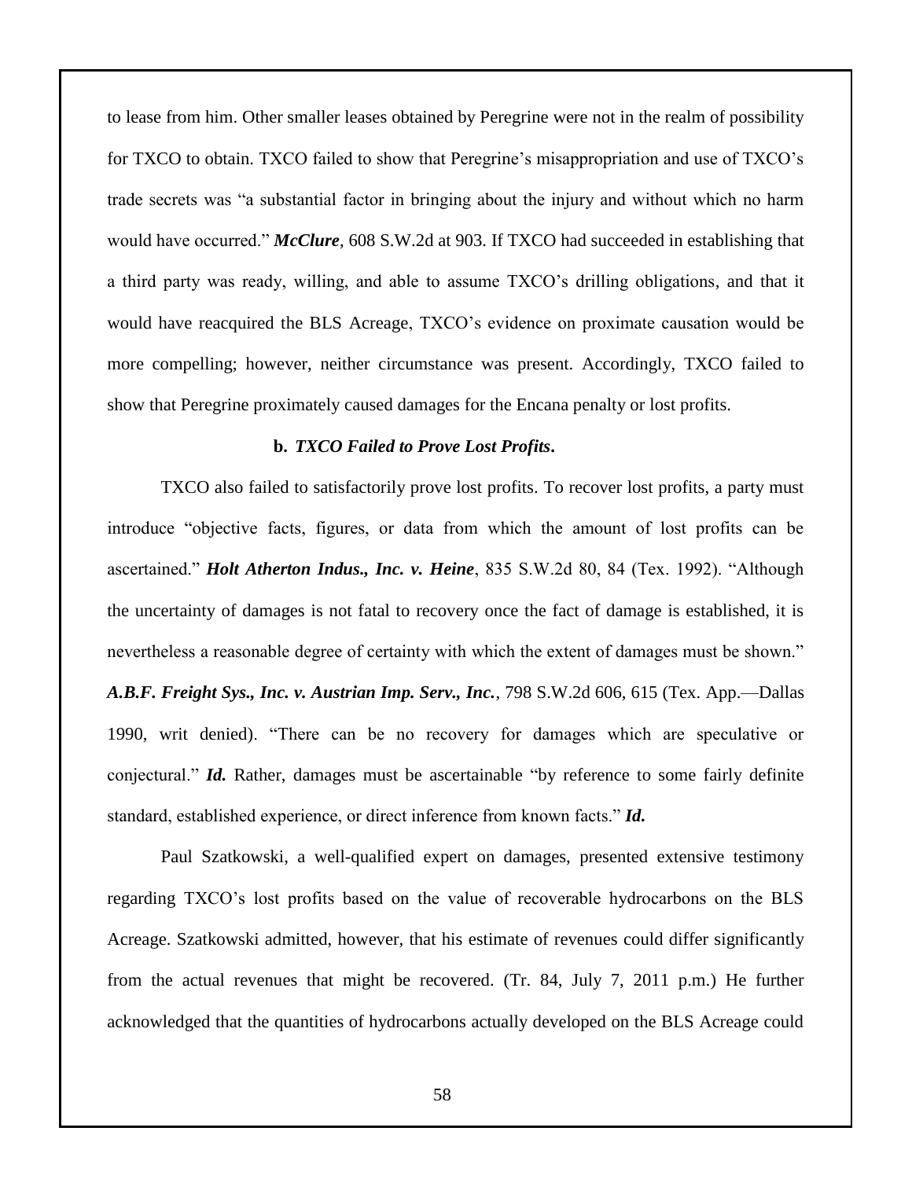to lease from him. Other smaller leases obtained by Peregrine were not in the realm of possibility for TXCO to obtain. TXCO failed to show that Peregrine's misappropriation and use of TXCO's trade secrets was "a substantial factor in bringing about the injury and without which no harm would have occurred." ***McClure***, 608 S.W.2d at 903. If TXCO had succeeded in establishing that a third party was ready, willing, and able to assume TXCO's drilling obligations, and that it would have reacquired the BLS Acreage, TXCO's evidence on proximate causation would be more compelling; however, neither circumstance was present. Accordingly, TXCO failed to show that Peregrine proximately caused damages for the Encana penalty or lost profits.

**b. *TXCO Failed to Prove Lost Profits*.**

TXCO also failed to satisfactorily prove lost profits. To recover lost profits, a party must introduce "objective facts, figures, or data from which the amount of lost profits can be ascertained." ***Holt Atherton Indus., Inc. v. Heine***, 835 S.W.2d 80, 84 (Tex. 1992). "Although the uncertainty of damages is not fatal to recovery once the fact of damage is established, it is nevertheless a reasonable degree of certainty with which the extent of damages must be shown." ***A.B.F. Freight Sys., Inc. v. Austrian Imp. Serv., Inc.***, 798 S.W.2d 606, 615 (Tex. App.—Dallas 1990, writ denied). "There can be no recovery for damages which are speculative or conjectural." ***Id.*** Rather, damages must be ascertainable "by reference to some fairly definite standard, established experience, or direct inference from known facts." ***Id.***

Paul Szatkowski, a well-qualified expert on damages, presented extensive testimony regarding TXCO's lost profits based on the value of recoverable hydrocarbons on the BLS Acreage. Szatkowski admitted, however, that his estimate of revenues could differ significantly from the actual revenues that might be recovered. (Tr. 84, July 7, 2011 p.m.) He further acknowledged that the quantities of hydrocarbons actually developed on the BLS Acreage could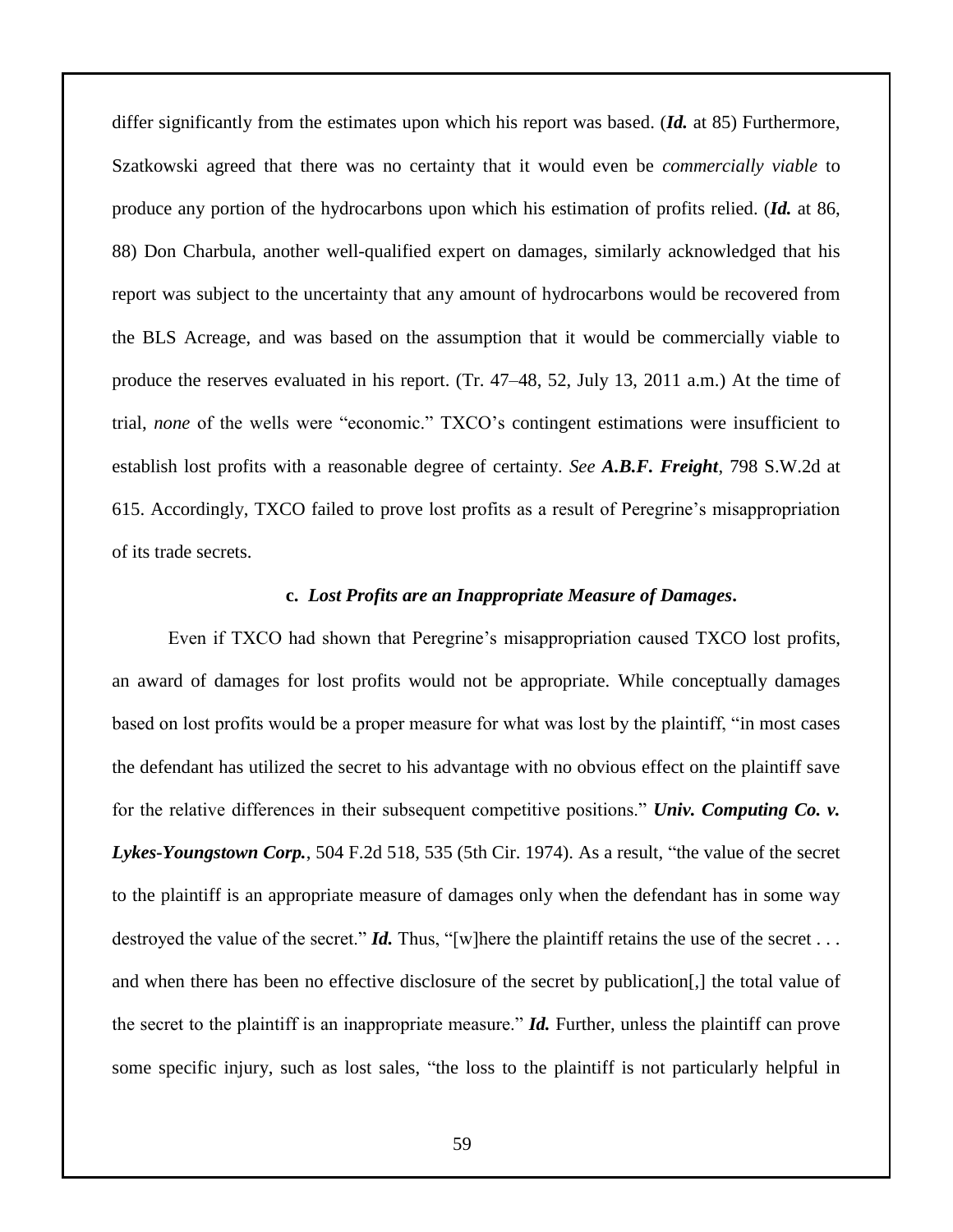differ significantly from the estimates upon which his report was based. (***Id.*** at 85) Furthermore, Szatkowski agreed that there was no certainty that it would even be *commercially viable* to produce any portion of the hydrocarbons upon which his estimation of profits relied. (***Id.*** at 86, 88) Don Charbula, another well-qualified expert on damages, similarly acknowledged that his report was subject to the uncertainty that any amount of hydrocarbons would be recovered from the BLS Acreage, and was based on the assumption that it would be commercially viable to produce the reserves evaluated in his report. (Tr. 47–48, 52, July 13, 2011 a.m.) At the time of trial, *none* of the wells were "economic." TXCO's contingent estimations were insufficient to establish lost profits with a reasonable degree of certainty. *See* ***A.B.F. Freight***, 798 S.W.2d at 615. Accordingly, TXCO failed to prove lost profits as a result of Peregrine's misappropriation of its trade secrets.

### c. *Lost Profits are an Inappropriate Measure of Damages*.

Even if TXCO had shown that Peregrine's misappropriation caused TXCO lost profits, an award of damages for lost profits would not be appropriate. While conceptually damages based on lost profits would be a proper measure for what was lost by the plaintiff, "in most cases the defendant has utilized the secret to his advantage with no obvious effect on the plaintiff save for the relative differences in their subsequent competitive positions." ***Univ. Computing Co. v. Lykes-Youngstown Corp.***, 504 F.2d 518, 535 (5th Cir. 1974). As a result, "the value of the secret to the plaintiff is an appropriate measure of damages only when the defendant has in some way destroyed the value of the secret." ***Id.*** Thus, "[w]here the plaintiff retains the use of the secret . . . and when there has been no effective disclosure of the secret by publication[,] the total value of the secret to the plaintiff is an inappropriate measure." ***Id.*** Further, unless the plaintiff can prove some specific injury, such as lost sales, "the loss to the plaintiff is not particularly helpful in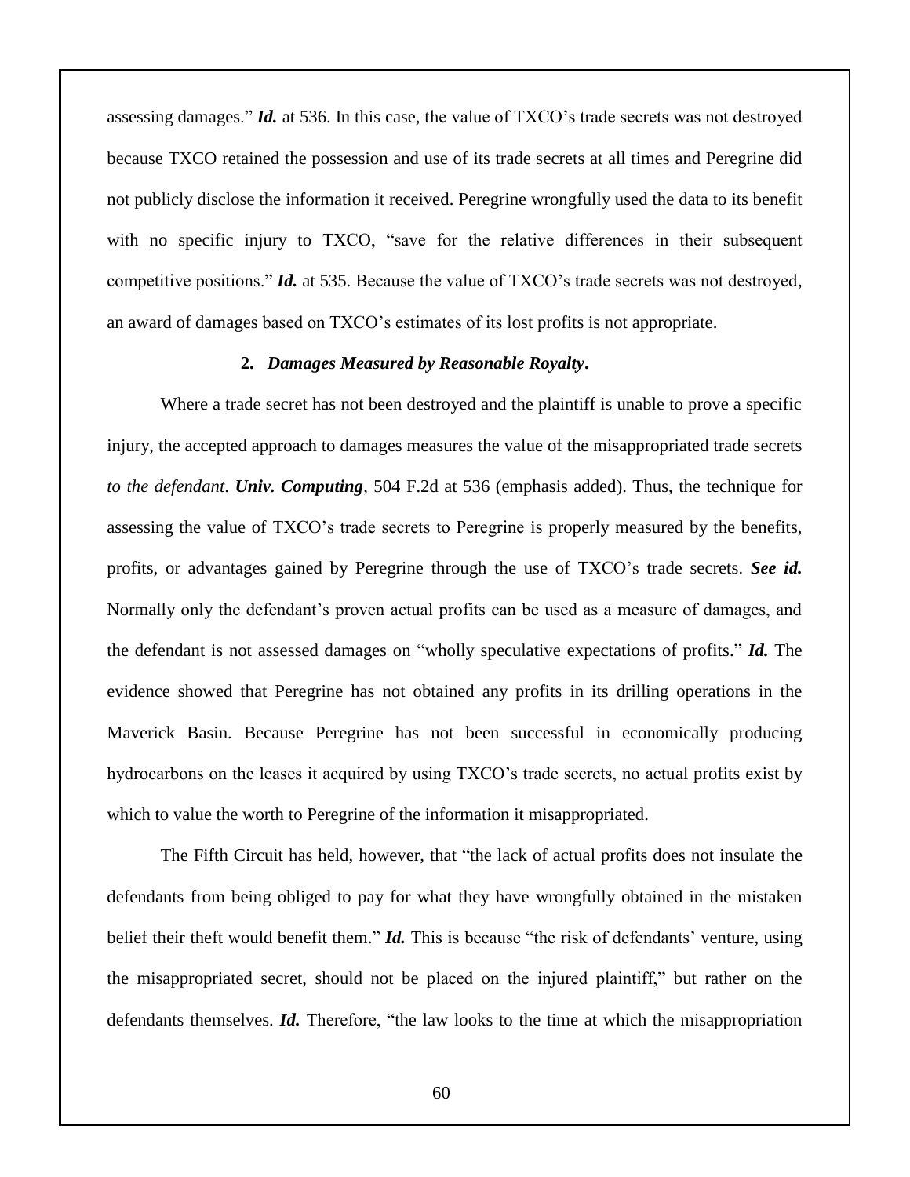assessing damages." ***Id.*** at 536. In this case, the value of TXCO's trade secrets was not destroyed because TXCO retained the possession and use of its trade secrets at all times and Peregrine did not publicly disclose the information it received. Peregrine wrongfully used the data to its benefit with no specific injury to TXCO, "save for the relative differences in their subsequent competitive positions." ***Id.*** at 535. Because the value of TXCO's trade secrets was not destroyed, an award of damages based on TXCO's estimates of its lost profits is not appropriate.

**2.** ***Damages Measured by Reasonable Royalty*.**

Where a trade secret has not been destroyed and the plaintiff is unable to prove a specific injury, the accepted approach to damages measures the value of the misappropriated trade secrets *to the defendant*. ***Univ. Computing***, 504 F.2d at 536 (emphasis added). Thus, the technique for assessing the value of TXCO's trade secrets to Peregrine is properly measured by the benefits, profits, or advantages gained by Peregrine through the use of TXCO's trade secrets. ***See id.*** Normally only the defendant's proven actual profits can be used as a measure of damages, and the defendant is not assessed damages on "wholly speculative expectations of profits." ***Id.*** The evidence showed that Peregrine has not obtained any profits in its drilling operations in the Maverick Basin. Because Peregrine has not been successful in economically producing hydrocarbons on the leases it acquired by using TXCO's trade secrets, no actual profits exist by which to value the worth to Peregrine of the information it misappropriated.

The Fifth Circuit has held, however, that "the lack of actual profits does not insulate the defendants from being obliged to pay for what they have wrongfully obtained in the mistaken belief their theft would benefit them." ***Id.*** This is because "the risk of defendants' venture, using the misappropriated secret, should not be placed on the injured plaintiff," but rather on the defendants themselves. ***Id.*** Therefore, "the law looks to the time at which the misappropriation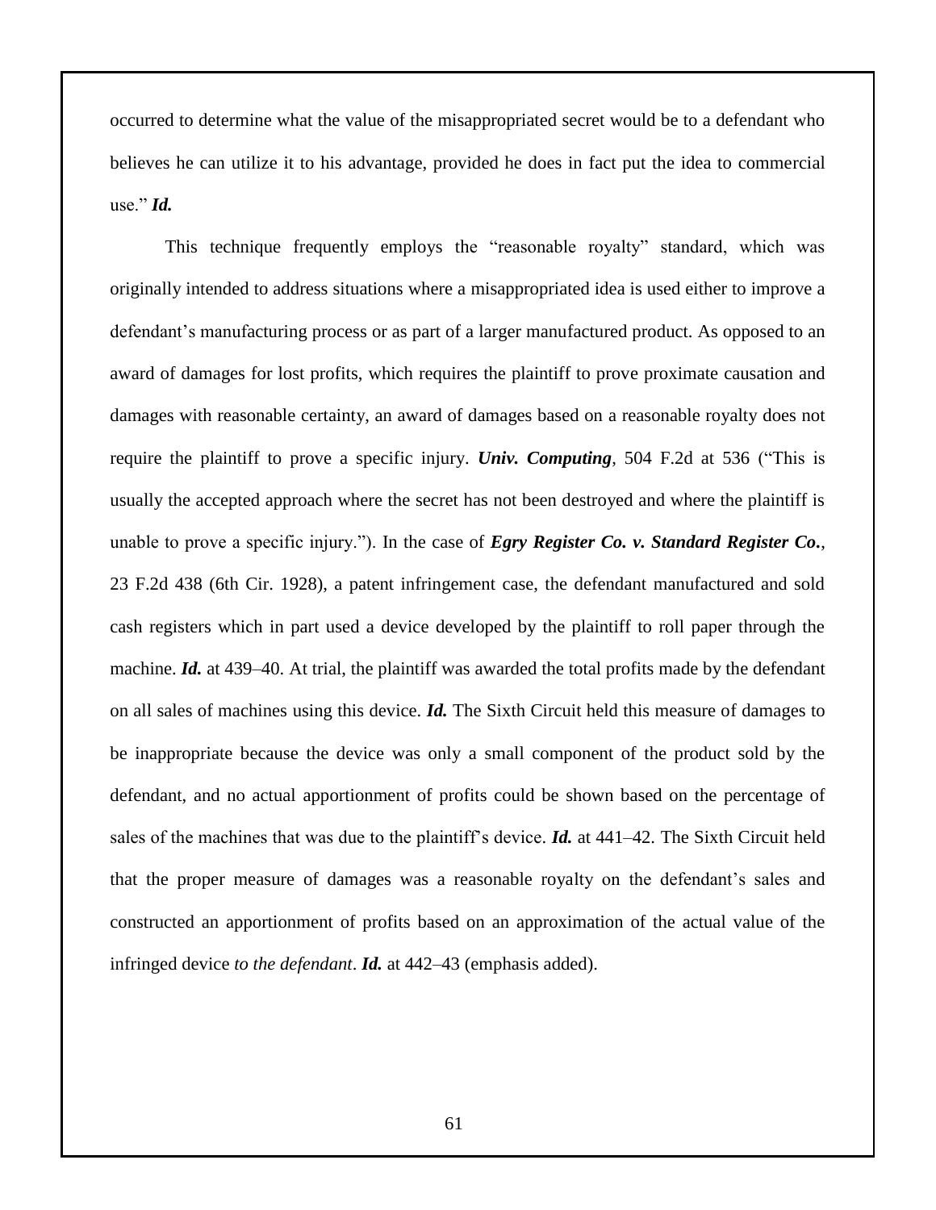occurred to determine what the value of the misappropriated secret would be to a defendant who believes he can utilize it to his advantage, provided he does in fact put the idea to commercial use." ***Id.***

This technique frequently employs the "reasonable royalty" standard, which was originally intended to address situations where a misappropriated idea is used either to improve a defendant's manufacturing process or as part of a larger manufactured product. As opposed to an award of damages for lost profits, which requires the plaintiff to prove proximate causation and damages with reasonable certainty, an award of damages based on a reasonable royalty does not require the plaintiff to prove a specific injury. ***Univ. Computing***, 504 F.2d at 536 ("This is usually the accepted approach where the secret has not been destroyed and where the plaintiff is unable to prove a specific injury."). In the case of ***Egry Register Co. v. Standard Register Co.***, 23 F.2d 438 (6th Cir. 1928), a patent infringement case, the defendant manufactured and sold cash registers which in part used a device developed by the plaintiff to roll paper through the machine. ***Id.*** at 439–40. At trial, the plaintiff was awarded the total profits made by the defendant on all sales of machines using this device. ***Id.*** The Sixth Circuit held this measure of damages to be inappropriate because the device was only a small component of the product sold by the defendant, and no actual apportionment of profits could be shown based on the percentage of sales of the machines that was due to the plaintiff's device. ***Id.*** at 441–42. The Sixth Circuit held that the proper measure of damages was a reasonable royalty on the defendant's sales and constructed an apportionment of profits based on an approximation of the actual value of the infringed device *to the defendant*. ***Id.*** at 442–43 (emphasis added).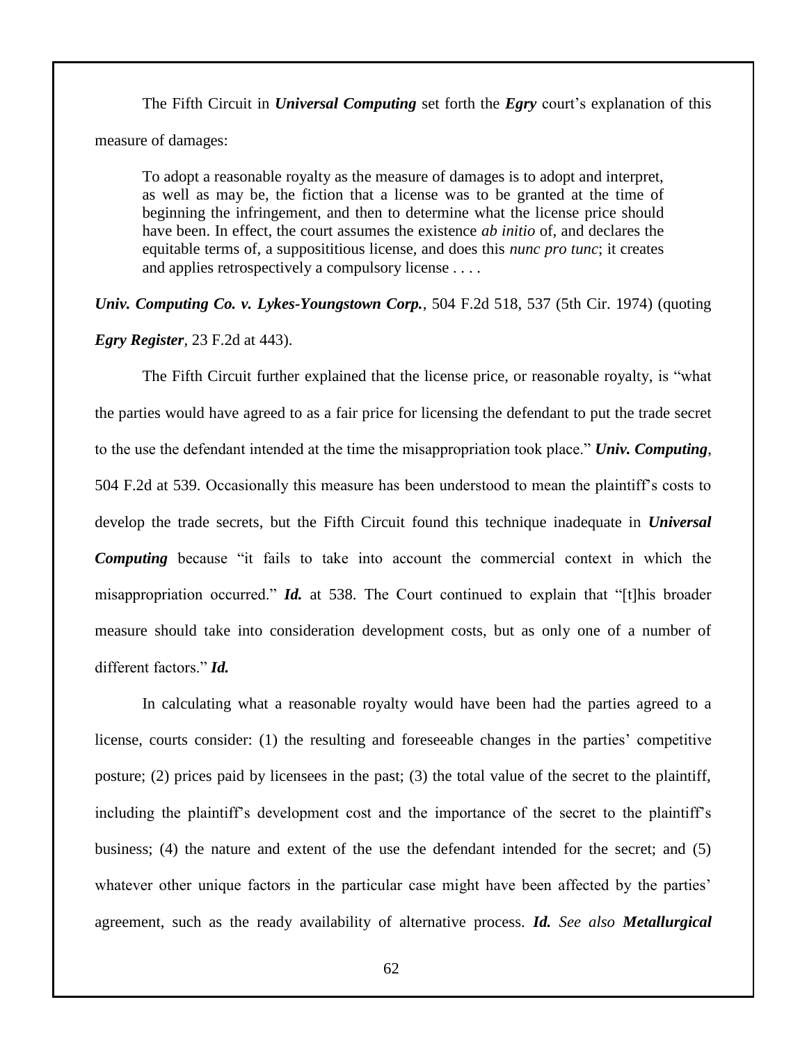The Fifth Circuit in ***Universal Computing*** set forth the ***Egry*** court's explanation of this measure of damages:

> To adopt a reasonable royalty as the measure of damages is to adopt and interpret, as well as may be, the fiction that a license was to be granted at the time of beginning the infringement, and then to determine what the license price should have been. In effect, the court assumes the existence *ab initio* of, and declares the equitable terms of, a supposititious license, and does this *nunc pro tunc*; it creates and applies retrospectively a compulsory license . . . .

***Univ. Computing Co. v. Lykes-Youngstown Corp.***, 504 F.2d 518, 537 (5th Cir. 1974) (quoting ***Egry Register***, 23 F.2d at 443).

The Fifth Circuit further explained that the license price, or reasonable royalty, is "what the parties would have agreed to as a fair price for licensing the defendant to put the trade secret to the use the defendant intended at the time the misappropriation took place." ***Univ. Computing***, 504 F.2d at 539. Occasionally this measure has been understood to mean the plaintiff's costs to develop the trade secrets, but the Fifth Circuit found this technique inadequate in ***Universal Computing*** because "it fails to take into account the commercial context in which the misappropriation occurred." ***Id.*** at 538. The Court continued to explain that "[t]his broader measure should take into consideration development costs, but as only one of a number of different factors." ***Id.***

In calculating what a reasonable royalty would have been had the parties agreed to a license, courts consider: (1) the resulting and foreseeable changes in the parties' competitive posture; (2) prices paid by licensees in the past; (3) the total value of the secret to the plaintiff, including the plaintiff's development cost and the importance of the secret to the plaintiff's business; (4) the nature and extent of the use the defendant intended for the secret; and (5) whatever other unique factors in the particular case might have been affected by the parties' agreement, such as the ready availability of alternative process. ***Id.*** *See also* ***Metallurgical***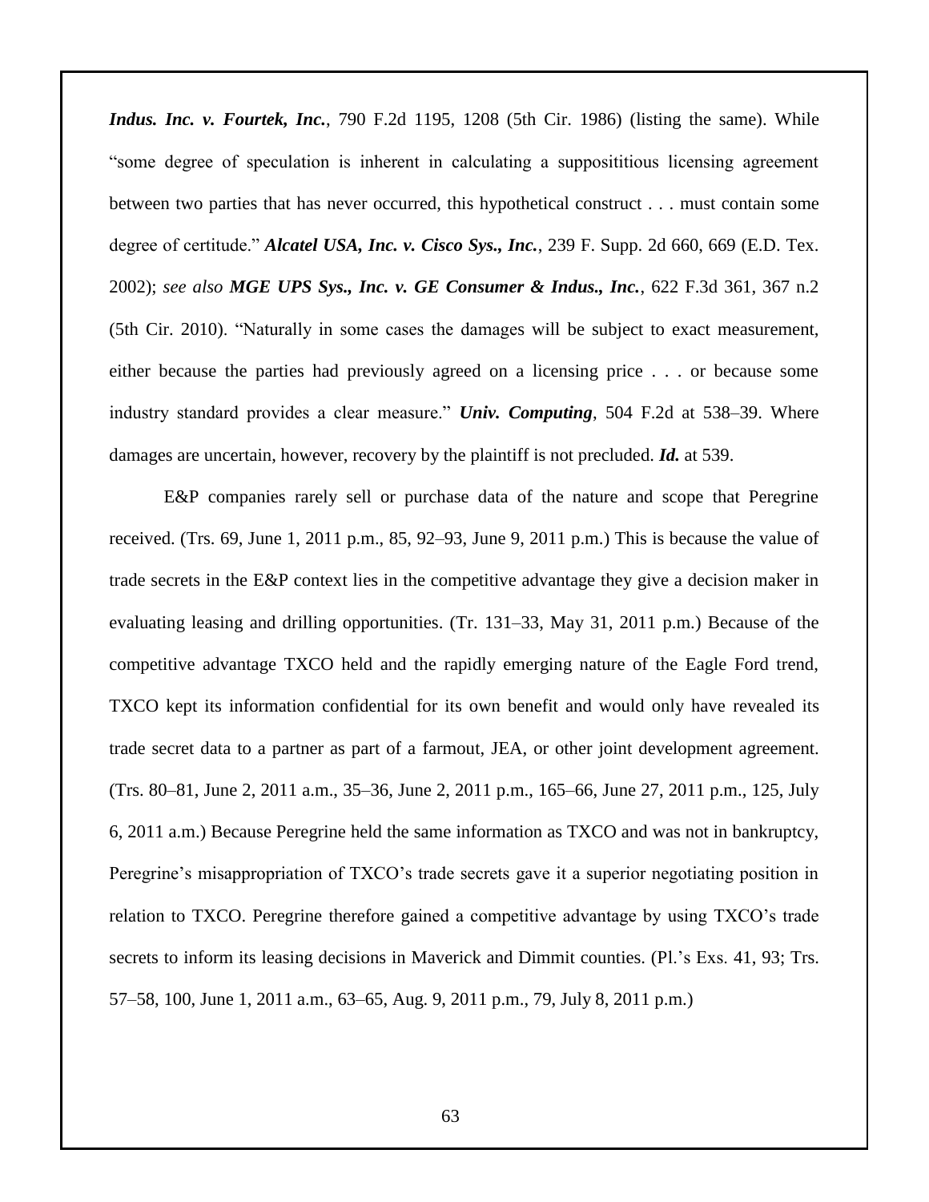***Indus. Inc. v. Fourtek, Inc.***, 790 F.2d 1195, 1208 (5th Cir. 1986) (listing the same). While "some degree of speculation is inherent in calculating a supposititious licensing agreement between two parties that has never occurred, this hypothetical construct . . . must contain some degree of certitude." ***Alcatel USA, Inc. v. Cisco Sys., Inc.***, 239 F. Supp. 2d 660, 669 (E.D. Tex. 2002); *see also* ***MGE UPS Sys., Inc. v. GE Consumer & Indus., Inc.***, 622 F.3d 361, 367 n.2 (5th Cir. 2010). "Naturally in some cases the damages will be subject to exact measurement, either because the parties had previously agreed on a licensing price . . . or because some industry standard provides a clear measure." ***Univ. Computing***, 504 F.2d at 538–39. Where damages are uncertain, however, recovery by the plaintiff is not precluded. ***Id.*** at 539.

E&P companies rarely sell or purchase data of the nature and scope that Peregrine received. (Trs. 69, June 1, 2011 p.m., 85, 92–93, June 9, 2011 p.m.) This is because the value of trade secrets in the E&P context lies in the competitive advantage they give a decision maker in evaluating leasing and drilling opportunities. (Tr. 131–33, May 31, 2011 p.m.) Because of the competitive advantage TXCO held and the rapidly emerging nature of the Eagle Ford trend, TXCO kept its information confidential for its own benefit and would only have revealed its trade secret data to a partner as part of a farmout, JEA, or other joint development agreement. (Trs. 80–81, June 2, 2011 a.m., 35–36, June 2, 2011 p.m., 165–66, June 27, 2011 p.m., 125, July 6, 2011 a.m.) Because Peregrine held the same information as TXCO and was not in bankruptcy, Peregrine's misappropriation of TXCO's trade secrets gave it a superior negotiating position in relation to TXCO. Peregrine therefore gained a competitive advantage by using TXCO's trade secrets to inform its leasing decisions in Maverick and Dimmit counties. (Pl.'s Exs. 41, 93; Trs. 57–58, 100, June 1, 2011 a.m., 63–65, Aug. 9, 2011 p.m., 79, July 8, 2011 p.m.)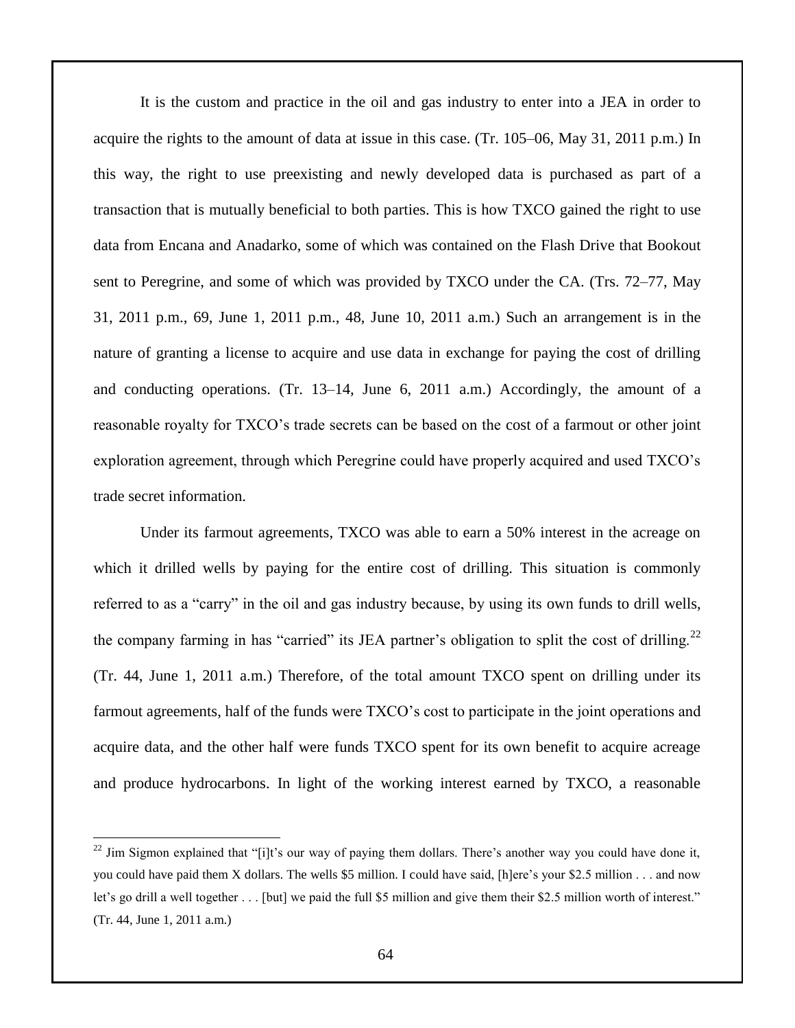It is the custom and practice in the oil and gas industry to enter into a JEA in order to acquire the rights to the amount of data at issue in this case. (Tr. 105–06, May 31, 2011 p.m.) In this way, the right to use preexisting and newly developed data is purchased as part of a transaction that is mutually beneficial to both parties. This is how TXCO gained the right to use data from Encana and Anadarko, some of which was contained on the Flash Drive that Bookout sent to Peregrine, and some of which was provided by TXCO under the CA. (Trs. 72–77, May 31, 2011 p.m., 69, June 1, 2011 p.m., 48, June 10, 2011 a.m.) Such an arrangement is in the nature of granting a license to acquire and use data in exchange for paying the cost of drilling and conducting operations. (Tr. 13–14, June 6, 2011 a.m.) Accordingly, the amount of a reasonable royalty for TXCO's trade secrets can be based on the cost of a farmout or other joint exploration agreement, through which Peregrine could have properly acquired and used TXCO's trade secret information.

Under its farmout agreements, TXCO was able to earn a 50% interest in the acreage on which it drilled wells by paying for the entire cost of drilling. This situation is commonly referred to as a "carry" in the oil and gas industry because, by using its own funds to drill wells, the company farming in has "carried" its JEA partner's obligation to split the cost of drilling.[22] (Tr. 44, June 1, 2011 a.m.) Therefore, of the total amount TXCO spent on drilling under its farmout agreements, half of the funds were TXCO's cost to participate in the joint operations and acquire data, and the other half were funds TXCO spent for its own benefit to acquire acreage and produce hydrocarbons. In light of the working interest earned by TXCO, a reasonable

---

[22] Jim Sigmon explained that "[i]t's our way of paying them dollars. There's another way you could have done it, you could have paid them X dollars. The wells $5 million. I could have said, [h]ere's your $2.5 million . . . and now let's go drill a well together . . . [but] we paid the full $5 million and give them their $2.5 million worth of interest." (Tr. 44, June 1, 2011 a.m.)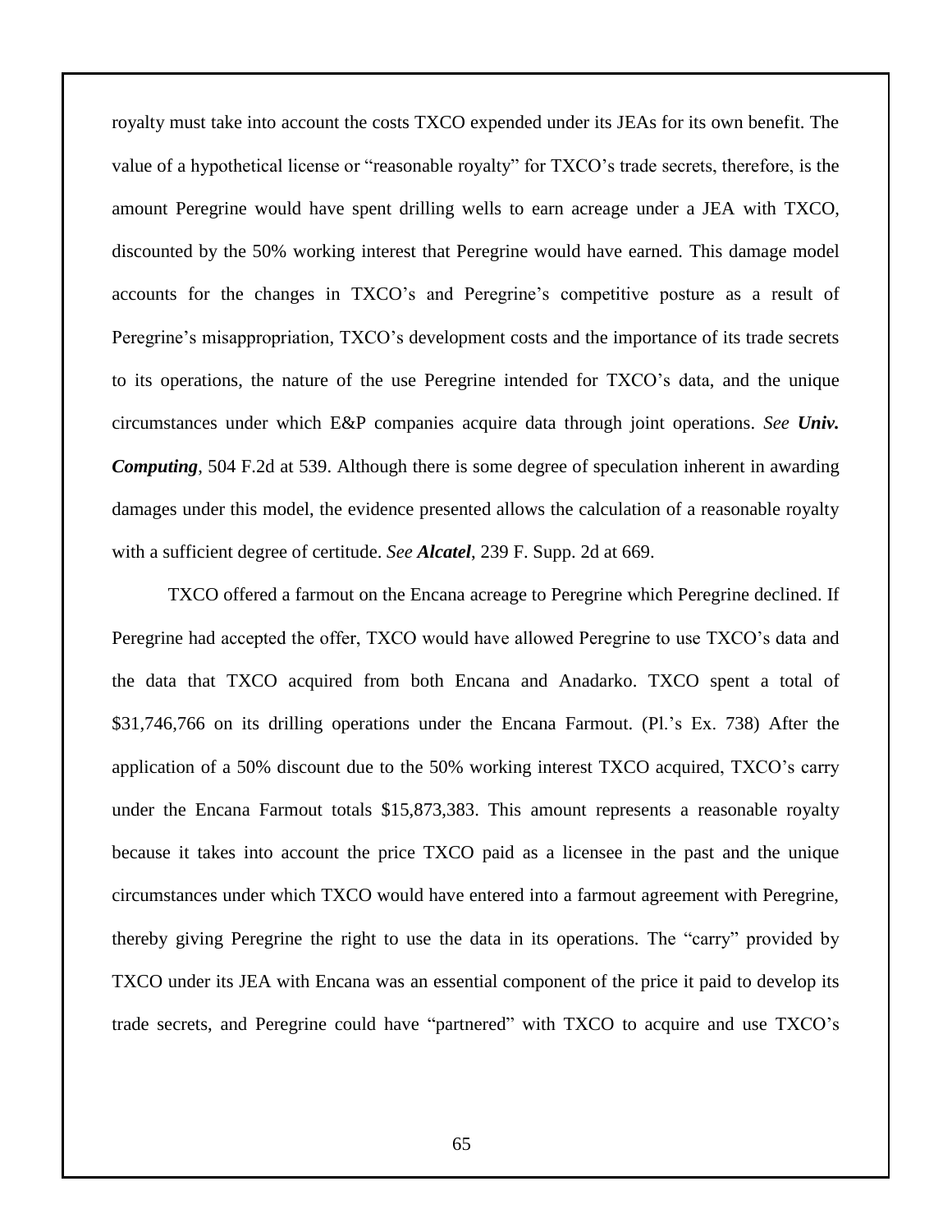royalty must take into account the costs TXCO expended under its JEAs for its own benefit. The value of a hypothetical license or "reasonable royalty" for TXCO's trade secrets, therefore, is the amount Peregrine would have spent drilling wells to earn acreage under a JEA with TXCO, discounted by the 50% working interest that Peregrine would have earned. This damage model accounts for the changes in TXCO's and Peregrine's competitive posture as a result of Peregrine's misappropriation, TXCO's development costs and the importance of its trade secrets to its operations, the nature of the use Peregrine intended for TXCO's data, and the unique circumstances under which E&P companies acquire data through joint operations. *See* ***Univ. Computing***, 504 F.2d at 539. Although there is some degree of speculation inherent in awarding damages under this model, the evidence presented allows the calculation of a reasonable royalty with a sufficient degree of certitude. *See* ***Alcatel***, 239 F. Supp. 2d at 669.

TXCO offered a farmout on the Encana acreage to Peregrine which Peregrine declined. If Peregrine had accepted the offer, TXCO would have allowed Peregrine to use TXCO's data and the data that TXCO acquired from both Encana and Anadarko. TXCO spent a total of $31,746,766 on its drilling operations under the Encana Farmout. (Pl.'s Ex. 738) After the application of a 50% discount due to the 50% working interest TXCO acquired, TXCO's carry under the Encana Farmout totals $15,873,383. This amount represents a reasonable royalty because it takes into account the price TXCO paid as a licensee in the past and the unique circumstances under which TXCO would have entered into a farmout agreement with Peregrine, thereby giving Peregrine the right to use the data in its operations. The "carry" provided by TXCO under its JEA with Encana was an essential component of the price it paid to develop its trade secrets, and Peregrine could have "partnered" with TXCO to acquire and use TXCO's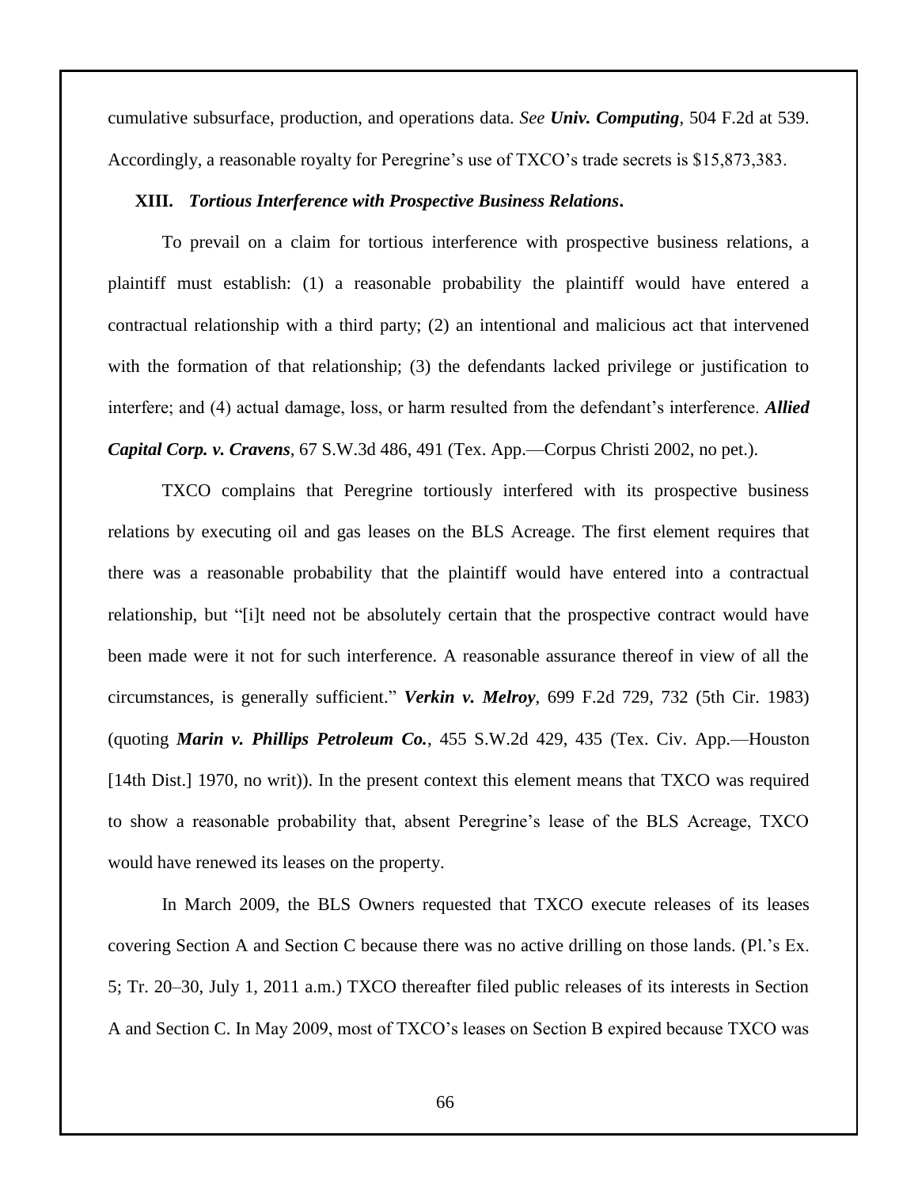cumulative subsurface, production, and operations data. *See* ***Univ. Computing***, 504 F.2d at 539. Accordingly, a reasonable royalty for Peregrine's use of TXCO's trade secrets is $15,873,383.

**XIII.** ***Tortious Interference with Prospective Business Relations*.**

To prevail on a claim for tortious interference with prospective business relations, a plaintiff must establish: (1) a reasonable probability the plaintiff would have entered a contractual relationship with a third party; (2) an intentional and malicious act that intervened with the formation of that relationship; (3) the defendants lacked privilege or justification to interfere; and (4) actual damage, loss, or harm resulted from the defendant's interference. ***Allied Capital Corp. v. Cravens***, 67 S.W.3d 486, 491 (Tex. App.—Corpus Christi 2002, no pet.).

TXCO complains that Peregrine tortiously interfered with its prospective business relations by executing oil and gas leases on the BLS Acreage. The first element requires that there was a reasonable probability that the plaintiff would have entered into a contractual relationship, but "[i]t need not be absolutely certain that the prospective contract would have been made were it not for such interference. A reasonable assurance thereof in view of all the circumstances, is generally sufficient." ***Verkin v. Melroy***, 699 F.2d 729, 732 (5th Cir. 1983) (quoting ***Marin v. Phillips Petroleum Co.***, 455 S.W.2d 429, 435 (Tex. Civ. App.—Houston [14th Dist.] 1970, no writ)). In the present context this element means that TXCO was required to show a reasonable probability that, absent Peregrine's lease of the BLS Acreage, TXCO would have renewed its leases on the property.

In March 2009, the BLS Owners requested that TXCO execute releases of its leases covering Section A and Section C because there was no active drilling on those lands. (Pl.'s Ex. 5; Tr. 20–30, July 1, 2011 a.m.) TXCO thereafter filed public releases of its interests in Section A and Section C. In May 2009, most of TXCO's leases on Section B expired because TXCO was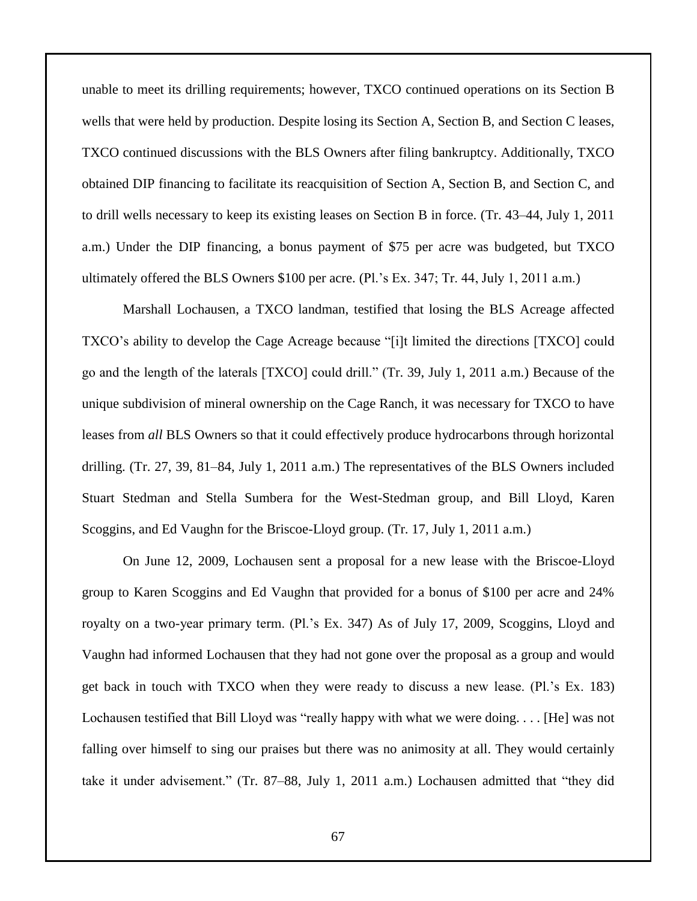unable to meet its drilling requirements; however, TXCO continued operations on its Section B wells that were held by production. Despite losing its Section A, Section B, and Section C leases, TXCO continued discussions with the BLS Owners after filing bankruptcy. Additionally, TXCO obtained DIP financing to facilitate its reacquisition of Section A, Section B, and Section C, and to drill wells necessary to keep its existing leases on Section B in force. (Tr. 43–44, July 1, 2011 a.m.) Under the DIP financing, a bonus payment of $75 per acre was budgeted, but TXCO ultimately offered the BLS Owners $100 per acre. (Pl.'s Ex. 347; Tr. 44, July 1, 2011 a.m.)

Marshall Lochausen, a TXCO landman, testified that losing the BLS Acreage affected TXCO's ability to develop the Cage Acreage because "[i]t limited the directions [TXCO] could go and the length of the laterals [TXCO] could drill." (Tr. 39, July 1, 2011 a.m.) Because of the unique subdivision of mineral ownership on the Cage Ranch, it was necessary for TXCO to have leases from *all* BLS Owners so that it could effectively produce hydrocarbons through horizontal drilling. (Tr. 27, 39, 81–84, July 1, 2011 a.m.) The representatives of the BLS Owners included Stuart Stedman and Stella Sumbera for the West-Stedman group, and Bill Lloyd, Karen Scoggins, and Ed Vaughn for the Briscoe-Lloyd group. (Tr. 17, July 1, 2011 a.m.)

On June 12, 2009, Lochausen sent a proposal for a new lease with the Briscoe-Lloyd group to Karen Scoggins and Ed Vaughn that provided for a bonus of $100 per acre and 24% royalty on a two-year primary term. (Pl.'s Ex. 347) As of July 17, 2009, Scoggins, Lloyd and Vaughn had informed Lochausen that they had not gone over the proposal as a group and would get back in touch with TXCO when they were ready to discuss a new lease. (Pl.'s Ex. 183) Lochausen testified that Bill Lloyd was "really happy with what we were doing. . . . [He] was not falling over himself to sing our praises but there was no animosity at all. They would certainly take it under advisement." (Tr. 87–88, July 1, 2011 a.m.) Lochausen admitted that "they did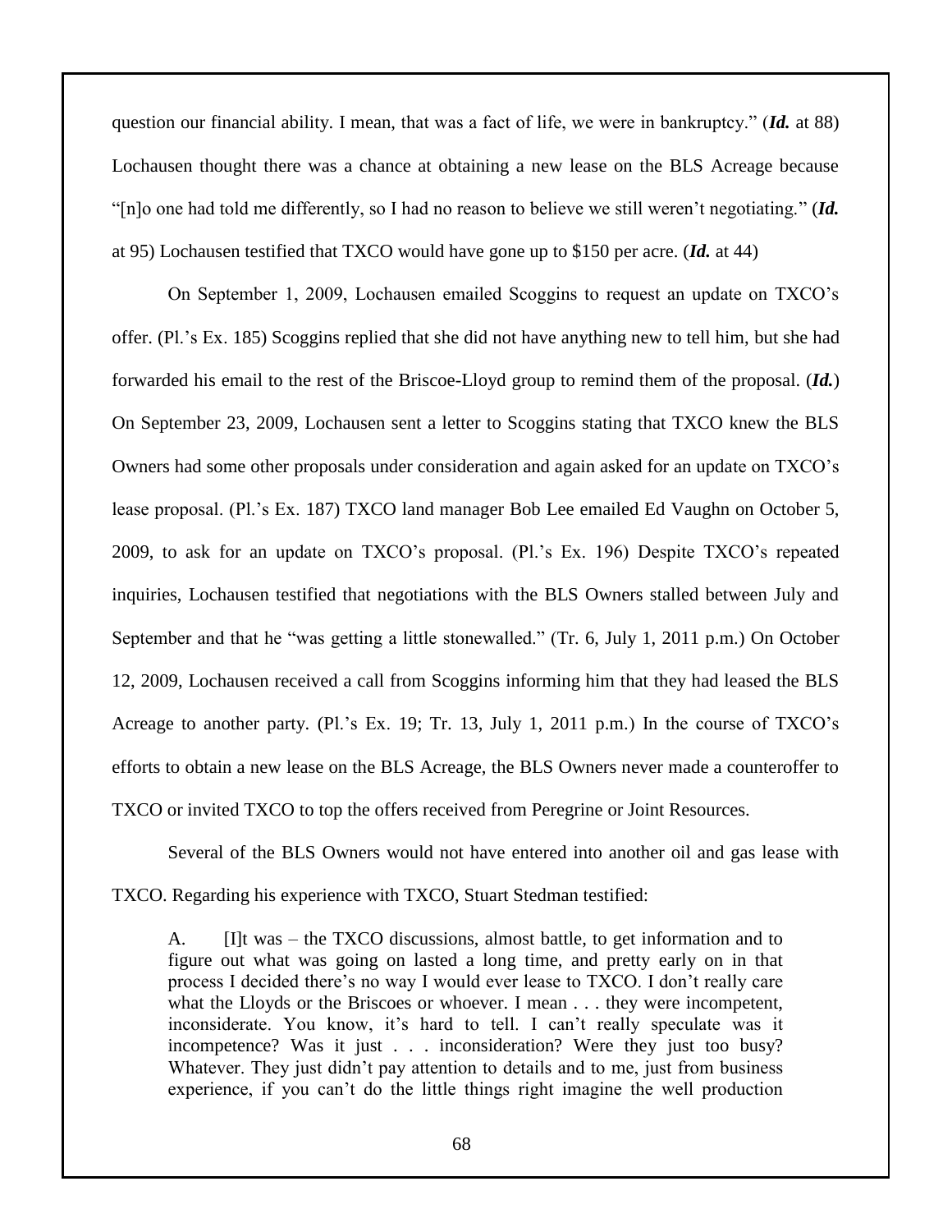question our financial ability. I mean, that was a fact of life, we were in bankruptcy." (***Id.*** at 88) Lochausen thought there was a chance at obtaining a new lease on the BLS Acreage because "[n]o one had told me differently, so I had no reason to believe we still weren't negotiating." (***Id.*** at 95) Lochausen testified that TXCO would have gone up to $150 per acre. (***Id.*** at 44)

On September 1, 2009, Lochausen emailed Scoggins to request an update on TXCO's offer. (Pl.'s Ex. 185) Scoggins replied that she did not have anything new to tell him, but she had forwarded his email to the rest of the Briscoe-Lloyd group to remind them of the proposal. (***Id.***) On September 23, 2009, Lochausen sent a letter to Scoggins stating that TXCO knew the BLS Owners had some other proposals under consideration and again asked for an update on TXCO's lease proposal. (Pl.'s Ex. 187) TXCO land manager Bob Lee emailed Ed Vaughn on October 5, 2009, to ask for an update on TXCO's proposal. (Pl.'s Ex. 196) Despite TXCO's repeated inquiries, Lochausen testified that negotiations with the BLS Owners stalled between July and September and that he "was getting a little stonewalled." (Tr. 6, July 1, 2011 p.m.) On October 12, 2009, Lochausen received a call from Scoggins informing him that they had leased the BLS Acreage to another party. (Pl.'s Ex. 19; Tr. 13, July 1, 2011 p.m.) In the course of TXCO's efforts to obtain a new lease on the BLS Acreage, the BLS Owners never made a counteroffer to TXCO or invited TXCO to top the offers received from Peregrine or Joint Resources.

Several of the BLS Owners would not have entered into another oil and gas lease with TXCO. Regarding his experience with TXCO, Stuart Stedman testified:

> A. [I]t was – the TXCO discussions, almost battle, to get information and to figure out what was going on lasted a long time, and pretty early on in that process I decided there's no way I would ever lease to TXCO. I don't really care what the Lloyds or the Briscoes or whoever. I mean . . . they were incompetent, inconsiderate. You know, it's hard to tell. I can't really speculate was it incompetence? Was it just . . . inconsideration? Were they just too busy? Whatever. They just didn't pay attention to details and to me, just from business experience, if you can't do the little things right imagine the well production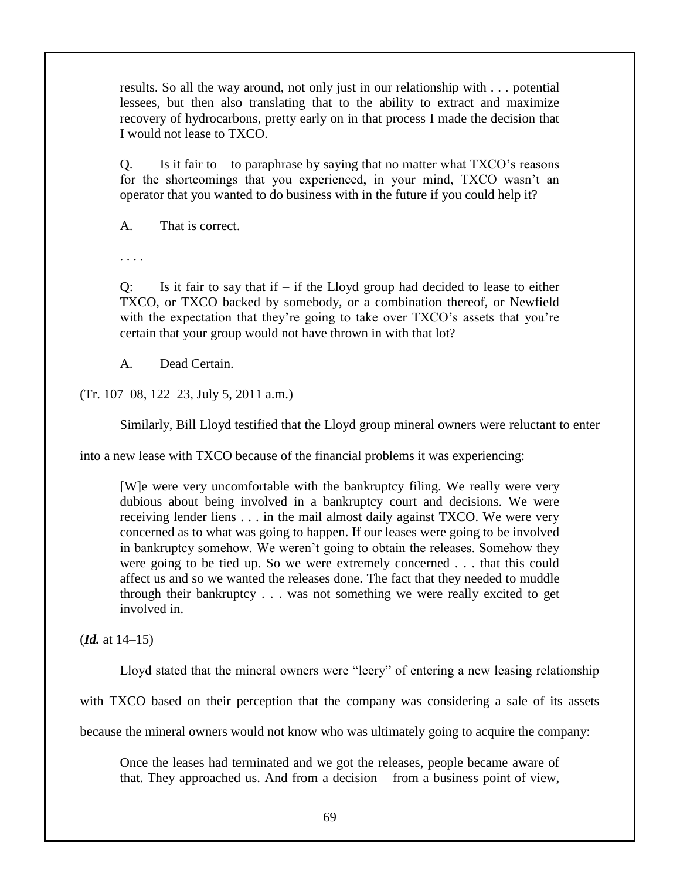> results. So all the way around, not only just in our relationship with . . . potential lessees, but then also translating that to the ability to extract and maximize recovery of hydrocarbons, pretty early on in that process I made the decision that I would not lease to TXCO.
>
> Q. Is it fair to – to paraphrase by saying that no matter what TXCO's reasons for the shortcomings that you experienced, in your mind, TXCO wasn't an operator that you wanted to do business with in the future if you could help it?
>
> A. That is correct.
>
> . . . .
>
> Q: Is it fair to say that if – if the Lloyd group had decided to lease to either TXCO, or TXCO backed by somebody, or a combination thereof, or Newfield with the expectation that they're going to take over TXCO's assets that you're certain that your group would not have thrown in with that lot?
>
> A. Dead Certain.

(Tr. 107–08, 122–23, July 5, 2011 a.m.)

Similarly, Bill Lloyd testified that the Lloyd group mineral owners were reluctant to enter into a new lease with TXCO because of the financial problems it was experiencing:

> [W]e were very uncomfortable with the bankruptcy filing. We really were very dubious about being involved in a bankruptcy court and decisions. We were receiving lender liens . . . in the mail almost daily against TXCO. We were very concerned as to what was going to happen. If our leases were going to be involved in bankruptcy somehow. We weren't going to obtain the releases. Somehow they were going to be tied up. So we were extremely concerned . . . that this could affect us and so we wanted the releases done. The fact that they needed to muddle through their bankruptcy . . . was not something we were really excited to get involved in.

(***Id.*** at 14–15)

Lloyd stated that the mineral owners were "leery" of entering a new leasing relationship with TXCO based on their perception that the company was considering a sale of its assets because the mineral owners would not know who was ultimately going to acquire the company:

> Once the leases had terminated and we got the releases, people became aware of that. They approached us. And from a decision – from a business point of view,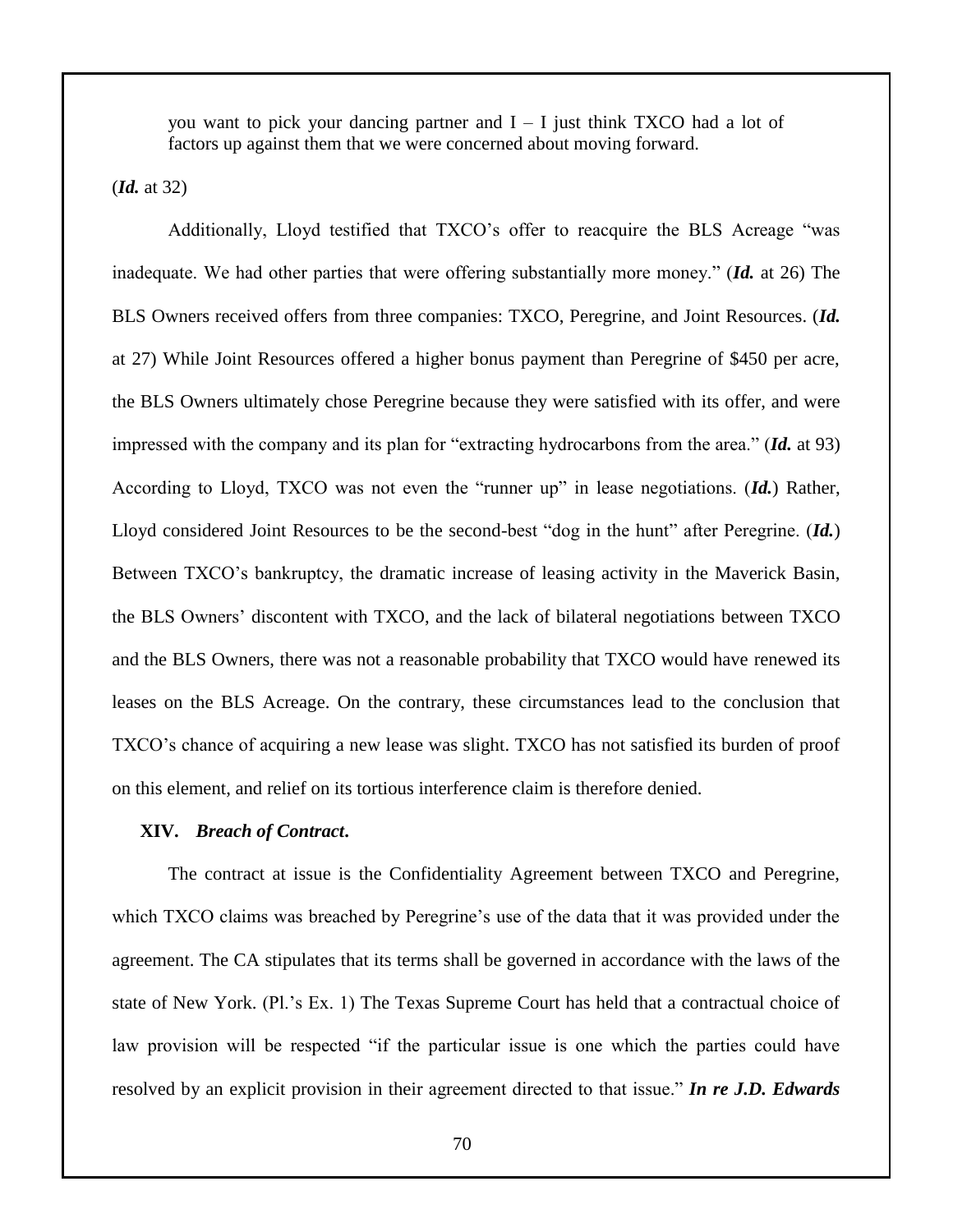> you want to pick your dancing partner and I – I just think TXCO had a lot of factors up against them that we were concerned about moving forward.

(***Id.*** at 32)

Additionally, Lloyd testified that TXCO's offer to reacquire the BLS Acreage "was inadequate. We had other parties that were offering substantially more money." (***Id.*** at 26) The BLS Owners received offers from three companies: TXCO, Peregrine, and Joint Resources. (***Id.*** at 27) While Joint Resources offered a higher bonus payment than Peregrine of $450 per acre, the BLS Owners ultimately chose Peregrine because they were satisfied with its offer, and were impressed with the company and its plan for "extracting hydrocarbons from the area." (***Id.*** at 93) According to Lloyd, TXCO was not even the "runner up" in lease negotiations. (***Id.***) Rather, Lloyd considered Joint Resources to be the second-best "dog in the hunt" after Peregrine. (***Id.***) Between TXCO's bankruptcy, the dramatic increase of leasing activity in the Maverick Basin, the BLS Owners' discontent with TXCO, and the lack of bilateral negotiations between TXCO and the BLS Owners, there was not a reasonable probability that TXCO would have renewed its leases on the BLS Acreage. On the contrary, these circumstances lead to the conclusion that TXCO's chance of acquiring a new lease was slight. TXCO has not satisfied its burden of proof on this element, and relief on its tortious interference claim is therefore denied.

## XIV. *Breach of Contract*.

The contract at issue is the Confidentiality Agreement between TXCO and Peregrine, which TXCO claims was breached by Peregrine's use of the data that it was provided under the agreement. The CA stipulates that its terms shall be governed in accordance with the laws of the state of New York. (Pl.'s Ex. 1) The Texas Supreme Court has held that a contractual choice of law provision will be respected "if the particular issue is one which the parties could have resolved by an explicit provision in their agreement directed to that issue." ***In re J.D. Edwards***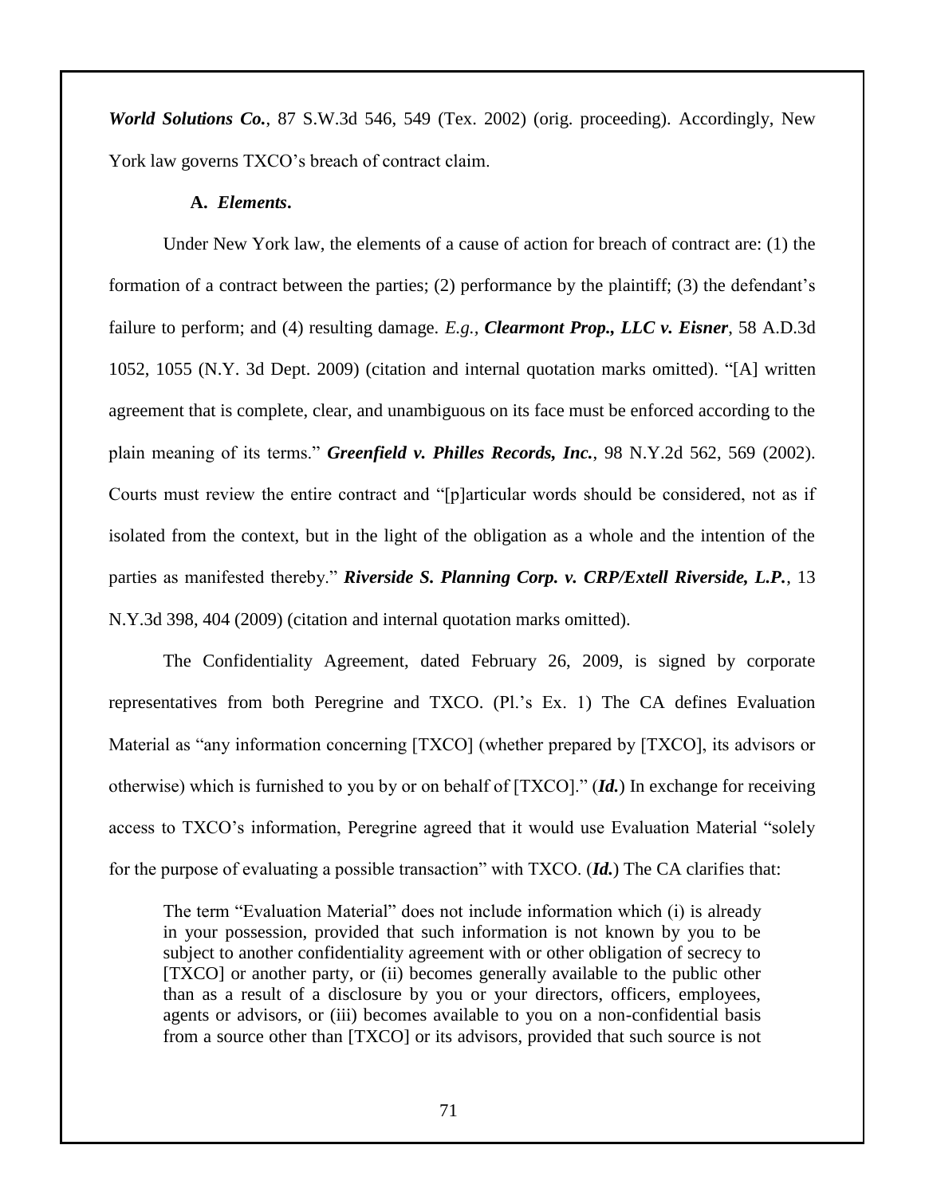***World Solutions Co.***, 87 S.W.3d 546, 549 (Tex. 2002) (orig. proceeding). Accordingly, New York law governs TXCO's breach of contract claim.

**A. *Elements*.**

Under New York law, the elements of a cause of action for breach of contract are: (1) the formation of a contract between the parties; (2) performance by the plaintiff; (3) the defendant's failure to perform; and (4) resulting damage. *E.g.*, ***Clearmont Prop., LLC v. Eisner***, 58 A.D.3d 1052, 1055 (N.Y. 3d Dept. 2009) (citation and internal quotation marks omitted). "[A] written agreement that is complete, clear, and unambiguous on its face must be enforced according to the plain meaning of its terms." ***Greenfield v. Philles Records, Inc.***, 98 N.Y.2d 562, 569 (2002). Courts must review the entire contract and "[p]articular words should be considered, not as if isolated from the context, but in the light of the obligation as a whole and the intention of the parties as manifested thereby." ***Riverside S. Planning Corp. v. CRP/Extell Riverside, L.P.***, 13 N.Y.3d 398, 404 (2009) (citation and internal quotation marks omitted).

The Confidentiality Agreement, dated February 26, 2009, is signed by corporate representatives from both Peregrine and TXCO. (Pl.'s Ex. 1) The CA defines Evaluation Material as "any information concerning [TXCO] (whether prepared by [TXCO], its advisors or otherwise) which is furnished to you by or on behalf of [TXCO]." (***Id.***) In exchange for receiving access to TXCO's information, Peregrine agreed that it would use Evaluation Material "solely for the purpose of evaluating a possible transaction" with TXCO. (***Id.***) The CA clarifies that:

> The term "Evaluation Material" does not include information which (i) is already in your possession, provided that such information is not known by you to be subject to another confidentiality agreement with or other obligation of secrecy to [TXCO] or another party, or (ii) becomes generally available to the public other than as a result of a disclosure by you or your directors, officers, employees, agents or advisors, or (iii) becomes available to you on a non-confidential basis from a source other than [TXCO] or its advisors, provided that such source is not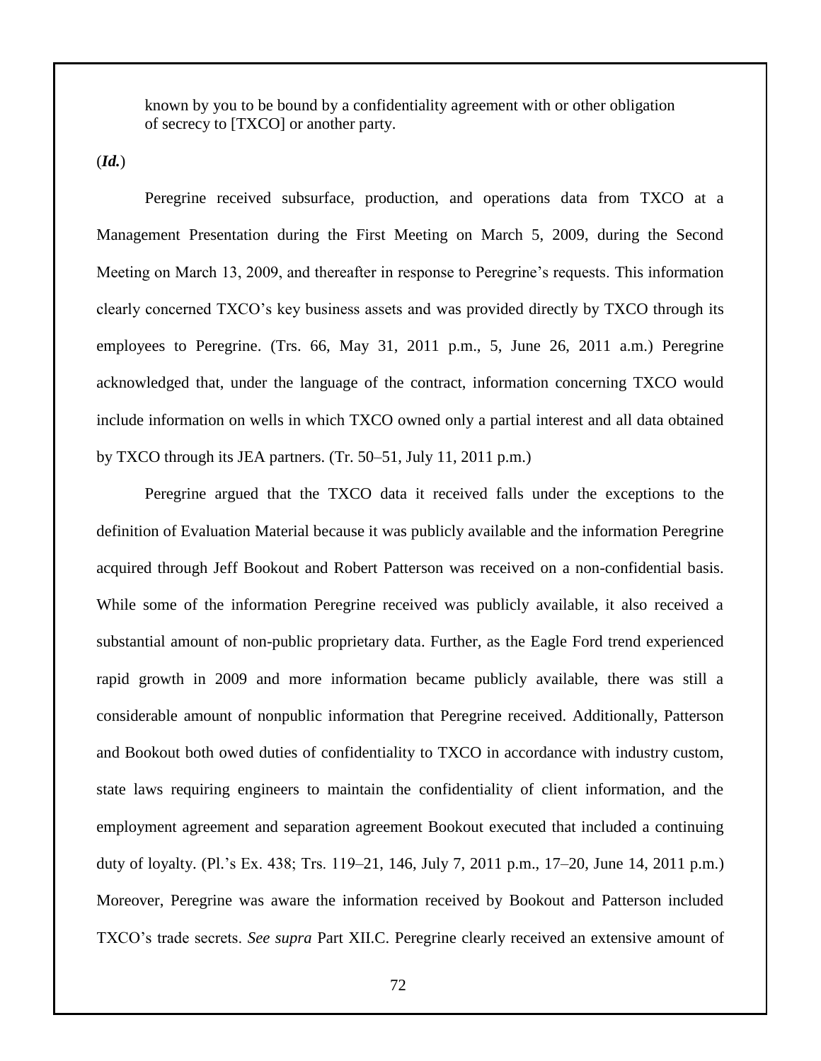> known by you to be bound by a confidentiality agreement with or other obligation of secrecy to [TXCO] or another party.

(***Id.***)

Peregrine received subsurface, production, and operations data from TXCO at a Management Presentation during the First Meeting on March 5, 2009, during the Second Meeting on March 13, 2009, and thereafter in response to Peregrine's requests. This information clearly concerned TXCO's key business assets and was provided directly by TXCO through its employees to Peregrine. (Trs. 66, May 31, 2011 p.m., 5, June 26, 2011 a.m.) Peregrine acknowledged that, under the language of the contract, information concerning TXCO would include information on wells in which TXCO owned only a partial interest and all data obtained by TXCO through its JEA partners. (Tr. 50–51, July 11, 2011 p.m.)

Peregrine argued that the TXCO data it received falls under the exceptions to the definition of Evaluation Material because it was publicly available and the information Peregrine acquired through Jeff Bookout and Robert Patterson was received on a non-confidential basis. While some of the information Peregrine received was publicly available, it also received a substantial amount of non-public proprietary data. Further, as the Eagle Ford trend experienced rapid growth in 2009 and more information became publicly available, there was still a considerable amount of nonpublic information that Peregrine received. Additionally, Patterson and Bookout both owed duties of confidentiality to TXCO in accordance with industry custom, state laws requiring engineers to maintain the confidentiality of client information, and the employment agreement and separation agreement Bookout executed that included a continuing duty of loyalty. (Pl.'s Ex. 438; Trs. 119–21, 146, July 7, 2011 p.m., 17–20, June 14, 2011 p.m.) Moreover, Peregrine was aware the information received by Bookout and Patterson included TXCO's trade secrets. *See supra* Part XII.C. Peregrine clearly received an extensive amount of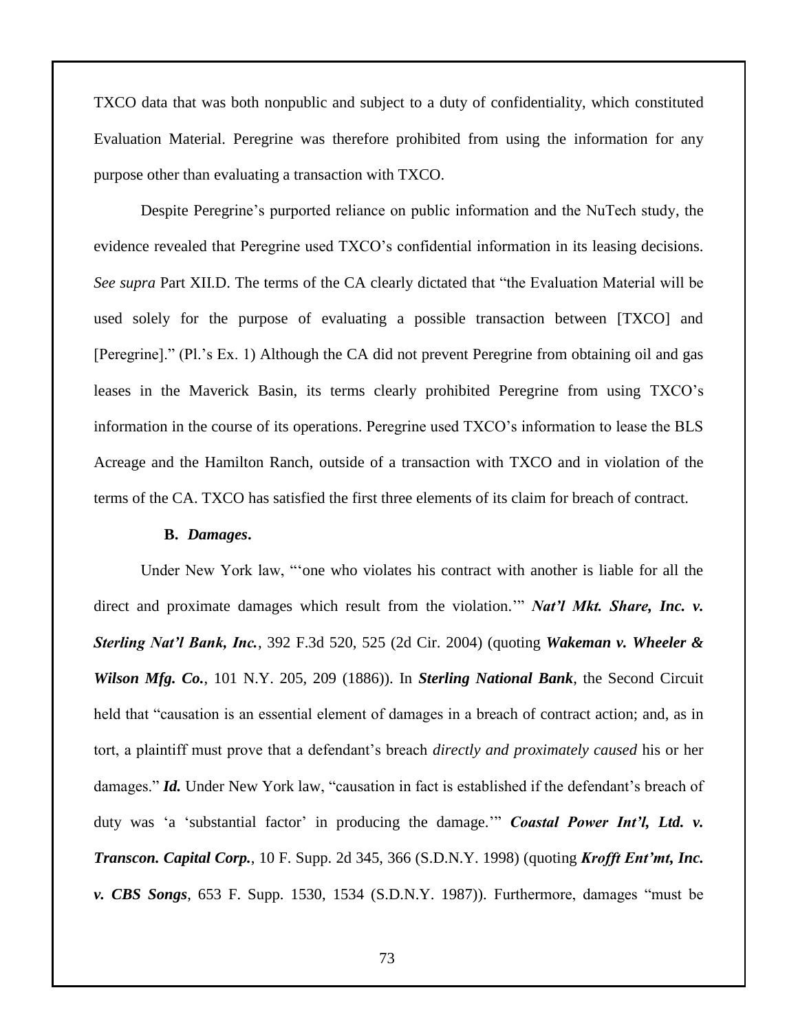TXCO data that was both nonpublic and subject to a duty of confidentiality, which constituted Evaluation Material. Peregrine was therefore prohibited from using the information for any purpose other than evaluating a transaction with TXCO.

Despite Peregrine's purported reliance on public information and the NuTech study, the evidence revealed that Peregrine used TXCO's confidential information in its leasing decisions. *See supra* Part XII.D. The terms of the CA clearly dictated that "the Evaluation Material will be used solely for the purpose of evaluating a possible transaction between [TXCO] and [Peregrine]." (Pl.'s Ex. 1) Although the CA did not prevent Peregrine from obtaining oil and gas leases in the Maverick Basin, its terms clearly prohibited Peregrine from using TXCO's information in the course of its operations. Peregrine used TXCO's information to lease the BLS Acreage and the Hamilton Ranch, outside of a transaction with TXCO and in violation of the terms of the CA. TXCO has satisfied the first three elements of its claim for breach of contract.

**B. *Damages*.**

Under New York law, "'one who violates his contract with another is liable for all the direct and proximate damages which result from the violation.'" ***Nat'l Mkt. Share, Inc. v. Sterling Nat'l Bank, Inc.***, 392 F.3d 520, 525 (2d Cir. 2004) (quoting ***Wakeman v. Wheeler & Wilson Mfg. Co.***, 101 N.Y. 205, 209 (1886)). In ***Sterling National Bank***, the Second Circuit held that "causation is an essential element of damages in a breach of contract action; and, as in tort, a plaintiff must prove that a defendant's breach *directly and proximately caused* his or her damages." ***Id.*** Under New York law, "causation in fact is established if the defendant's breach of duty was 'a 'substantial factor' in producing the damage.'" ***Coastal Power Int'l, Ltd. v. Transcon. Capital Corp.***, 10 F. Supp. 2d 345, 366 (S.D.N.Y. 1998) (quoting ***Krofft Ent'mt, Inc. v. CBS Songs***, 653 F. Supp. 1530, 1534 (S.D.N.Y. 1987)). Furthermore, damages "must be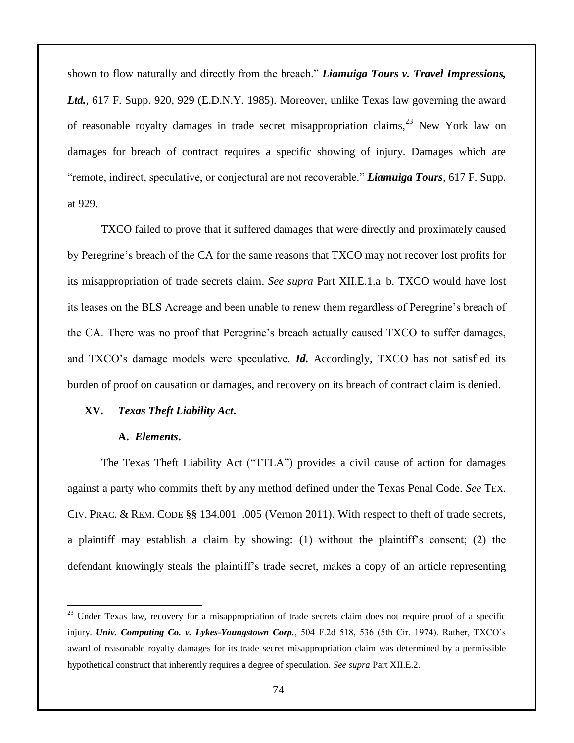shown to flow naturally and directly from the breach." ***Liamuiga Tours v. Travel Impressions, Ltd.***, 617 F. Supp. 920, 929 (E.D.N.Y. 1985). Moreover, unlike Texas law governing the award of reasonable royalty damages in trade secret misappropriation claims,[23] New York law on damages for breach of contract requires a specific showing of injury. Damages which are "remote, indirect, speculative, or conjectural are not recoverable." ***Liamuiga Tours***, 617 F. Supp. at 929.

TXCO failed to prove that it suffered damages that were directly and proximately caused by Peregrine's breach of the CA for the same reasons that TXCO may not recover lost profits for its misappropriation of trade secrets claim. *See supra* Part XII.E.1.a–b. TXCO would have lost its leases on the BLS Acreage and been unable to renew them regardless of Peregrine's breach of the CA. There was no proof that Peregrine's breach actually caused TXCO to suffer damages, and TXCO's damage models were speculative. ***Id.*** Accordingly, TXCO has not satisfied its burden of proof on causation or damages, and recovery on its breach of contract claim is denied.

## XV. *Texas Theft Liability Act*.

### A. *Elements*.

The Texas Theft Liability Act ("TTLA") provides a civil cause of action for damages against a party who commits theft by any method defined under the Texas Penal Code. *See* TEX. CIV. PRAC. & REM. CODE §§ 134.001–.005 (Vernon 2011). With respect to theft of trade secrets, a plaintiff may establish a claim by showing: (1) without the plaintiff's consent; (2) the defendant knowingly steals the plaintiff's trade secret, makes a copy of an article representing

---

[23] Under Texas law, recovery for a misappropriation of trade secrets claim does not require proof of a specific injury. ***Univ. Computing Co. v. Lykes-Youngstown Corp.***, 504 F.2d 518, 536 (5th Cir. 1974). Rather, TXCO's award of reasonable royalty damages for its trade secret misappropriation claim was determined by a permissible hypothetical construct that inherently requires a degree of speculation. *See supra* Part XII.E.2.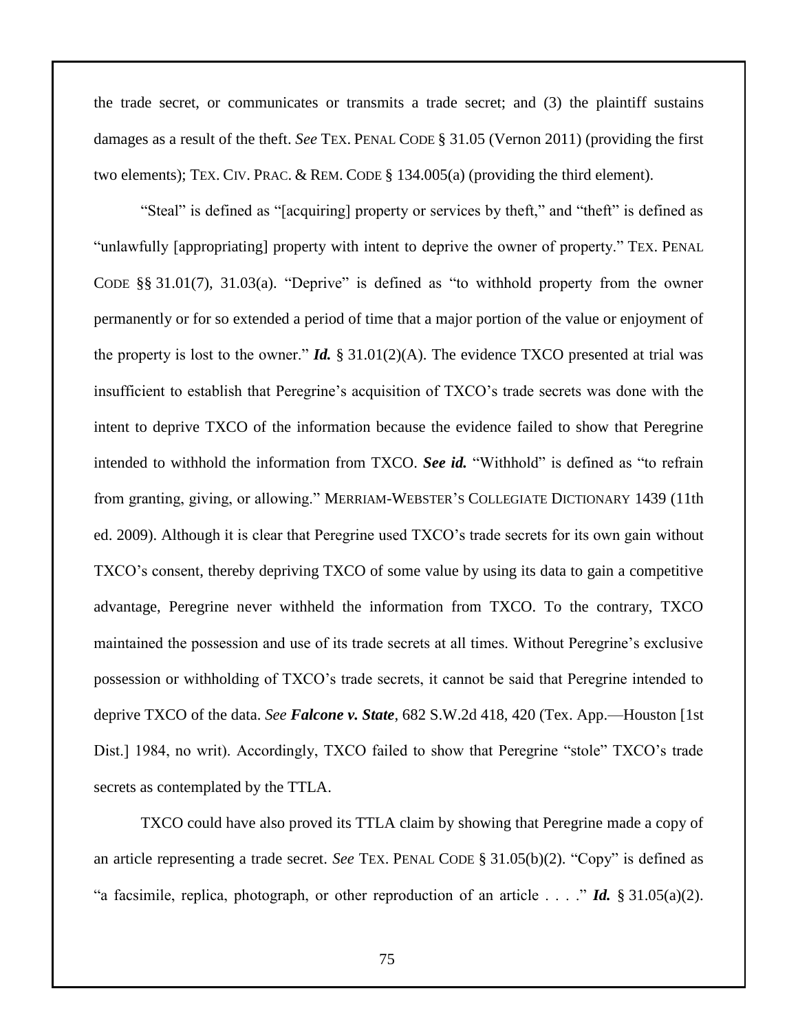the trade secret, or communicates or transmits a trade secret; and (3) the plaintiff sustains damages as a result of the theft. *See* TEX. PENAL CODE § 31.05 (Vernon 2011) (providing the first two elements); TEX. CIV. PRAC. & REM. CODE § 134.005(a) (providing the third element).

"Steal" is defined as "[acquiring] property or services by theft," and "theft" is defined as "unlawfully [appropriating] property with intent to deprive the owner of property." TEX. PENAL CODE §§ 31.01(7), 31.03(a). "Deprive" is defined as "to withhold property from the owner permanently or for so extended a period of time that a major portion of the value or enjoyment of the property is lost to the owner." ***Id.*** § 31.01(2)(A). The evidence TXCO presented at trial was insufficient to establish that Peregrine's acquisition of TXCO's trade secrets was done with the intent to deprive TXCO of the information because the evidence failed to show that Peregrine intended to withhold the information from TXCO. ***See id.*** "Withhold" is defined as "to refrain from granting, giving, or allowing." MERRIAM-WEBSTER'S COLLEGIATE DICTIONARY 1439 (11th ed. 2009). Although it is clear that Peregrine used TXCO's trade secrets for its own gain without TXCO's consent, thereby depriving TXCO of some value by using its data to gain a competitive advantage, Peregrine never withheld the information from TXCO. To the contrary, TXCO maintained the possession and use of its trade secrets at all times. Without Peregrine's exclusive possession or withholding of TXCO's trade secrets, it cannot be said that Peregrine intended to deprive TXCO of the data. *See* ***Falcone v. State***, 682 S.W.2d 418, 420 (Tex. App.—Houston [1st Dist.] 1984, no writ). Accordingly, TXCO failed to show that Peregrine "stole" TXCO's trade secrets as contemplated by the TTLA.

TXCO could have also proved its TTLA claim by showing that Peregrine made a copy of an article representing a trade secret. *See* TEX. PENAL CODE § 31.05(b)(2). "Copy" is defined as "a facsimile, replica, photograph, or other reproduction of an article . . . ." ***Id.*** § 31.05(a)(2).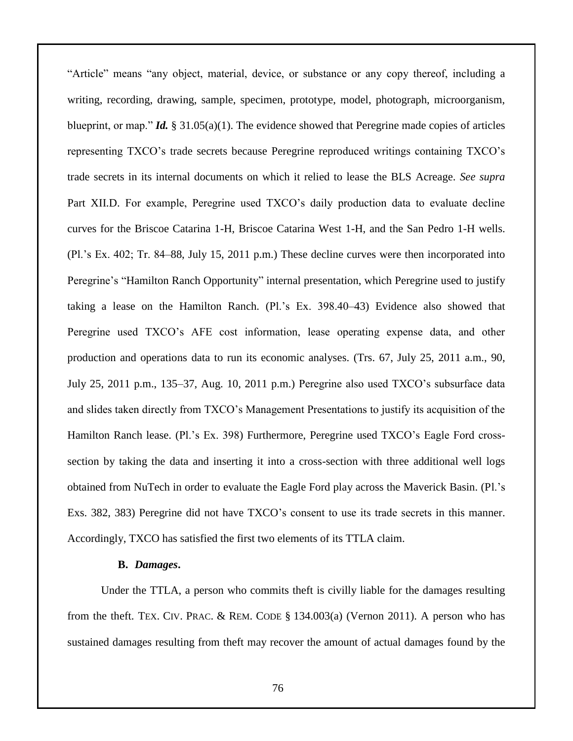"Article" means "any object, material, device, or substance or any copy thereof, including a writing, recording, drawing, sample, specimen, prototype, model, photograph, microorganism, blueprint, or map." ***Id.*** § 31.05(a)(1). The evidence showed that Peregrine made copies of articles representing TXCO's trade secrets because Peregrine reproduced writings containing TXCO's trade secrets in its internal documents on which it relied to lease the BLS Acreage. *See supra* Part XII.D. For example, Peregrine used TXCO's daily production data to evaluate decline curves for the Briscoe Catarina 1-H, Briscoe Catarina West 1-H, and the San Pedro 1-H wells. (Pl.'s Ex. 402; Tr. 84–88, July 15, 2011 p.m.) These decline curves were then incorporated into Peregrine's "Hamilton Ranch Opportunity" internal presentation, which Peregrine used to justify taking a lease on the Hamilton Ranch. (Pl.'s Ex. 398.40–43) Evidence also showed that Peregrine used TXCO's AFE cost information, lease operating expense data, and other production and operations data to run its economic analyses. (Trs. 67, July 25, 2011 a.m., 90, July 25, 2011 p.m., 135–37, Aug. 10, 2011 p.m.) Peregrine also used TXCO's subsurface data and slides taken directly from TXCO's Management Presentations to justify its acquisition of the Hamilton Ranch lease. (Pl.'s Ex. 398) Furthermore, Peregrine used TXCO's Eagle Ford cross-section by taking the data and inserting it into a cross-section with three additional well logs obtained from NuTech in order to evaluate the Eagle Ford play across the Maverick Basin. (Pl.'s Exs. 382, 383) Peregrine did not have TXCO's consent to use its trade secrets in this manner. Accordingly, TXCO has satisfied the first two elements of its TTLA claim.

**B. *Damages*.**

Under the TTLA, a person who commits theft is civilly liable for the damages resulting from the theft. TEX. CIV. PRAC. & REM. CODE § 134.003(a) (Vernon 2011). A person who has sustained damages resulting from theft may recover the amount of actual damages found by the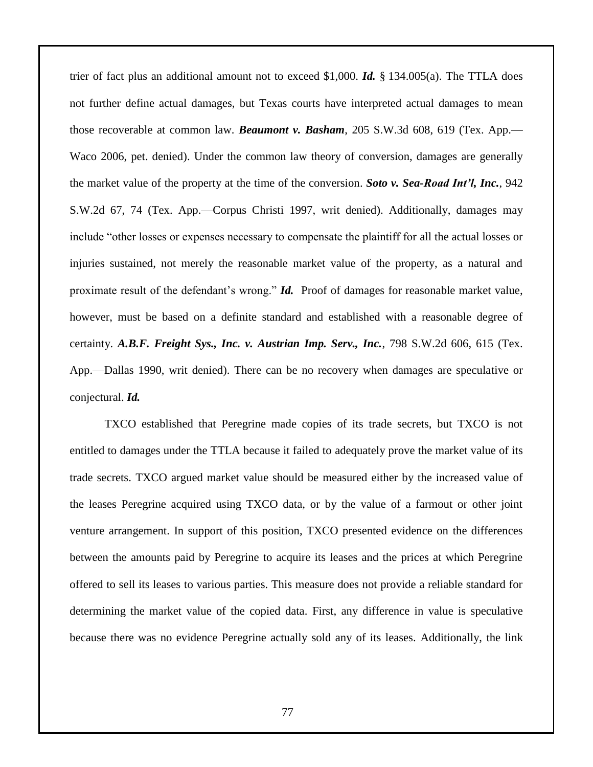trier of fact plus an additional amount not to exceed $1,000. ***Id.*** § 134.005(a). The TTLA does not further define actual damages, but Texas courts have interpreted actual damages to mean those recoverable at common law. ***Beaumont v. Basham***, 205 S.W.3d 608, 619 (Tex. App.—Waco 2006, pet. denied). Under the common law theory of conversion, damages are generally the market value of the property at the time of the conversion. ***Soto v. Sea-Road Int'l, Inc.***, 942 S.W.2d 67, 74 (Tex. App.—Corpus Christi 1997, writ denied). Additionally, damages may include "other losses or expenses necessary to compensate the plaintiff for all the actual losses or injuries sustained, not merely the reasonable market value of the property, as a natural and proximate result of the defendant's wrong." ***Id.*** Proof of damages for reasonable market value, however, must be based on a definite standard and established with a reasonable degree of certainty. ***A.B.F. Freight Sys., Inc. v. Austrian Imp. Serv., Inc.***, 798 S.W.2d 606, 615 (Tex. App.—Dallas 1990, writ denied). There can be no recovery when damages are speculative or conjectural. ***Id.***

TXCO established that Peregrine made copies of its trade secrets, but TXCO is not entitled to damages under the TTLA because it failed to adequately prove the market value of its trade secrets. TXCO argued market value should be measured either by the increased value of the leases Peregrine acquired using TXCO data, or by the value of a farmout or other joint venture arrangement. In support of this position, TXCO presented evidence on the differences between the amounts paid by Peregrine to acquire its leases and the prices at which Peregrine offered to sell its leases to various parties. This measure does not provide a reliable standard for determining the market value of the copied data. First, any difference in value is speculative because there was no evidence Peregrine actually sold any of its leases. Additionally, the link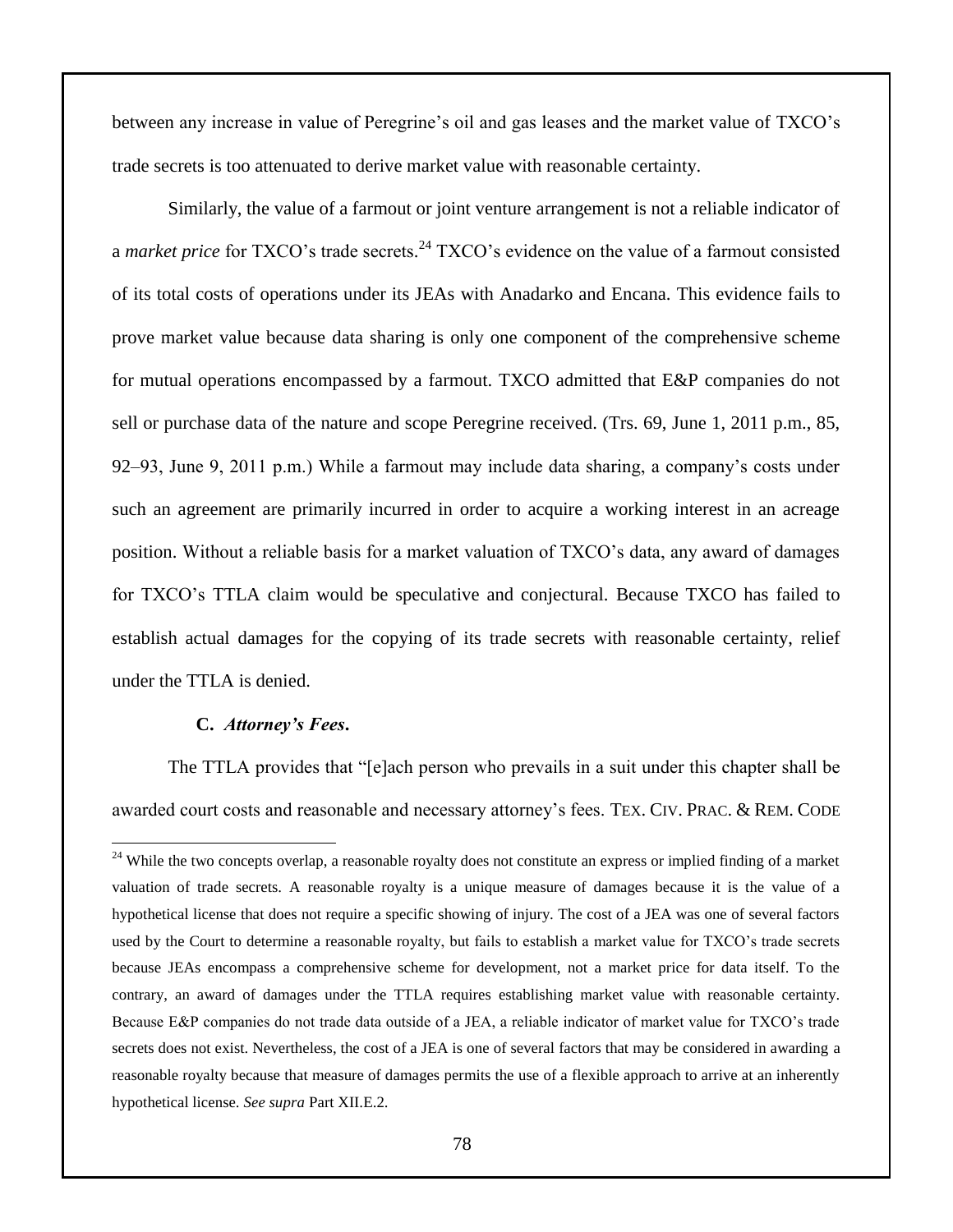between any increase in value of Peregrine's oil and gas leases and the market value of TXCO's trade secrets is too attenuated to derive market value with reasonable certainty.

Similarly, the value of a farmout or joint venture arrangement is not a reliable indicator of a *market price* for TXCO's trade secrets.[24] TXCO's evidence on the value of a farmout consisted of its total costs of operations under its JEAs with Anadarko and Encana. This evidence fails to prove market value because data sharing is only one component of the comprehensive scheme for mutual operations encompassed by a farmout. TXCO admitted that E&P companies do not sell or purchase data of the nature and scope Peregrine received. (Trs. 69, June 1, 2011 p.m., 85, 92–93, June 9, 2011 p.m.) While a farmout may include data sharing, a company's costs under such an agreement are primarily incurred in order to acquire a working interest in an acreage position. Without a reliable basis for a market valuation of TXCO's data, any award of damages for TXCO's TTLA claim would be speculative and conjectural. Because TXCO has failed to establish actual damages for the copying of its trade secrets with reasonable certainty, relief under the TTLA is denied.

**C.** ***Attorney's Fees*****.**

The TTLA provides that "[e]ach person who prevails in a suit under this chapter shall be awarded court costs and reasonable and necessary attorney's fees. TEX. CIV. PRAC. & REM. CODE

[24] While the two concepts overlap, a reasonable royalty does not constitute an express or implied finding of a market valuation of trade secrets. A reasonable royalty is a unique measure of damages because it is the value of a hypothetical license that does not require a specific showing of injury. The cost of a JEA was one of several factors used by the Court to determine a reasonable royalty, but fails to establish a market value for TXCO's trade secrets because JEAs encompass a comprehensive scheme for development, not a market price for data itself. To the contrary, an award of damages under the TTLA requires establishing market value with reasonable certainty. Because E&P companies do not trade data outside of a JEA, a reliable indicator of market value for TXCO's trade secrets does not exist. Nevertheless, the cost of a JEA is one of several factors that may be considered in awarding a reasonable royalty because that measure of damages permits the use of a flexible approach to arrive at an inherently hypothetical license. *See supra* Part XII.E.2.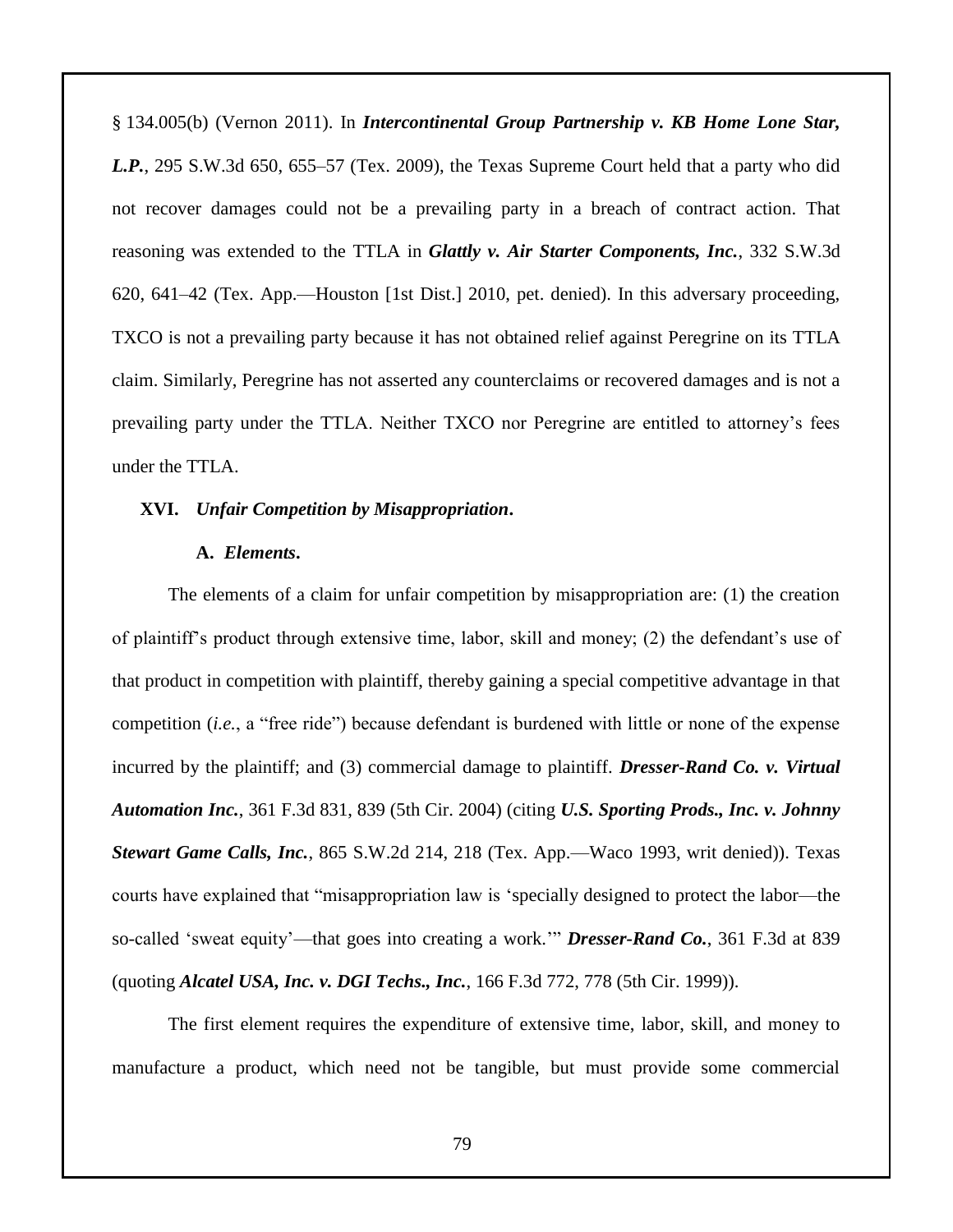§ 134.005(b) (Vernon 2011). In ***Intercontinental Group Partnership v. KB Home Lone Star, L.P.***, 295 S.W.3d 650, 655–57 (Tex. 2009), the Texas Supreme Court held that a party who did not recover damages could not be a prevailing party in a breach of contract action. That reasoning was extended to the TTLA in ***Glattly v. Air Starter Components, Inc.***, 332 S.W.3d 620, 641–42 (Tex. App.—Houston [1st Dist.] 2010, pet. denied). In this adversary proceeding, TXCO is not a prevailing party because it has not obtained relief against Peregrine on its TTLA claim. Similarly, Peregrine has not asserted any counterclaims or recovered damages and is not a prevailing party under the TTLA. Neither TXCO nor Peregrine are entitled to attorney's fees under the TTLA.

## XVI. *Unfair Competition by Misappropriation*.

### A. *Elements*.

The elements of a claim for unfair competition by misappropriation are: (1) the creation of plaintiff's product through extensive time, labor, skill and money; (2) the defendant's use of that product in competition with plaintiff, thereby gaining a special competitive advantage in that competition (*i.e.*, a "free ride") because defendant is burdened with little or none of the expense incurred by the plaintiff; and (3) commercial damage to plaintiff. ***Dresser-Rand Co. v. Virtual Automation Inc.***, 361 F.3d 831, 839 (5th Cir. 2004) (citing ***U.S. Sporting Prods., Inc. v. Johnny Stewart Game Calls, Inc.***, 865 S.W.2d 214, 218 (Tex. App.—Waco 1993, writ denied)). Texas courts have explained that "misappropriation law is 'specially designed to protect the labor—the so-called 'sweat equity'—that goes into creating a work.'" ***Dresser-Rand Co.***, 361 F.3d at 839 (quoting ***Alcatel USA, Inc. v. DGI Techs., Inc.***, 166 F.3d 772, 778 (5th Cir. 1999)).

The first element requires the expenditure of extensive time, labor, skill, and money to manufacture a product, which need not be tangible, but must provide some commercial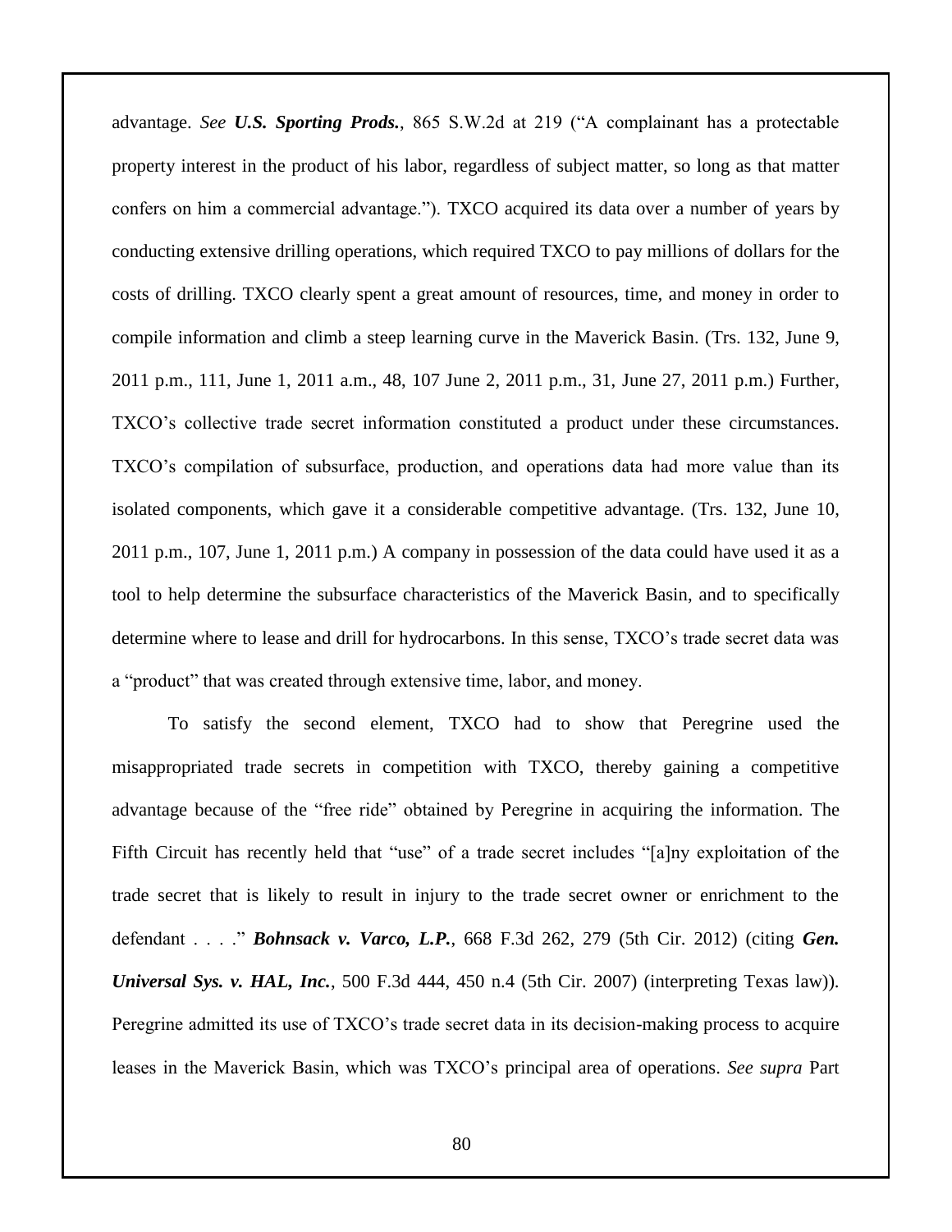advantage. *See* ***U.S. Sporting Prods.***, 865 S.W.2d at 219 ("A complainant has a protectable property interest in the product of his labor, regardless of subject matter, so long as that matter confers on him a commercial advantage."). TXCO acquired its data over a number of years by conducting extensive drilling operations, which required TXCO to pay millions of dollars for the costs of drilling. TXCO clearly spent a great amount of resources, time, and money in order to compile information and climb a steep learning curve in the Maverick Basin. (Trs. 132, June 9, 2011 p.m., 111, June 1, 2011 a.m., 48, 107 June 2, 2011 p.m., 31, June 27, 2011 p.m.) Further, TXCO's collective trade secret information constituted a product under these circumstances. TXCO's compilation of subsurface, production, and operations data had more value than its isolated components, which gave it a considerable competitive advantage. (Trs. 132, June 10, 2011 p.m., 107, June 1, 2011 p.m.) A company in possession of the data could have used it as a tool to help determine the subsurface characteristics of the Maverick Basin, and to specifically determine where to lease and drill for hydrocarbons. In this sense, TXCO's trade secret data was a "product" that was created through extensive time, labor, and money.

To satisfy the second element, TXCO had to show that Peregrine used the misappropriated trade secrets in competition with TXCO, thereby gaining a competitive advantage because of the "free ride" obtained by Peregrine in acquiring the information. The Fifth Circuit has recently held that "use" of a trade secret includes "[a]ny exploitation of the trade secret that is likely to result in injury to the trade secret owner or enrichment to the defendant . . . ." ***Bohnsack v. Varco, L.P.***, 668 F.3d 262, 279 (5th Cir. 2012) (citing ***Gen. Universal Sys. v. HAL, Inc.***, 500 F.3d 444, 450 n.4 (5th Cir. 2007) (interpreting Texas law)). Peregrine admitted its use of TXCO's trade secret data in its decision-making process to acquire leases in the Maverick Basin, which was TXCO's principal area of operations. *See supra* Part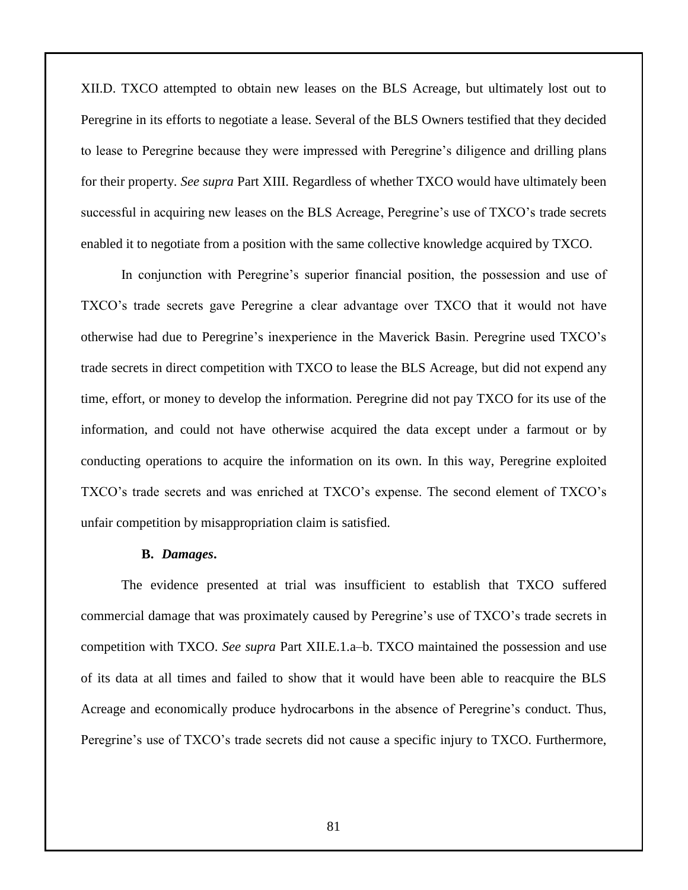XII.D. TXCO attempted to obtain new leases on the BLS Acreage, but ultimately lost out to Peregrine in its efforts to negotiate a lease. Several of the BLS Owners testified that they decided to lease to Peregrine because they were impressed with Peregrine's diligence and drilling plans for their property. *See supra* Part XIII. Regardless of whether TXCO would have ultimately been successful in acquiring new leases on the BLS Acreage, Peregrine's use of TXCO's trade secrets enabled it to negotiate from a position with the same collective knowledge acquired by TXCO.

In conjunction with Peregrine's superior financial position, the possession and use of TXCO's trade secrets gave Peregrine a clear advantage over TXCO that it would not have otherwise had due to Peregrine's inexperience in the Maverick Basin. Peregrine used TXCO's trade secrets in direct competition with TXCO to lease the BLS Acreage, but did not expend any time, effort, or money to develop the information. Peregrine did not pay TXCO for its use of the information, and could not have otherwise acquired the data except under a farmout or by conducting operations to acquire the information on its own. In this way, Peregrine exploited TXCO's trade secrets and was enriched at TXCO's expense. The second element of TXCO's unfair competition by misappropriation claim is satisfied.

### B. *Damages*.

The evidence presented at trial was insufficient to establish that TXCO suffered commercial damage that was proximately caused by Peregrine's use of TXCO's trade secrets in competition with TXCO. *See supra* Part XII.E.1.a–b. TXCO maintained the possession and use of its data at all times and failed to show that it would have been able to reacquire the BLS Acreage and economically produce hydrocarbons in the absence of Peregrine's conduct. Thus, Peregrine's use of TXCO's trade secrets did not cause a specific injury to TXCO. Furthermore,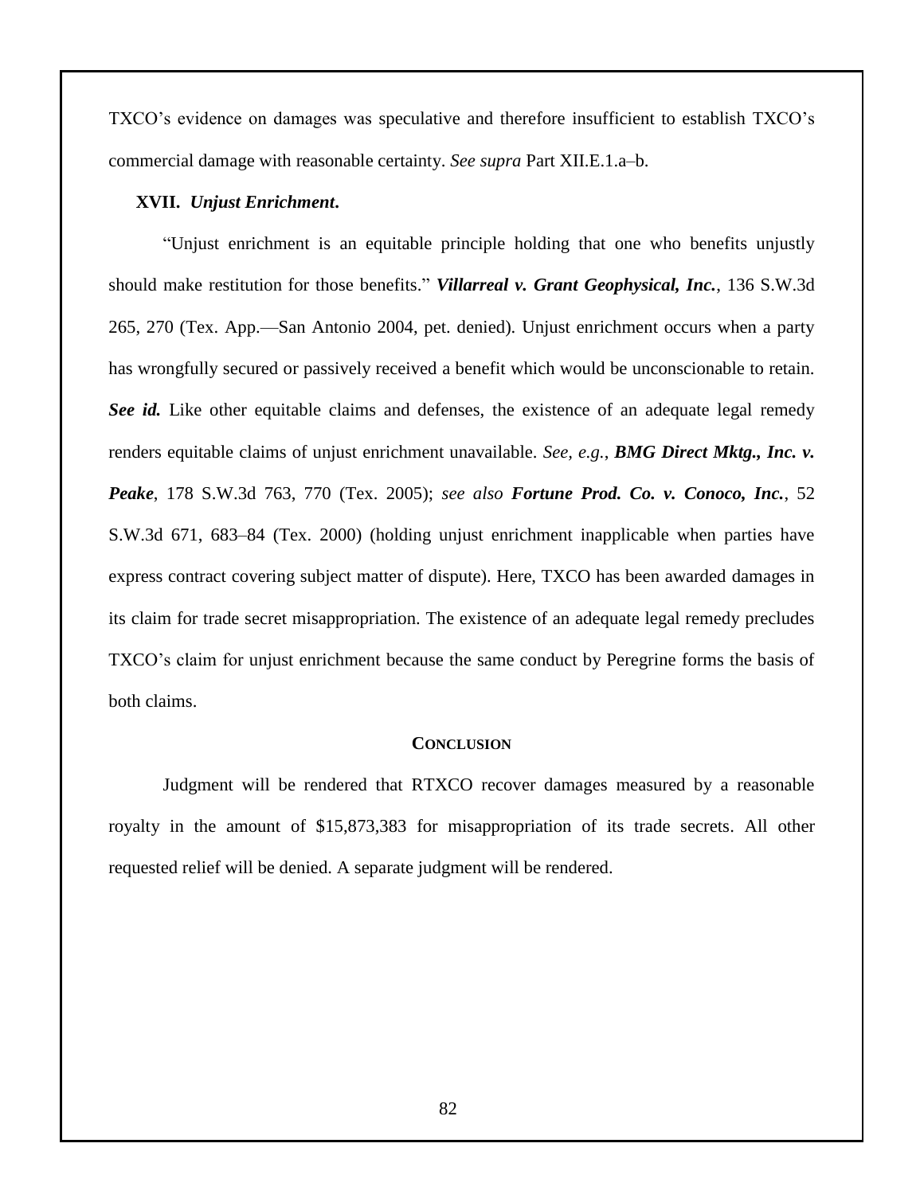TXCO's evidence on damages was speculative and therefore insufficient to establish TXCO's commercial damage with reasonable certainty. *See supra* Part XII.E.1.a–b.

**XVII.** ***Unjust Enrichment*.**

"Unjust enrichment is an equitable principle holding that one who benefits unjustly should make restitution for those benefits." ***Villarreal v. Grant Geophysical, Inc.***, 136 S.W.3d 265, 270 (Tex. App.—San Antonio 2004, pet. denied). Unjust enrichment occurs when a party has wrongfully secured or passively received a benefit which would be unconscionable to retain. ***See id.*** Like other equitable claims and defenses, the existence of an adequate legal remedy renders equitable claims of unjust enrichment unavailable. *See, e.g.*, ***BMG Direct Mktg., Inc. v. Peake***, 178 S.W.3d 763, 770 (Tex. 2005); *see also* ***Fortune Prod. Co. v. Conoco, Inc.***, 52 S.W.3d 671, 683–84 (Tex. 2000) (holding unjust enrichment inapplicable when parties have express contract covering subject matter of dispute). Here, TXCO has been awarded damages in its claim for trade secret misappropriation. The existence of an adequate legal remedy precludes TXCO's claim for unjust enrichment because the same conduct by Peregrine forms the basis of both claims.

## CONCLUSION

Judgment will be rendered that RTXCO recover damages measured by a reasonable royalty in the amount of $15,873,383 for misappropriation of its trade secrets. All other requested relief will be denied. A separate judgment will be rendered.